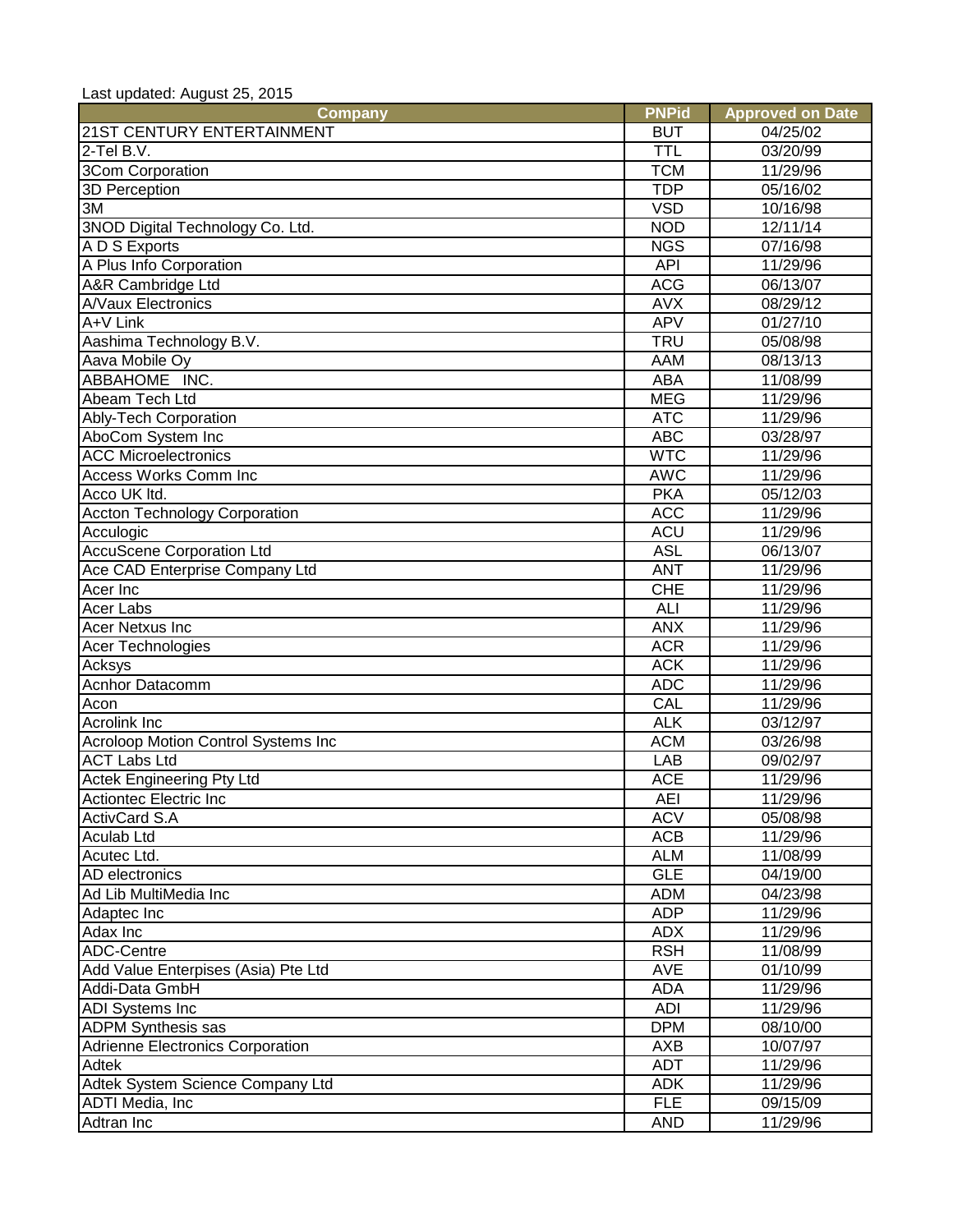Last updated: August 25, 2015

| Company | PNPid | Approved on Date |
|---|---|---|
| 21ST CENTURY ENTERTAINMENT | BUT | 04/25/02 |
| 2-Tel B.V. | TTL | 03/20/99 |
| 3Com Corporation | TCM | 11/29/96 |
| 3D Perception | TDP | 05/16/02 |
| 3M | VSD | 10/16/98 |
| 3NOD Digital Technology Co. Ltd. | NOD | 12/11/14 |
| A D S Exports | NGS | 07/16/98 |
| A Plus Info Corporation | API | 11/29/96 |
| A&R Cambridge Ltd | ACG | 06/13/07 |
| A/Vaux Electronics | AVX | 08/29/12 |
| A+V Link | APV | 01/27/10 |
| Aashima Technology B.V. | TRU | 05/08/98 |
| Aava Mobile Oy | AAM | 08/13/13 |
| ABBAHOME INC. | ABA | 11/08/99 |
| Abeam Tech Ltd | MEG | 11/29/96 |
| Ably-Tech Corporation | ATC | 11/29/96 |
| AboCom System Inc | ABC | 03/28/97 |
| ACC Microelectronics | WTC | 11/29/96 |
| Access Works Comm Inc | AWC | 11/29/96 |
| Acco UK ltd. | PKA | 05/12/03 |
| Accton Technology Corporation | ACC | 11/29/96 |
| Acculogic | ACU | 11/29/96 |
| AccuScene Corporation Ltd | ASL | 06/13/07 |
| Ace CAD Enterprise Company Ltd | ANT | 11/29/96 |
| Acer Inc | CHE | 11/29/96 |
| Acer Labs | ALI | 11/29/96 |
| Acer Netxus Inc | ANX | 11/29/96 |
| Acer Technologies | ACR | 11/29/96 |
| Acksys | ACK | 11/29/96 |
| Acnhor Datacomm | ADC | 11/29/96 |
| Acon | CAL | 11/29/96 |
| Acrolink Inc | ALK | 03/12/97 |
| Acroloop Motion Control Systems Inc | ACM | 03/26/98 |
| ACT Labs Ltd | LAB | 09/02/97 |
| Actek Engineering Pty Ltd | ACE | 11/29/96 |
| Actiontec Electric Inc | AEI | 11/29/96 |
| ActivCard S.A | ACV | 05/08/98 |
| Aculab Ltd | ACB | 11/29/96 |
| Acutec Ltd. | ALM | 11/08/99 |
| AD electronics | GLE | 04/19/00 |
| Ad Lib MultiMedia Inc | ADM | 04/23/98 |
| Adaptec Inc | ADP | 11/29/96 |
| Adax Inc | ADX | 11/29/96 |
| ADC-Centre | RSH | 11/08/99 |
| Add Value Enterpises (Asia) Pte Ltd | AVE | 01/10/99 |
| Addi-Data GmbH | ADA | 11/29/96 |
| ADI Systems Inc | ADI | 11/29/96 |
| ADPM Synthesis sas | DPM | 08/10/00 |
| Adrienne Electronics Corporation | AXB | 10/07/97 |
| Adtek | ADT | 11/29/96 |
| Adtek System Science Company Ltd | ADK | 11/29/96 |
| ADTI Media, Inc | FLE | 09/15/09 |
| Adtran Inc | AND | 11/29/96 |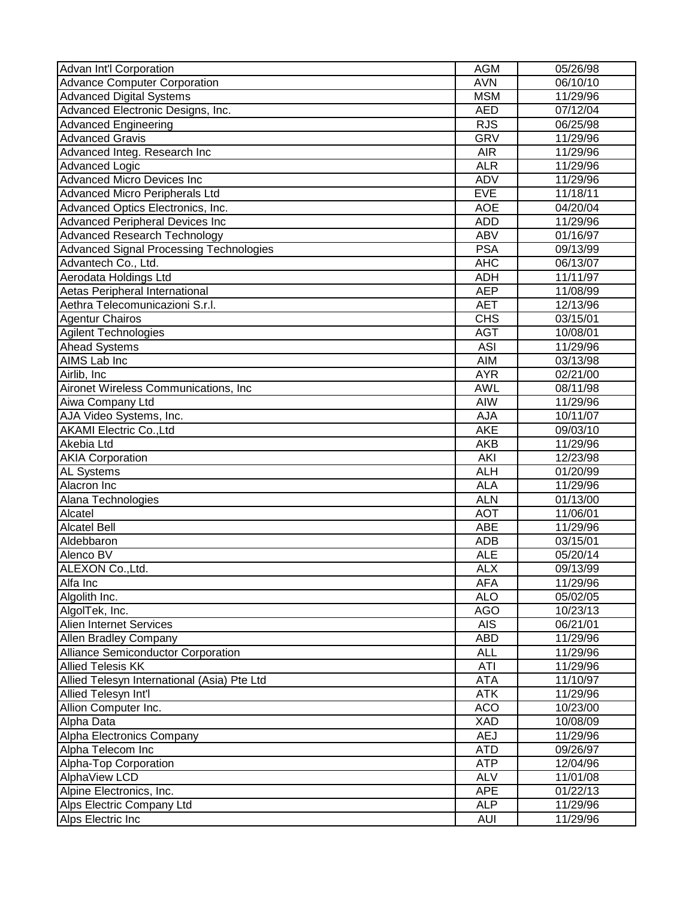| | | |
|---|---|---|
| Advan Int'l Corporation | AGM | 05/26/98 |
| Advance Computer Corporation | AVN | 06/10/10 |
| Advanced Digital Systems | MSM | 11/29/96 |
| Advanced Electronic Designs, Inc. | AED | 07/12/04 |
| Advanced Engineering | RJS | 06/25/98 |
| Advanced Gravis | GRV | 11/29/96 |
| Advanced Integ. Research Inc | AIR | 11/29/96 |
| Advanced Logic | ALR | 11/29/96 |
| Advanced Micro Devices Inc | ADV | 11/29/96 |
| Advanced Micro Peripherals Ltd | EVE | 11/18/11 |
| Advanced Optics Electronics, Inc. | AOE | 04/20/04 |
| Advanced Peripheral Devices Inc | ADD | 11/29/96 |
| Advanced Research Technology | ABV | 01/16/97 |
| Advanced Signal Processing Technologies | PSA | 09/13/99 |
| Advantech Co., Ltd. | AHC | 06/13/07 |
| Aerodata Holdings Ltd | ADH | 11/11/97 |
| Aetas Peripheral International | AEP | 11/08/99 |
| Aethra Telecomunicazioni S.r.l. | AET | 12/13/96 |
| Agentur Chairos | CHS | 03/15/01 |
| Agilent Technologies | AGT | 10/08/01 |
| Ahead Systems | ASI | 11/29/96 |
| AIMS Lab Inc | AIM | 03/13/98 |
| Airlib, Inc | AYR | 02/21/00 |
| Aironet Wireless Communications, Inc | AWL | 08/11/98 |
| Aiwa Company Ltd | AIW | 11/29/96 |
| AJA Video Systems, Inc. | AJA | 10/11/07 |
| AKAMI Electric Co.,Ltd | AKE | 09/03/10 |
| Akebia Ltd | AKB | 11/29/96 |
| AKIA Corporation | AKI | 12/23/98 |
| AL Systems | ALH | 01/20/99 |
| Alacron Inc | ALA | 11/29/96 |
| Alana Technologies | ALN | 01/13/00 |
| Alcatel | AOT | 11/06/01 |
| Alcatel Bell | ABE | 11/29/96 |
| Aldebbaron | ADB | 03/15/01 |
| Alenco BV | ALE | 05/20/14 |
| ALEXON Co.,Ltd. | ALX | 09/13/99 |
| Alfa Inc | AFA | 11/29/96 |
| Algolith Inc. | ALO | 05/02/05 |
| AlgolTek, Inc. | AGO | 10/23/13 |
| Alien Internet Services | AIS | 06/21/01 |
| Allen Bradley Company | ABD | 11/29/96 |
| Alliance Semiconductor Corporation | ALL | 11/29/96 |
| Allied Telesis KK | ATI | 11/29/96 |
| Allied Telesyn International (Asia) Pte Ltd | ATA | 11/10/97 |
| Allied Telesyn Int'l | ATK | 11/29/96 |
| Allion Computer Inc. | ACO | 10/23/00 |
| Alpha Data | XAD | 10/08/09 |
| Alpha Electronics Company | AEJ | 11/29/96 |
| Alpha Telecom Inc | ATD | 09/26/97 |
| Alpha-Top Corporation | ATP | 12/04/96 |
| AlphaView LCD | ALV | 11/01/08 |
| Alpine Electronics, Inc. | APE | 01/22/13 |
| Alps Electric Company Ltd | ALP | 11/29/96 |
| Alps Electric Inc | AUI | 11/29/96 |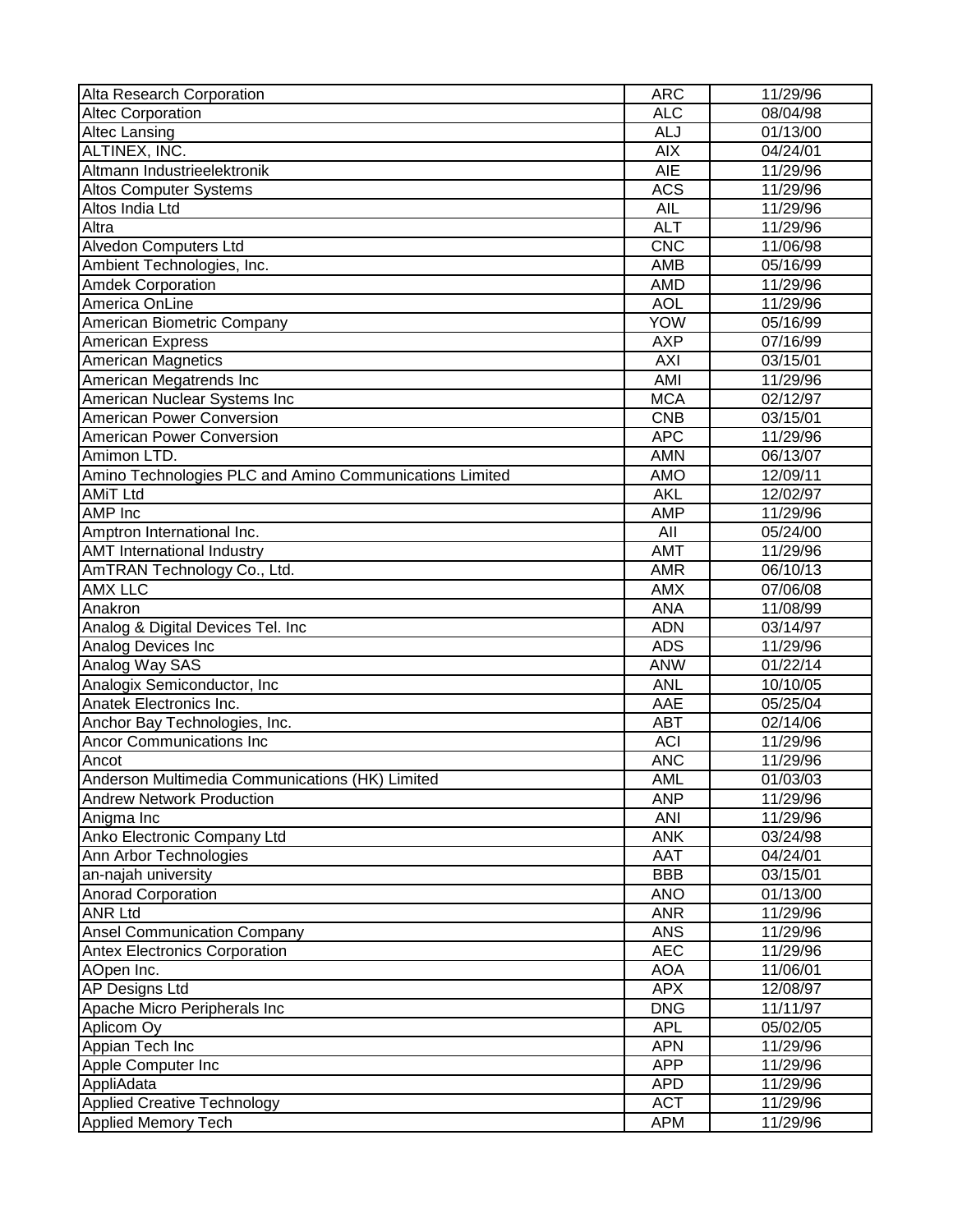| | | |
|---|---|---|
| Alta Research Corporation | ARC | 11/29/96 |
| Altec Corporation | ALC | 08/04/98 |
| Altec Lansing | ALJ | 01/13/00 |
| ALTINEX, INC. | AIX | 04/24/01 |
| Altmann Industrieelektronik | AIE | 11/29/96 |
| Altos Computer Systems | ACS | 11/29/96 |
| Altos India Ltd | AIL | 11/29/96 |
| Altra | ALT | 11/29/96 |
| Alvedon Computers Ltd | CNC | 11/06/98 |
| Ambient Technologies, Inc. | AMB | 05/16/99 |
| Amdek Corporation | AMD | 11/29/96 |
| America OnLine | AOL | 11/29/96 |
| American Biometric Company | YOW | 05/16/99 |
| American Express | AXP | 07/16/99 |
| American Magnetics | AXI | 03/15/01 |
| American Megatrends Inc | AMI | 11/29/96 |
| American Nuclear Systems Inc | MCA | 02/12/97 |
| American Power Conversion | CNB | 03/15/01 |
| American Power Conversion | APC | 11/29/96 |
| Amimon LTD. | AMN | 06/13/07 |
| Amino Technologies PLC and Amino Communications Limited | AMO | 12/09/11 |
| AMiT Ltd | AKL | 12/02/97 |
| AMP Inc | AMP | 11/29/96 |
| Amptron International Inc. | AII | 05/24/00 |
| AMT International Industry | AMT | 11/29/96 |
| AmTRAN Technology Co., Ltd. | AMR | 06/10/13 |
| AMX LLC | AMX | 07/06/08 |
| Anakron | ANA | 11/08/99 |
| Analog & Digital Devices Tel. Inc | ADN | 03/14/97 |
| Analog Devices Inc | ADS | 11/29/96 |
| Analog Way SAS | ANW | 01/22/14 |
| Analogix Semiconductor, Inc | ANL | 10/10/05 |
| Anatek Electronics Inc. | AAE | 05/25/04 |
| Anchor Bay Technologies, Inc. | ABT | 02/14/06 |
| Ancor Communications Inc | ACI | 11/29/96 |
| Ancot | ANC | 11/29/96 |
| Anderson Multimedia Communications (HK) Limited | AML | 01/03/03 |
| Andrew Network Production | ANP | 11/29/96 |
| Anigma Inc | ANI | 11/29/96 |
| Anko Electronic Company Ltd | ANK | 03/24/98 |
| Ann Arbor Technologies | AAT | 04/24/01 |
| an-najah university | BBB | 03/15/01 |
| Anorad Corporation | ANO | 01/13/00 |
| ANR Ltd | ANR | 11/29/96 |
| Ansel Communication Company | ANS | 11/29/96 |
| Antex Electronics Corporation | AEC | 11/29/96 |
| AOpen Inc. | AOA | 11/06/01 |
| AP Designs Ltd | APX | 12/08/97 |
| Apache Micro Peripherals Inc | DNG | 11/11/97 |
| Aplicom Oy | APL | 05/02/05 |
| Appian Tech Inc | APN | 11/29/96 |
| Apple Computer Inc | APP | 11/29/96 |
| AppliAdata | APD | 11/29/96 |
| Applied Creative Technology | ACT | 11/29/96 |
| Applied Memory Tech | APM | 11/29/96 |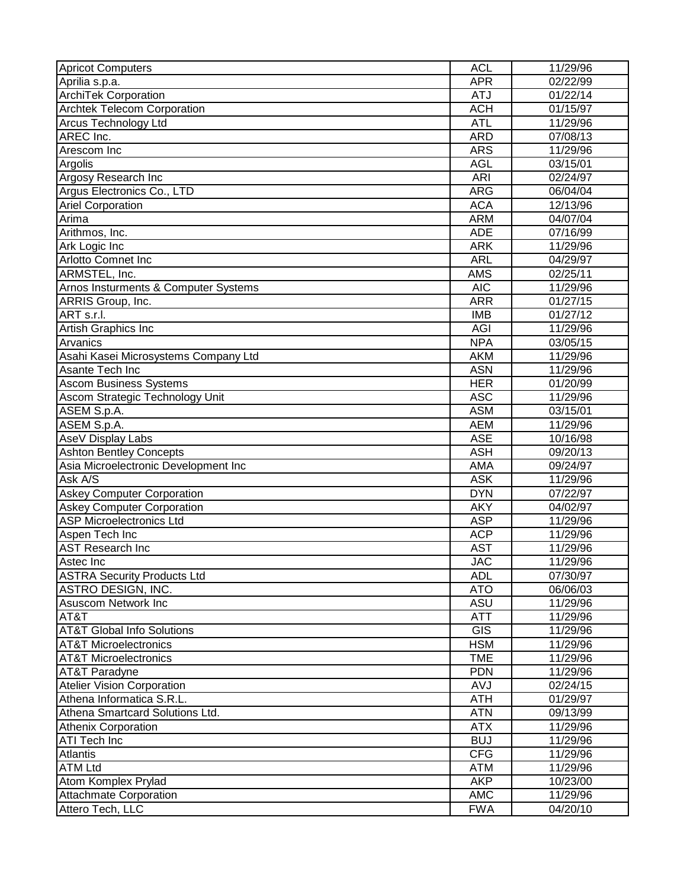| | | |
|---|---|---|
| Apricot Computers | ACL | 11/29/96 |
| Aprilia s.p.a. | APR | 02/22/99 |
| ArchiTek Corporation | ATJ | 01/22/14 |
| Archtek Telecom Corporation | ACH | 01/15/97 |
| Arcus Technology Ltd | ATL | 11/29/96 |
| AREC Inc. | ARD | 07/08/13 |
| Arescom Inc | ARS | 11/29/96 |
| Argolis | AGL | 03/15/01 |
| Argosy Research Inc | ARI | 02/24/97 |
| Argus Electronics Co., LTD | ARG | 06/04/04 |
| Ariel Corporation | ACA | 12/13/96 |
| Arima | ARM | 04/07/04 |
| Arithmos, Inc. | ADE | 07/16/99 |
| Ark Logic Inc | ARK | 11/29/96 |
| Arlotto Comnet Inc | ARL | 04/29/97 |
| ARMSTEL, Inc. | AMS | 02/25/11 |
| Arnos Insturments & Computer Systems | AIC | 11/29/96 |
| ARRIS Group, Inc. | ARR | 01/27/15 |
| ART s.r.l. | IMB | 01/27/12 |
| Artish Graphics Inc | AGI | 11/29/96 |
| Arvanics | NPA | 03/05/15 |
| Asahi Kasei Microsystems Company Ltd | AKM | 11/29/96 |
| Asante Tech Inc | ASN | 11/29/96 |
| Ascom Business Systems | HER | 01/20/99 |
| Ascom Strategic Technology Unit | ASC | 11/29/96 |
| ASEM S.p.A. | ASM | 03/15/01 |
| ASEM S.p.A. | AEM | 11/29/96 |
| AseV Display Labs | ASE | 10/16/98 |
| Ashton Bentley Concepts | ASH | 09/20/13 |
| Asia Microelectronic Development Inc | AMA | 09/24/97 |
| Ask A/S | ASK | 11/29/96 |
| Askey Computer Corporation | DYN | 07/22/97 |
| Askey Computer Corporation | AKY | 04/02/97 |
| ASP Microelectronics Ltd | ASP | 11/29/96 |
| Aspen Tech Inc | ACP | 11/29/96 |
| AST Research Inc | AST | 11/29/96 |
| Astec Inc | JAC | 11/29/96 |
| ASTRA Security Products Ltd | ADL | 07/30/97 |
| ASTRO DESIGN, INC. | ATO | 06/06/03 |
| Asuscom Network Inc | ASU | 11/29/96 |
| AT&T | ATT | 11/29/96 |
| AT&T Global Info Solutions | GIS | 11/29/96 |
| AT&T Microelectronics | HSM | 11/29/96 |
| AT&T Microelectronics | TME | 11/29/96 |
| AT&T Paradyne | PDN | 11/29/96 |
| Atelier Vision Corporation | AVJ | 02/24/15 |
| Athena Informatica S.R.L. | ATH | 01/29/97 |
| Athena Smartcard Solutions Ltd. | ATN | 09/13/99 |
| Athenix Corporation | ATX | 11/29/96 |
| ATI Tech Inc | BUJ | 11/29/96 |
| Atlantis | CFG | 11/29/96 |
| ATM Ltd | ATM | 11/29/96 |
| Atom Komplex Prylad | AKP | 10/23/00 |
| Attachmate Corporation | AMC | 11/29/96 |
| Attero Tech, LLC | FWA | 04/20/10 |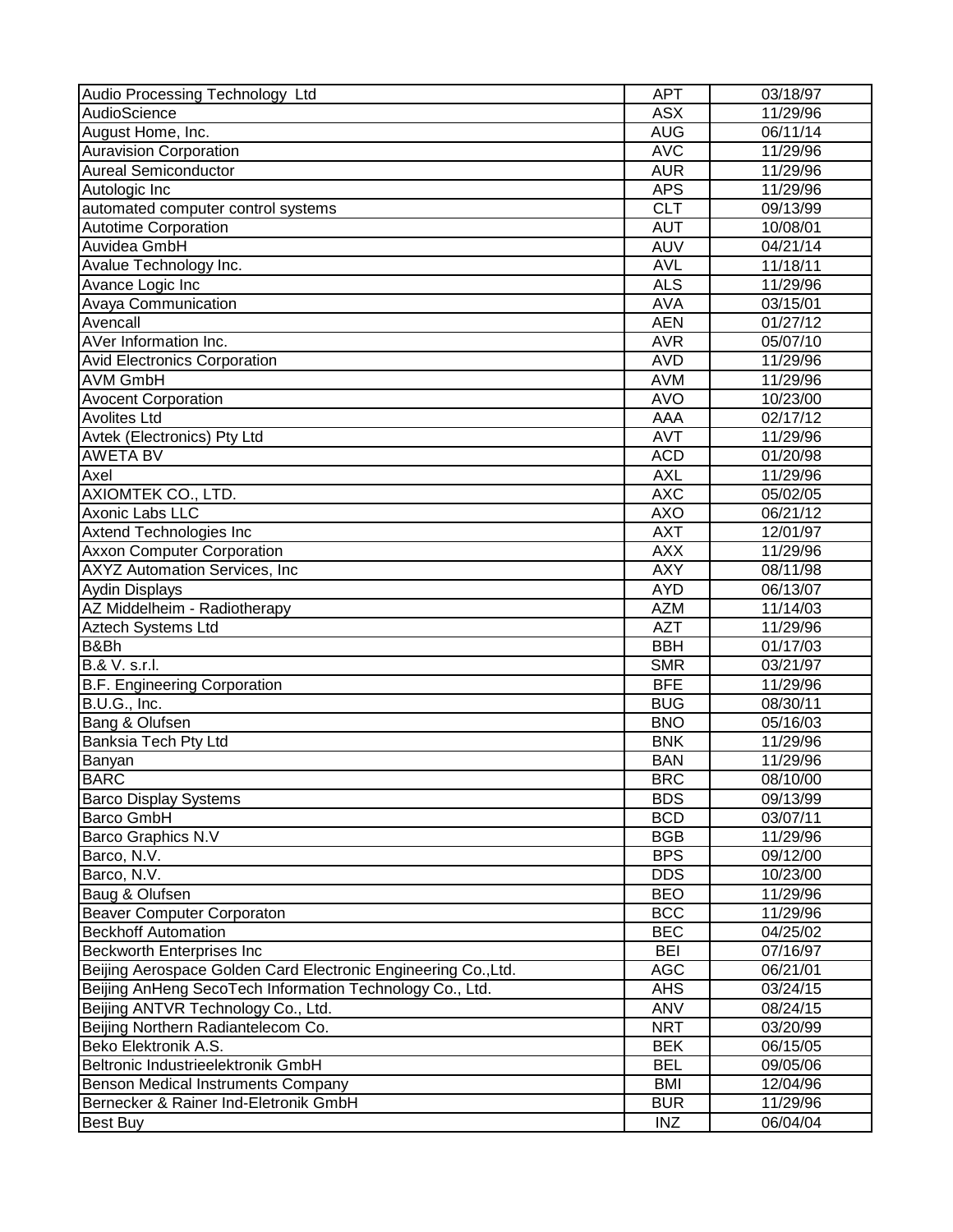| | | |
|---|---|---|
| Audio Processing Technology  Ltd | APT | 03/18/97 |
| AudioScience | ASX | 11/29/96 |
| August Home, Inc. | AUG | 06/11/14 |
| Auravision Corporation | AVC | 11/29/96 |
| Aureal Semiconductor | AUR | 11/29/96 |
| Autologic Inc | APS | 11/29/96 |
| automated computer control systems | CLT | 09/13/99 |
| Autotime Corporation | AUT | 10/08/01 |
| Auvidea GmbH | AUV | 04/21/14 |
| Avalue Technology Inc. | AVL | 11/18/11 |
| Avance Logic Inc | ALS | 11/29/96 |
| Avaya Communication | AVA | 03/15/01 |
| Avencall | AEN | 01/27/12 |
| AVer Information Inc. | AVR | 05/07/10 |
| Avid Electronics Corporation | AVD | 11/29/96 |
| AVM GmbH | AVM | 11/29/96 |
| Avocent Corporation | AVO | 10/23/00 |
| Avolites Ltd | AAA | 02/17/12 |
| Avtek (Electronics) Pty Ltd | AVT | 11/29/96 |
| AWETA BV | ACD | 01/20/98 |
| Axel | AXL | 11/29/96 |
| AXIOMTEK CO., LTD. | AXC | 05/02/05 |
| Axonic Labs LLC | AXO | 06/21/12 |
| Axtend Technologies Inc | AXT | 12/01/97 |
| Axxon Computer Corporation | AXX | 11/29/96 |
| AXYZ Automation Services, Inc | AXY | 08/11/98 |
| Aydin Displays | AYD | 06/13/07 |
| AZ Middelheim - Radiotherapy | AZM | 11/14/03 |
| Aztech Systems Ltd | AZT | 11/29/96 |
| B&Bh | BBH | 01/17/03 |
| B.& V. s.r.l. | SMR | 03/21/97 |
| B.F. Engineering Corporation | BFE | 11/29/96 |
| B.U.G., Inc. | BUG | 08/30/11 |
| Bang & Olufsen | BNO | 05/16/03 |
| Banksia Tech Pty Ltd | BNK | 11/29/96 |
| Banyan | BAN | 11/29/96 |
| BARC | BRC | 08/10/00 |
| Barco Display Systems | BDS | 09/13/99 |
| Barco GmbH | BCD | 03/07/11 |
| Barco Graphics N.V | BGB | 11/29/96 |
| Barco, N.V. | BPS | 09/12/00 |
| Barco, N.V. | DDS | 10/23/00 |
| Baug & Olufsen | BEO | 11/29/96 |
| Beaver Computer Corporaton | BCC | 11/29/96 |
| Beckhoff Automation | BEC | 04/25/02 |
| Beckworth Enterprises Inc | BEI | 07/16/97 |
| Beijing Aerospace Golden Card Electronic Engineering Co.,Ltd. | AGC | 06/21/01 |
| Beijing AnHeng SecoTech Information Technology Co., Ltd. | AHS | 03/24/15 |
| Beijing ANTVR Technology Co., Ltd. | ANV | 08/24/15 |
| Beijing Northern Radiantelecom Co. | NRT | 03/20/99 |
| Beko Elektronik A.S. | BEK | 06/15/05 |
| Beltronic Industrieelektronik GmbH | BEL | 09/05/06 |
| Benson Medical Instruments Company | BMI | 12/04/96 |
| Bernecker & Rainer Ind-Eletronik GmbH | BUR | 11/29/96 |
| Best Buy | INZ | 06/04/04 |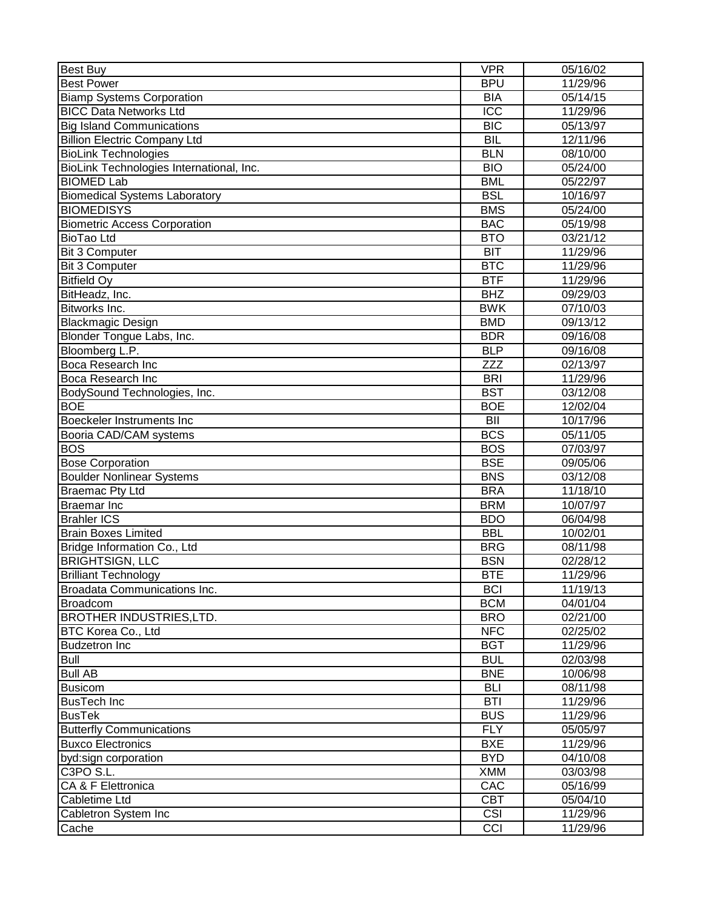| | | |
|---|---|---|
| Best Buy | VPR | 05/16/02 |
| Best Power | BPU | 11/29/96 |
| Biamp Systems Corporation | BIA | 05/14/15 |
| BICC Data Networks Ltd | ICC | 11/29/96 |
| Big Island Communications | BIC | 05/13/97 |
| Billion Electric Company Ltd | BIL | 12/11/96 |
| BioLink Technologies | BLN | 08/10/00 |
| BioLink Technologies International, Inc. | BIO | 05/24/00 |
| BIOMED Lab | BML | 05/22/97 |
| Biomedical Systems Laboratory | BSL | 10/16/97 |
| BIOMEDISYS | BMS | 05/24/00 |
| Biometric Access Corporation | BAC | 05/19/98 |
| BioTao Ltd | BTO | 03/21/12 |
| Bit 3 Computer | BIT | 11/29/96 |
| Bit 3 Computer | BTC | 11/29/96 |
| Bitfield Oy | BTF | 11/29/96 |
| BitHeadz, Inc. | BHZ | 09/29/03 |
| Bitworks Inc. | BWK | 07/10/03 |
| Blackmagic Design | BMD | 09/13/12 |
| Blonder Tongue Labs, Inc. | BDR | 09/16/08 |
| Bloomberg L.P. | BLP | 09/16/08 |
| Boca Research Inc | ZZZ | 02/13/97 |
| Boca Research Inc | BRI | 11/29/96 |
| BodySound Technologies, Inc. | BST | 03/12/08 |
| BOE | BOE | 12/02/04 |
| Boeckeler Instruments Inc | BII | 10/17/96 |
| Booria CAD/CAM systems | BCS | 05/11/05 |
| BOS | BOS | 07/03/97 |
| Bose Corporation | BSE | 09/05/06 |
| Boulder Nonlinear Systems | BNS | 03/12/08 |
| Braemac Pty Ltd | BRA | 11/18/10 |
| Braemar Inc | BRM | 10/07/97 |
| Brahler ICS | BDO | 06/04/98 |
| Brain Boxes Limited | BBL | 10/02/01 |
| Bridge Information Co., Ltd | BRG | 08/11/98 |
| BRIGHTSIGN, LLC | BSN | 02/28/12 |
| Brilliant Technology | BTE | 11/29/96 |
| Broadata Communications Inc. | BCI | 11/19/13 |
| Broadcom | BCM | 04/01/04 |
| BROTHER INDUSTRIES,LTD. | BRO | 02/21/00 |
| BTC Korea Co., Ltd | NFC | 02/25/02 |
| Budzetron Inc | BGT | 11/29/96 |
| Bull | BUL | 02/03/98 |
| Bull AB | BNE | 10/06/98 |
| Busicom | BLI | 08/11/98 |
| BusTech Inc | BTI | 11/29/96 |
| BusTek | BUS | 11/29/96 |
| Butterfly Communications | FLY | 05/05/97 |
| Buxco Electronics | BXE | 11/29/96 |
| byd:sign corporation | BYD | 04/10/08 |
| C3PO S.L. | XMM | 03/03/98 |
| CA & F Elettronica | CAC | 05/16/99 |
| Cabletime Ltd | CBT | 05/04/10 |
| Cabletron System Inc | CSI | 11/29/96 |
| Cache | CCI | 11/29/96 |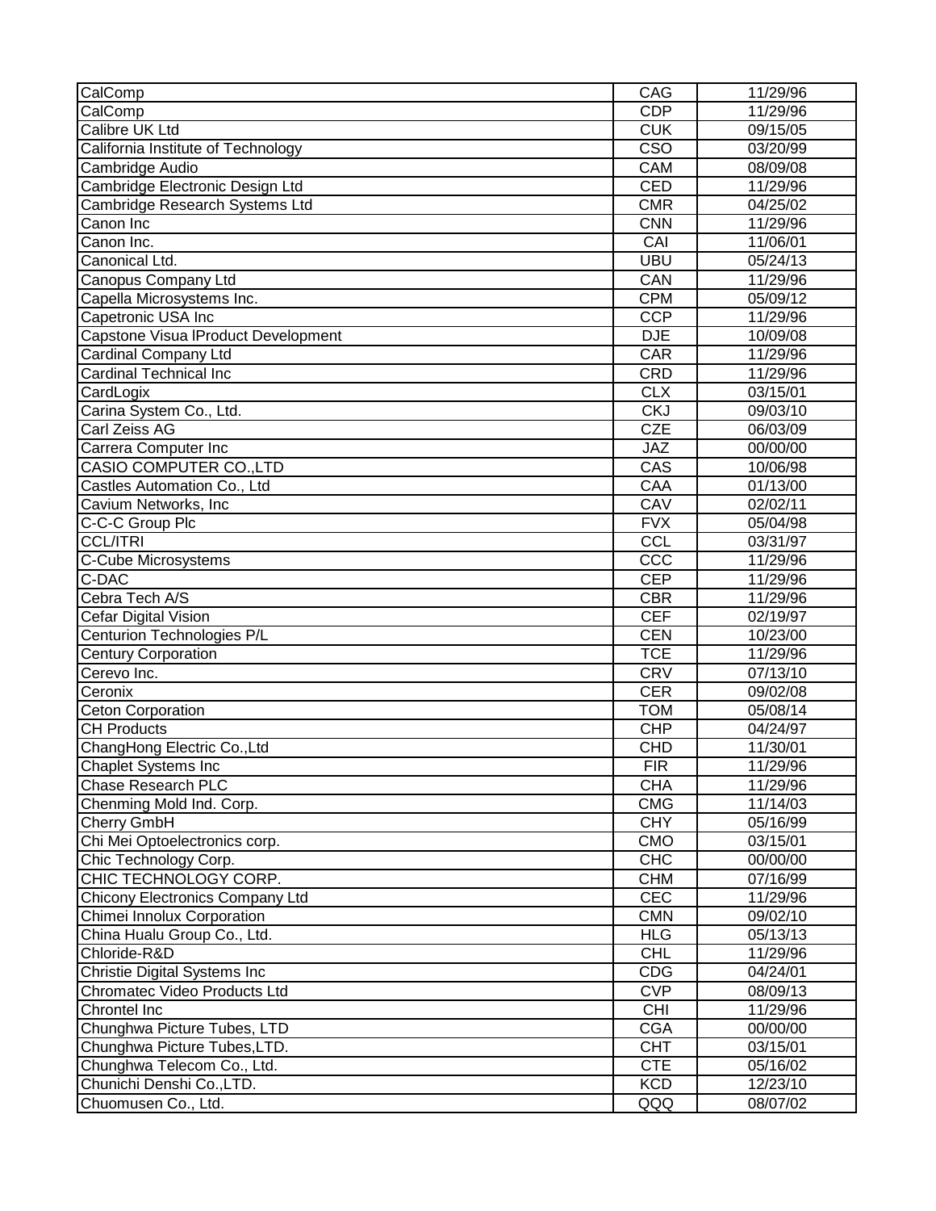| CalComp | CAG | 11/29/96 |
|---|---|---|
| CalComp | CDP | 11/29/96 |
| Calibre UK Ltd | CUK | 09/15/05 |
| California Institute of Technology | CSO | 03/20/99 |
| Cambridge Audio | CAM | 08/09/08 |
| Cambridge Electronic Design Ltd | CED | 11/29/96 |
| Cambridge Research Systems Ltd | CMR | 04/25/02 |
| Canon Inc | CNN | 11/29/96 |
| Canon Inc. | CAI | 11/06/01 |
| Canonical Ltd. | UBU | 05/24/13 |
| Canopus Company Ltd | CAN | 11/29/96 |
| Capella Microsystems Inc. | CPM | 05/09/12 |
| Capetronic USA Inc | CCP | 11/29/96 |
| Capstone Visua lProduct Development | DJE | 10/09/08 |
| Cardinal Company Ltd | CAR | 11/29/96 |
| Cardinal Technical Inc | CRD | 11/29/96 |
| CardLogix | CLX | 03/15/01 |
| Carina System Co., Ltd. | CKJ | 09/03/10 |
| Carl Zeiss AG | CZE | 06/03/09 |
| Carrera Computer Inc | JAZ | 00/00/00 |
| CASIO COMPUTER CO.,LTD | CAS | 10/06/98 |
| Castles Automation Co., Ltd | CAA | 01/13/00 |
| Cavium Networks, Inc | CAV | 02/02/11 |
| C-C-C Group Plc | FVX | 05/04/98 |
| CCL/ITRI | CCL | 03/31/97 |
| C-Cube Microsystems | CCC | 11/29/96 |
| C-DAC | CEP | 11/29/96 |
| Cebra Tech A/S | CBR | 11/29/96 |
| Cefar Digital Vision | CEF | 02/19/97 |
| Centurion Technologies P/L | CEN | 10/23/00 |
| Century Corporation | TCE | 11/29/96 |
| Cerevo Inc. | CRV | 07/13/10 |
| Ceronix | CER | 09/02/08 |
| Ceton Corporation | TOM | 05/08/14 |
| CH Products | CHP | 04/24/97 |
| ChangHong Electric Co.,Ltd | CHD | 11/30/01 |
| Chaplet Systems Inc | FIR | 11/29/96 |
| Chase Research PLC | CHA | 11/29/96 |
| Chenming Mold Ind. Corp. | CMG | 11/14/03 |
| Cherry GmbH | CHY | 05/16/99 |
| Chi Mei Optoelectronics corp. | CMO | 03/15/01 |
| Chic Technology Corp. | CHC | 00/00/00 |
| CHIC TECHNOLOGY CORP. | CHM | 07/16/99 |
| Chicony Electronics Company Ltd | CEC | 11/29/96 |
| Chimei Innolux Corporation | CMN | 09/02/10 |
| China Hualu Group Co., Ltd. | HLG | 05/13/13 |
| Chloride-R&D | CHL | 11/29/96 |
| Christie Digital Systems Inc | CDG | 04/24/01 |
| Chromatec Video Products Ltd | CVP | 08/09/13 |
| Chrontel Inc | CHI | 11/29/96 |
| Chunghwa Picture Tubes, LTD | CGA | 00/00/00 |
| Chunghwa Picture Tubes,LTD. | CHT | 03/15/01 |
| Chunghwa Telecom Co., Ltd. | CTE | 05/16/02 |
| Chunichi Denshi Co.,LTD. | KCD | 12/23/10 |
| Chuomusen Co., Ltd. | QQQ | 08/07/02 |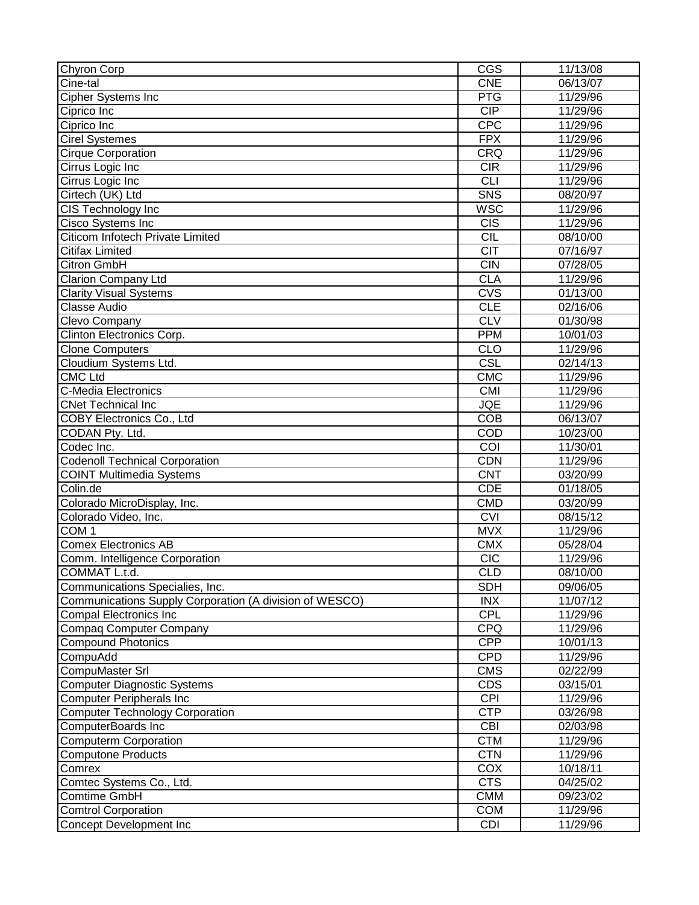| Chyron Corp | CGS | 11/13/08 |
|---|---|---|
| Cine-tal | CNE | 06/13/07 |
| Cipher Systems Inc | PTG | 11/29/96 |
| Ciprico Inc | CIP | 11/29/96 |
| Ciprico Inc | CPC | 11/29/96 |
| Cirel Systemes | FPX | 11/29/96 |
| Cirque Corporation | CRQ | 11/29/96 |
| Cirrus Logic Inc | CIR | 11/29/96 |
| Cirrus Logic Inc | CLI | 11/29/96 |
| Cirtech (UK) Ltd | SNS | 08/20/97 |
| CIS Technology Inc | WSC | 11/29/96 |
| Cisco Systems Inc | CIS | 11/29/96 |
| Citicom Infotech Private Limited | CIL | 08/10/00 |
| Citifax Limited | CIT | 07/16/97 |
| Citron GmbH | CIN | 07/28/05 |
| Clarion Company Ltd | CLA | 11/29/96 |
| Clarity Visual Systems | CVS | 01/13/00 |
| Classe Audio | CLE | 02/16/06 |
| Clevo Company | CLV | 01/30/98 |
| Clinton Electronics Corp. | PPM | 10/01/03 |
| Clone Computers | CLO | 11/29/96 |
| Cloudium Systems Ltd. | CSL | 02/14/13 |
| CMC Ltd | CMC | 11/29/96 |
| C-Media Electronics | CMI | 11/29/96 |
| CNet Technical Inc | JQE | 11/29/96 |
| COBY Electronics Co., Ltd | COB | 06/13/07 |
| CODAN Pty. Ltd. | COD | 10/23/00 |
| Codec Inc. | COI | 11/30/01 |
| Codenoll Technical Corporation | CDN | 11/29/96 |
| COINT Multimedia Systems | CNT | 03/20/99 |
| Colin.de | CDE | 01/18/05 |
| Colorado MicroDisplay, Inc. | CMD | 03/20/99 |
| Colorado Video, Inc. | CVI | 08/15/12 |
| COM 1 | MVX | 11/29/96 |
| Comex Electronics AB | CMX | 05/28/04 |
| Comm. Intelligence Corporation | CIC | 11/29/96 |
| COMMAT L.t.d. | CLD | 08/10/00 |
| Communications Specialies, Inc. | SDH | 09/06/05 |
| Communications Supply Corporation (A division of WESCO) | INX | 11/07/12 |
| Compal Electronics Inc | CPL | 11/29/96 |
| Compaq Computer Company | CPQ | 11/29/96 |
| Compound Photonics | CPP | 10/01/13 |
| CompuAdd | CPD | 11/29/96 |
| CompuMaster Srl | CMS | 02/22/99 |
| Computer Diagnostic Systems | CDS | 03/15/01 |
| Computer Peripherals Inc | CPI | 11/29/96 |
| Computer Technology Corporation | CTP | 03/26/98 |
| ComputerBoards Inc | CBI | 02/03/98 |
| Computerm Corporation | CTM | 11/29/96 |
| Computone Products | CTN | 11/29/96 |
| Comrex | COX | 10/18/11 |
| Comtec Systems Co., Ltd. | CTS | 04/25/02 |
| Comtime GmbH | CMM | 09/23/02 |
| Comtrol Corporation | COM | 11/29/96 |
| Concept Development Inc | CDI | 11/29/96 |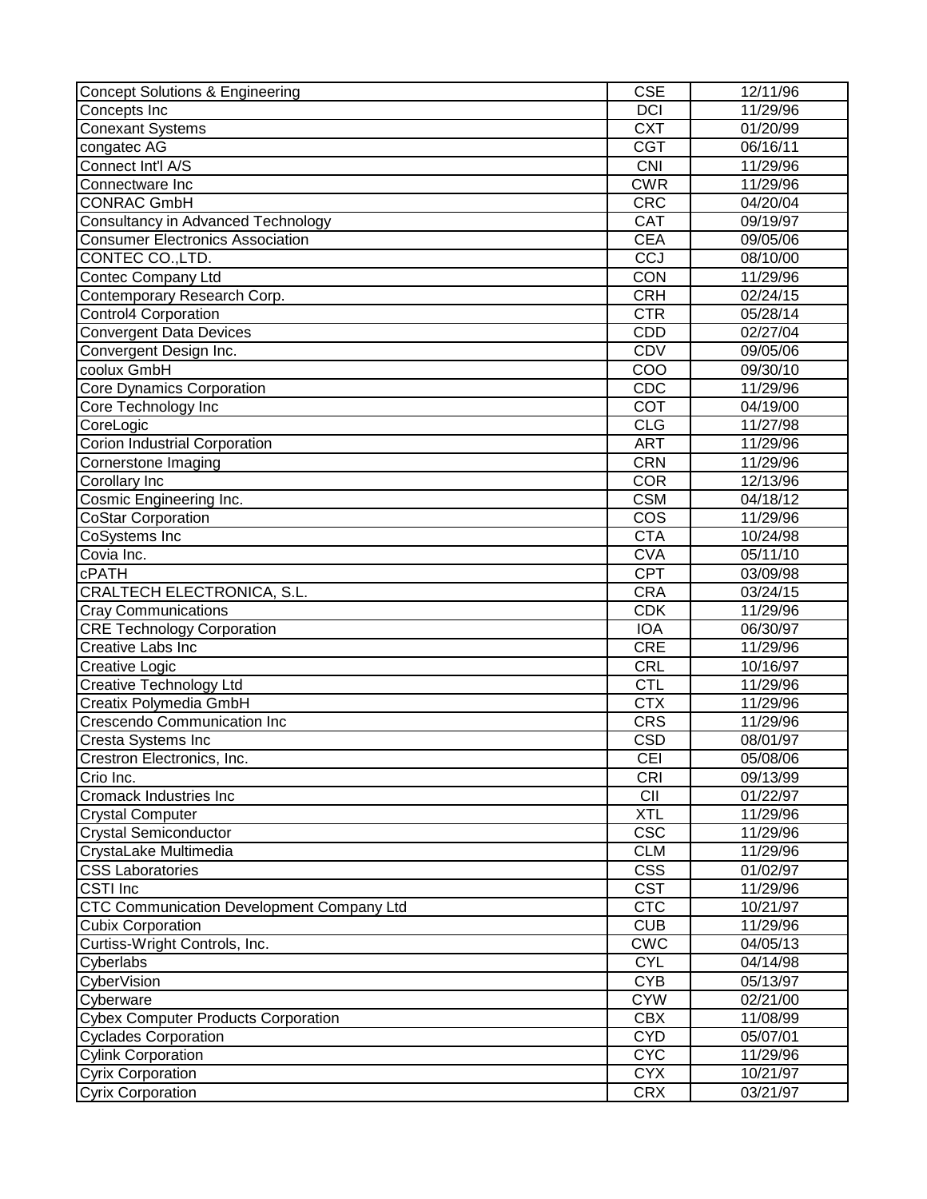| | | |
|---|---|---|
| Concept Solutions & Engineering | CSE | 12/11/96 |
| Concepts Inc | DCI | 11/29/96 |
| Conexant Systems | CXT | 01/20/99 |
| congatec AG | CGT | 06/16/11 |
| Connect Int'l A/S | CNI | 11/29/96 |
| Connectware Inc | CWR | 11/29/96 |
| CONRAC GmbH | CRC | 04/20/04 |
| Consultancy in Advanced Technology | CAT | 09/19/97 |
| Consumer Electronics Association | CEA | 09/05/06 |
| CONTEC CO.,LTD. | CCJ | 08/10/00 |
| Contec Company Ltd | CON | 11/29/96 |
| Contemporary Research Corp. | CRH | 02/24/15 |
| Control4 Corporation | CTR | 05/28/14 |
| Convergent Data Devices | CDD | 02/27/04 |
| Convergent Design Inc. | CDV | 09/05/06 |
| coolux GmbH | COO | 09/30/10 |
| Core Dynamics Corporation | CDC | 11/29/96 |
| Core Technology Inc | COT | 04/19/00 |
| CoreLogic | CLG | 11/27/98 |
| Corion Industrial Corporation | ART | 11/29/96 |
| Cornerstone Imaging | CRN | 11/29/96 |
| Corollary Inc | COR | 12/13/96 |
| Cosmic Engineering Inc. | CSM | 04/18/12 |
| CoStar Corporation | COS | 11/29/96 |
| CoSystems Inc | CTA | 10/24/98 |
| Covia Inc. | CVA | 05/11/10 |
| cPATH | CPT | 03/09/98 |
| CRALTECH ELECTRONICA, S.L. | CRA | 03/24/15 |
| Cray Communications | CDK | 11/29/96 |
| CRE Technology Corporation | IOA | 06/30/97 |
| Creative Labs Inc | CRE | 11/29/96 |
| Creative Logic | CRL | 10/16/97 |
| Creative Technology Ltd | CTL | 11/29/96 |
| Creatix Polymedia GmbH | CTX | 11/29/96 |
| Crescendo Communication Inc | CRS | 11/29/96 |
| Cresta Systems Inc | CSD | 08/01/97 |
| Crestron Electronics, Inc. | CEI | 05/08/06 |
| Crio Inc. | CRI | 09/13/99 |
| Cromack Industries Inc | CII | 01/22/97 |
| Crystal Computer | XTL | 11/29/96 |
| Crystal Semiconductor | CSC | 11/29/96 |
| CrystaLake Multimedia | CLM | 11/29/96 |
| CSS Laboratories | CSS | 01/02/97 |
| CSTI Inc | CST | 11/29/96 |
| CTC Communication Development Company Ltd | CTC | 10/21/97 |
| Cubix Corporation | CUB | 11/29/96 |
| Curtiss-Wright Controls, Inc. | CWC | 04/05/13 |
| Cyberlabs | CYL | 04/14/98 |
| CyberVision | CYB | 05/13/97 |
| Cyberware | CYW | 02/21/00 |
| Cybex Computer Products Corporation | CBX | 11/08/99 |
| Cyclades Corporation | CYD | 05/07/01 |
| Cylink Corporation | CYC | 11/29/96 |
| Cyrix Corporation | CYX | 10/21/97 |
| Cyrix Corporation | CRX | 03/21/97 |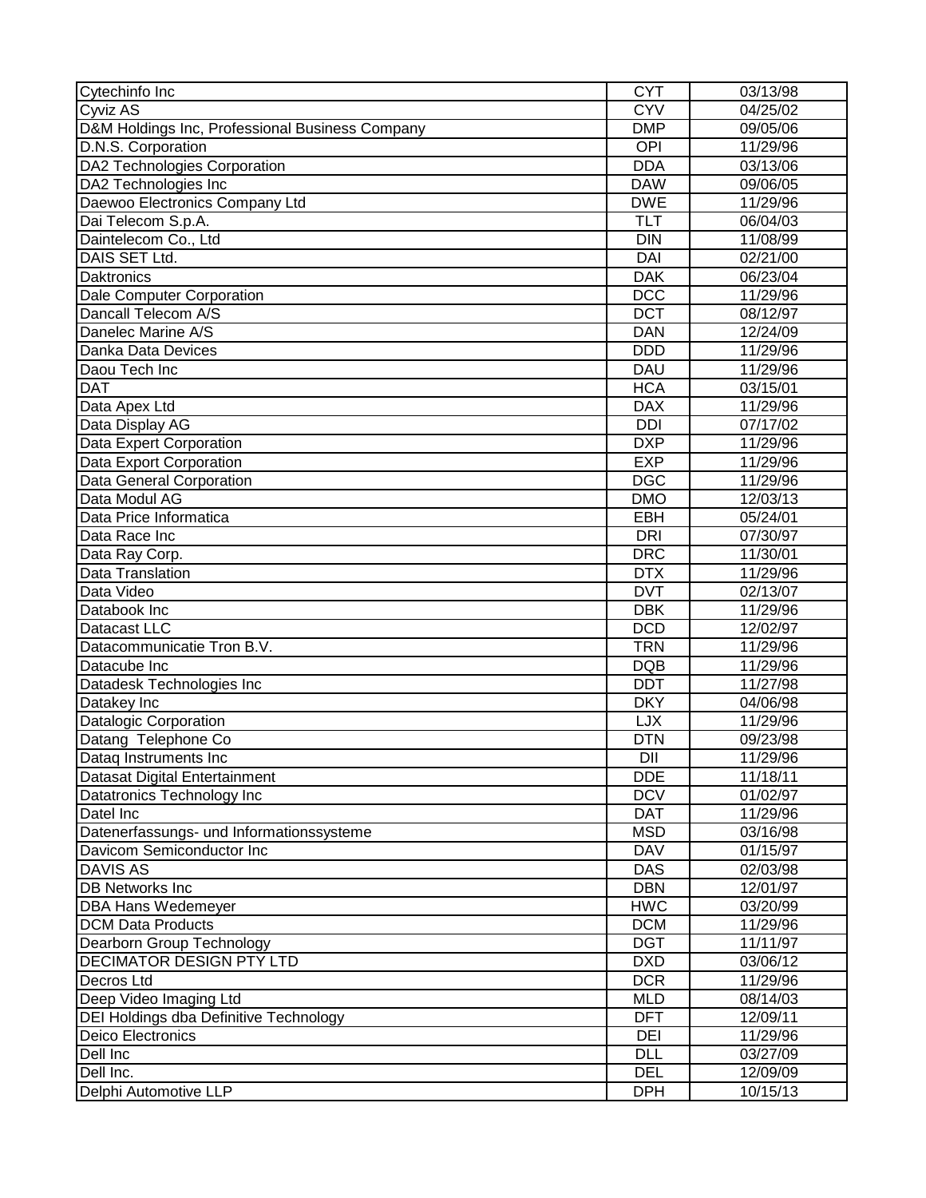| | | |
|---|---|---|
| Cytechinfo Inc | CYT | 03/13/98 |
| Cyviz AS | CYV | 04/25/02 |
| D&M Holdings Inc, Professional Business Company | DMP | 09/05/06 |
| D.N.S. Corporation | OPI | 11/29/96 |
| DA2 Technologies Corporation | DDA | 03/13/06 |
| DA2 Technologies Inc | DAW | 09/06/05 |
| Daewoo Electronics Company Ltd | DWE | 11/29/96 |
| Dai Telecom S.p.A. | TLT | 06/04/03 |
| Daintelecom Co., Ltd | DIN | 11/08/99 |
| DAIS SET Ltd. | DAI | 02/21/00 |
| Daktronics | DAK | 06/23/04 |
| Dale Computer Corporation | DCC | 11/29/96 |
| Dancall Telecom A/S | DCT | 08/12/97 |
| Danelec Marine A/S | DAN | 12/24/09 |
| Danka Data Devices | DDD | 11/29/96 |
| Daou Tech Inc | DAU | 11/29/96 |
| DAT | HCA | 03/15/01 |
| Data Apex Ltd | DAX | 11/29/96 |
| Data Display AG | DDI | 07/17/02 |
| Data Expert Corporation | DXP | 11/29/96 |
| Data Export Corporation | EXP | 11/29/96 |
| Data General Corporation | DGC | 11/29/96 |
| Data Modul AG | DMO | 12/03/13 |
| Data Price Informatica | EBH | 05/24/01 |
| Data Race Inc | DRI | 07/30/97 |
| Data Ray Corp. | DRC | 11/30/01 |
| Data Translation | DTX | 11/29/96 |
| Data Video | DVT | 02/13/07 |
| Databook Inc | DBK | 11/29/96 |
| Datacast LLC | DCD | 12/02/97 |
| Datacommunicatie Tron B.V. | TRN | 11/29/96 |
| Datacube Inc | DQB | 11/29/96 |
| Datadesk Technologies Inc | DDT | 11/27/98 |
| Datakey Inc | DKY | 04/06/98 |
| Datalogic Corporation | LJX | 11/29/96 |
| Datang Telephone Co | DTN | 09/23/98 |
| Dataq Instruments Inc | DII | 11/29/96 |
| Datasat Digital Entertainment | DDE | 11/18/11 |
| Datatronics Technology Inc | DCV | 01/02/97 |
| Datel Inc | DAT | 11/29/96 |
| Datenerfassungs- und Informationssysteme | MSD | 03/16/98 |
| Davicom Semiconductor Inc | DAV | 01/15/97 |
| DAVIS AS | DAS | 02/03/98 |
| DB Networks Inc | DBN | 12/01/97 |
| DBA Hans Wedemeyer | HWC | 03/20/99 |
| DCM Data Products | DCM | 11/29/96 |
| Dearborn Group Technology | DGT | 11/11/97 |
| DECIMATOR DESIGN PTY LTD | DXD | 03/06/12 |
| Decros Ltd | DCR | 11/29/96 |
| Deep Video Imaging Ltd | MLD | 08/14/03 |
| DEI Holdings dba Definitive Technology | DFT | 12/09/11 |
| Deico Electronics | DEI | 11/29/96 |
| Dell Inc | DLL | 03/27/09 |
| Dell Inc. | DEL | 12/09/09 |
| Delphi Automotive LLP | DPH | 10/15/13 |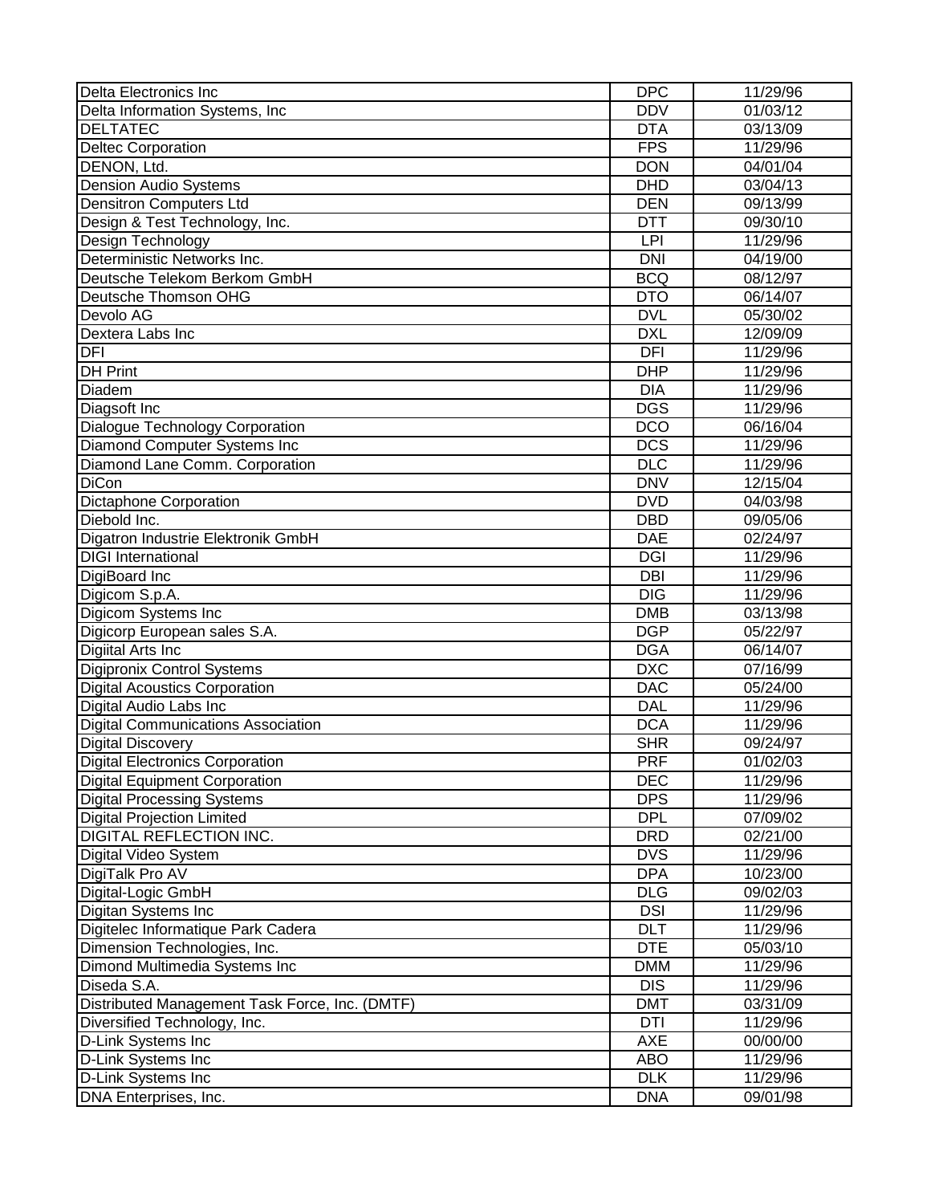| | | |
|---|---|---|
| Delta Electronics Inc | DPC | 11/29/96 |
| Delta Information Systems, Inc | DDV | 01/03/12 |
| DELTATEC | DTA | 03/13/09 |
| Deltec Corporation | FPS | 11/29/96 |
| DENON, Ltd. | DON | 04/01/04 |
| Dension Audio Systems | DHD | 03/04/13 |
| Densitron Computers Ltd | DEN | 09/13/99 |
| Design & Test Technology, Inc. | DTT | 09/30/10 |
| Design Technology | LPI | 11/29/96 |
| Deterministic Networks Inc. | DNI | 04/19/00 |
| Deutsche Telekom Berkom GmbH | BCQ | 08/12/97 |
| Deutsche Thomson OHG | DTO | 06/14/07 |
| Devolo AG | DVL | 05/30/02 |
| Dextera Labs Inc | DXL | 12/09/09 |
| DFI | DFI | 11/29/96 |
| DH Print | DHP | 11/29/96 |
| Diadem | DIA | 11/29/96 |
| Diagsoft Inc | DGS | 11/29/96 |
| Dialogue Technology Corporation | DCO | 06/16/04 |
| Diamond Computer Systems Inc | DCS | 11/29/96 |
| Diamond Lane Comm. Corporation | DLC | 11/29/96 |
| DiCon | DNV | 12/15/04 |
| Dictaphone Corporation | DVD | 04/03/98 |
| Diebold Inc. | DBD | 09/05/06 |
| Digatron Industrie Elektronik GmbH | DAE | 02/24/97 |
| DIGI International | DGI | 11/29/96 |
| DigiBoard Inc | DBI | 11/29/96 |
| Digicom S.p.A. | DIG | 11/29/96 |
| Digicom Systems Inc | DMB | 03/13/98 |
| Digicorp European sales S.A. | DGP | 05/22/97 |
| Digiital Arts Inc | DGA | 06/14/07 |
| Digipronix Control Systems | DXC | 07/16/99 |
| Digital Acoustics Corporation | DAC | 05/24/00 |
| Digital Audio Labs Inc | DAL | 11/29/96 |
| Digital Communications Association | DCA | 11/29/96 |
| Digital Discovery | SHR | 09/24/97 |
| Digital Electronics Corporation | PRF | 01/02/03 |
| Digital Equipment Corporation | DEC | 11/29/96 |
| Digital Processing Systems | DPS | 11/29/96 |
| Digital Projection Limited | DPL | 07/09/02 |
| DIGITAL REFLECTION INC. | DRD | 02/21/00 |
| Digital Video System | DVS | 11/29/96 |
| DigiTalk Pro AV | DPA | 10/23/00 |
| Digital-Logic GmbH | DLG | 09/02/03 |
| Digitan Systems Inc | DSI | 11/29/96 |
| Digitelec Informatique Park Cadera | DLT | 11/29/96 |
| Dimension Technologies, Inc. | DTE | 05/03/10 |
| Dimond Multimedia Systems Inc | DMM | 11/29/96 |
| Diseda S.A. | DIS | 11/29/96 |
| Distributed Management Task Force, Inc. (DMTF) | DMT | 03/31/09 |
| Diversified Technology, Inc. | DTI | 11/29/96 |
| D-Link Systems Inc | AXE | 00/00/00 |
| D-Link Systems Inc | ABO | 11/29/96 |
| D-Link Systems Inc | DLK | 11/29/96 |
| DNA Enterprises, Inc. | DNA | 09/01/98 |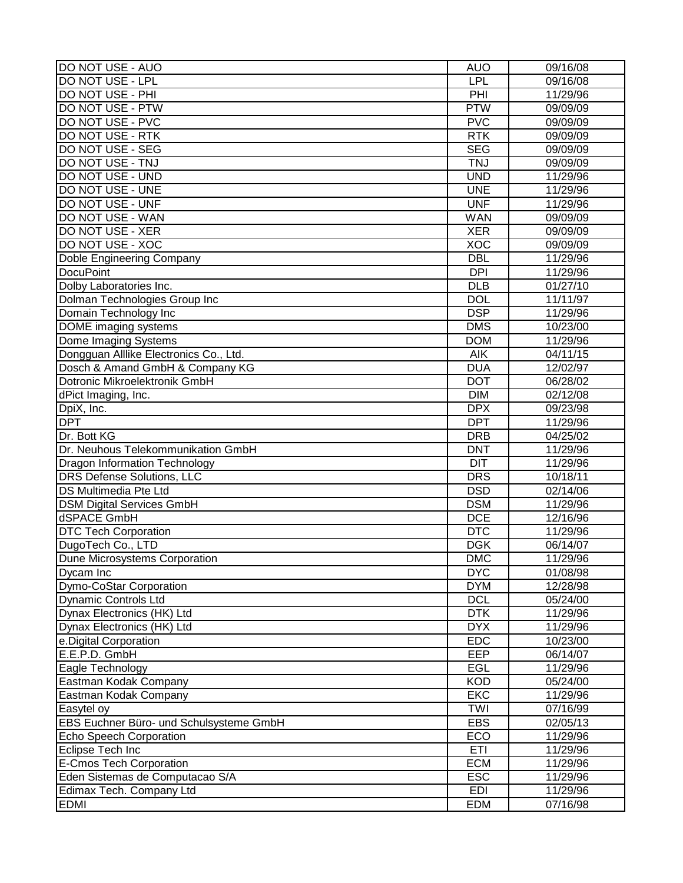| | | |
|---|---|---|
| DO NOT USE - AUO | AUO | 09/16/08 |
| DO NOT USE - LPL | LPL | 09/16/08 |
| DO NOT USE - PHI | PHI | 11/29/96 |
| DO NOT USE - PTW | PTW | 09/09/09 |
| DO NOT USE - PVC | PVC | 09/09/09 |
| DO NOT USE - RTK | RTK | 09/09/09 |
| DO NOT USE - SEG | SEG | 09/09/09 |
| DO NOT USE - TNJ | TNJ | 09/09/09 |
| DO NOT USE - UND | UND | 11/29/96 |
| DO NOT USE - UNE | UNE | 11/29/96 |
| DO NOT USE - UNF | UNF | 11/29/96 |
| DO NOT USE - WAN | WAN | 09/09/09 |
| DO NOT USE - XER | XER | 09/09/09 |
| DO NOT USE - XOC | XOC | 09/09/09 |
| Doble Engineering Company | DBL | 11/29/96 |
| DocuPoint | DPI | 11/29/96 |
| Dolby Laboratories Inc. | DLB | 01/27/10 |
| Dolman Technologies Group Inc | DOL | 11/11/97 |
| Domain Technology Inc | DSP | 11/29/96 |
| DOME imaging systems | DMS | 10/23/00 |
| Dome Imaging Systems | DOM | 11/29/96 |
| Dongguan Alllike Electronics Co., Ltd. | AIK | 04/11/15 |
| Dosch & Amand GmbH & Company KG | DUA | 12/02/97 |
| Dotronic Mikroelektronik GmbH | DOT | 06/28/02 |
| dPict Imaging, Inc. | DIM | 02/12/08 |
| DpiX, Inc. | DPX | 09/23/98 |
| DPT | DPT | 11/29/96 |
| Dr. Bott KG | DRB | 04/25/02 |
| Dr. Neuhous Telekommunikation GmbH | DNT | 11/29/96 |
| Dragon Information Technology | DIT | 11/29/96 |
| DRS Defense Solutions, LLC | DRS | 10/18/11 |
| DS Multimedia Pte Ltd | DSD | 02/14/06 |
| DSM Digital Services GmbH | DSM | 11/29/96 |
| dSPACE GmbH | DCE | 12/16/96 |
| DTC Tech Corporation | DTC | 11/29/96 |
| DugoTech Co., LTD | DGK | 06/14/07 |
| Dune Microsystems Corporation | DMC | 11/29/96 |
| Dycam Inc | DYC | 01/08/98 |
| Dymo-CoStar Corporation | DYM | 12/28/98 |
| Dynamic Controls Ltd | DCL | 05/24/00 |
| Dynax Electronics (HK) Ltd | DTK | 11/29/96 |
| Dynax Electronics (HK) Ltd | DYX | 11/29/96 |
| e.Digital Corporation | EDC | 10/23/00 |
| E.E.P.D. GmbH | EEP | 06/14/07 |
| Eagle Technology | EGL | 11/29/96 |
| Eastman Kodak Company | KOD | 05/24/00 |
| Eastman Kodak Company | EKC | 11/29/96 |
| Easytel oy | TWI | 07/16/99 |
| EBS Euchner Büro- und Schulsysteme GmbH | EBS | 02/05/13 |
| Echo Speech Corporation | ECO | 11/29/96 |
| Eclipse Tech Inc | ETI | 11/29/96 |
| E-Cmos Tech Corporation | ECM | 11/29/96 |
| Eden Sistemas de Computacao S/A | ESC | 11/29/96 |
| Edimax Tech. Company Ltd | EDI | 11/29/96 |
| EDMI | EDM | 07/16/98 |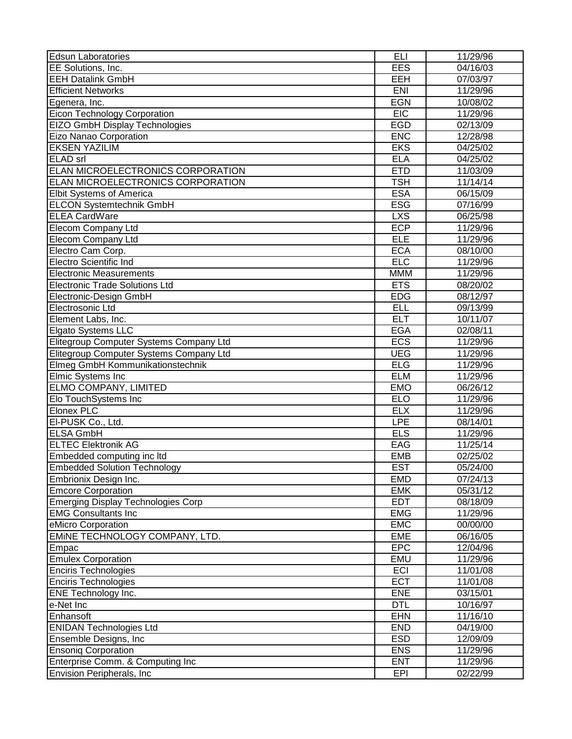| | | |
|---|---|---|
| Edsun Laboratories | ELI | 11/29/96 |
| EE Solutions, Inc. | EES | 04/16/03 |
| EEH Datalink GmbH | EEH | 07/03/97 |
| Efficient Networks | ENI | 11/29/96 |
| Egenera, Inc. | EGN | 10/08/02 |
| Eicon Technology Corporation | EIC | 11/29/96 |
| EIZO GmbH Display Technologies | EGD | 02/13/09 |
| Eizo Nanao Corporation | ENC | 12/28/98 |
| EKSEN YAZILIM | EKS | 04/25/02 |
| ELAD srl | ELA | 04/25/02 |
| ELAN MICROELECTRONICS CORPORATION | ETD | 11/03/09 |
| ELAN MICROELECTRONICS CORPORATION | TSH | 11/14/14 |
| Elbit Systems of America | ESA | 06/15/09 |
| ELCON Systemtechnik GmbH | ESG | 07/16/99 |
| ELEA CardWare | LXS | 06/25/98 |
| Elecom Company Ltd | ECP | 11/29/96 |
| Elecom Company Ltd | ELE | 11/29/96 |
| Electro Cam Corp. | ECA | 08/10/00 |
| Electro Scientific Ind | ELC | 11/29/96 |
| Electronic Measurements | MMM | 11/29/96 |
| Electronic Trade Solutions Ltd | ETS | 08/20/02 |
| Electronic-Design GmbH | EDG | 08/12/97 |
| Electrosonic Ltd | ELL | 09/13/99 |
| Element Labs, Inc. | ELT | 10/11/07 |
| Elgato Systems LLC | EGA | 02/08/11 |
| Elitegroup Computer Systems Company Ltd | ECS | 11/29/96 |
| Elitegroup Computer Systems Company Ltd | UEG | 11/29/96 |
| Elmeg GmbH Kommunikationstechnik | ELG | 11/29/96 |
| Elmic Systems Inc | ELM | 11/29/96 |
| ELMO COMPANY, LIMITED | EMO | 06/26/12 |
| Elo TouchSystems Inc | ELO | 11/29/96 |
| Elonex PLC | ELX | 11/29/96 |
| El-PUSK Co., Ltd. | LPE | 08/14/01 |
| ELSA GmbH | ELS | 11/29/96 |
| ELTEC Elektronik AG | EAG | 11/25/14 |
| Embedded computing inc ltd | EMB | 02/25/02 |
| Embedded Solution Technology | EST | 05/24/00 |
| Embrionix Design Inc. | EMD | 07/24/13 |
| Emcore Corporation | EMK | 05/31/12 |
| Emerging Display Technologies Corp | EDT | 08/18/09 |
| EMG Consultants Inc | EMG | 11/29/96 |
| eMicro Corporation | EMC | 00/00/00 |
| EMiNE TECHNOLOGY COMPANY, LTD. | EME | 06/16/05 |
| Empac | EPC | 12/04/96 |
| Emulex Corporation | EMU | 11/29/96 |
| Enciris Technologies | ECI | 11/01/08 |
| Enciris Technologies | ECT | 11/01/08 |
| ENE Technology Inc. | ENE | 03/15/01 |
| e-Net Inc | DTL | 10/16/97 |
| Enhansoft | EHN | 11/16/10 |
| ENIDAN Technologies Ltd | END | 04/19/00 |
| Ensemble Designs, Inc | ESD | 12/09/09 |
| Ensoniq Corporation | ENS | 11/29/96 |
| Enterprise Comm. & Computing Inc | ENT | 11/29/96 |
| Envision Peripherals, Inc | EPI | 02/22/99 |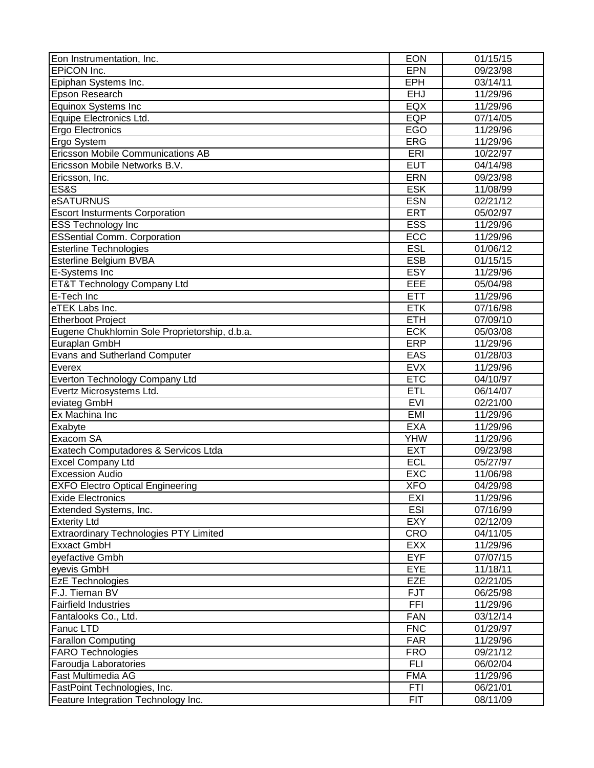| | | |
|---|---|---|
| Eon Instrumentation, Inc. | EON | 01/15/15 |
| EPiCON Inc. | EPN | 09/23/98 |
| Epiphan Systems Inc. | EPH | 03/14/11 |
| Epson Research | EHJ | 11/29/96 |
| Equinox Systems Inc | EQX | 11/29/96 |
| Equipe Electronics Ltd. | EQP | 07/14/05 |
| Ergo Electronics | EGO | 11/29/96 |
| Ergo System | ERG | 11/29/96 |
| Ericsson Mobile Communications AB | ERI | 10/22/97 |
| Ericsson Mobile Networks B.V. | EUT | 04/14/98 |
| Ericsson, Inc. | ERN | 09/23/98 |
| ES&S | ESK | 11/08/99 |
| eSATURNUS | ESN | 02/21/12 |
| Escort Insturments Corporation | ERT | 05/02/97 |
| ESS Technology Inc | ESS | 11/29/96 |
| ESSential Comm. Corporation | ECC | 11/29/96 |
| Esterline Technologies | ESL | 01/06/12 |
| Esterline Belgium BVBA | ESB | 01/15/15 |
| E-Systems Inc | ESY | 11/29/96 |
| ET&T Technology Company Ltd | EEE | 05/04/98 |
| E-Tech Inc | ETT | 11/29/96 |
| eTEK Labs Inc. | ETK | 07/16/98 |
| Etherboot Project | ETH | 07/09/10 |
| Eugene Chukhlomin Sole Proprietorship, d.b.a. | ECK | 05/03/08 |
| Euraplan GmbH | ERP | 11/29/96 |
| Evans and Sutherland Computer | EAS | 01/28/03 |
| Everex | EVX | 11/29/96 |
| Everton Technology Company Ltd | ETC | 04/10/97 |
| Evertz Microsystems Ltd. | ETL | 06/14/07 |
| eviateg GmbH | EVI | 02/21/00 |
| Ex Machina Inc | EMI | 11/29/96 |
| Exabyte | EXA | 11/29/96 |
| Exacom SA | YHW | 11/29/96 |
| Exatech Computadores & Servicos Ltda | EXT | 09/23/98 |
| Excel Company Ltd | ECL | 05/27/97 |
| Excession Audio | EXC | 11/06/98 |
| EXFO Electro Optical Engineering | XFO | 04/29/98 |
| Exide Electronics | EXI | 11/29/96 |
| Extended Systems, Inc. | ESI | 07/16/99 |
| Exterity Ltd | EXY | 02/12/09 |
| Extraordinary Technologies PTY Limited | CRO | 04/11/05 |
| Exxact GmbH | EXX | 11/29/96 |
| eyefactive Gmbh | EYF | 07/07/15 |
| eyevis GmbH | EYE | 11/18/11 |
| EzE Technologies | EZE | 02/21/05 |
| F.J. Tieman BV | FJT | 06/25/98 |
| Fairfield Industries | FFI | 11/29/96 |
| Fantalooks Co., Ltd. | FAN | 03/12/14 |
| Fanuc LTD | FNC | 01/29/97 |
| Farallon Computing | FAR | 11/29/96 |
| FARO Technologies | FRO | 09/21/12 |
| Faroudja Laboratories | FLI | 06/02/04 |
| Fast Multimedia AG | FMA | 11/29/96 |
| FastPoint Technologies, Inc. | FTI | 06/21/01 |
| Feature Integration Technology Inc. | FIT | 08/11/09 |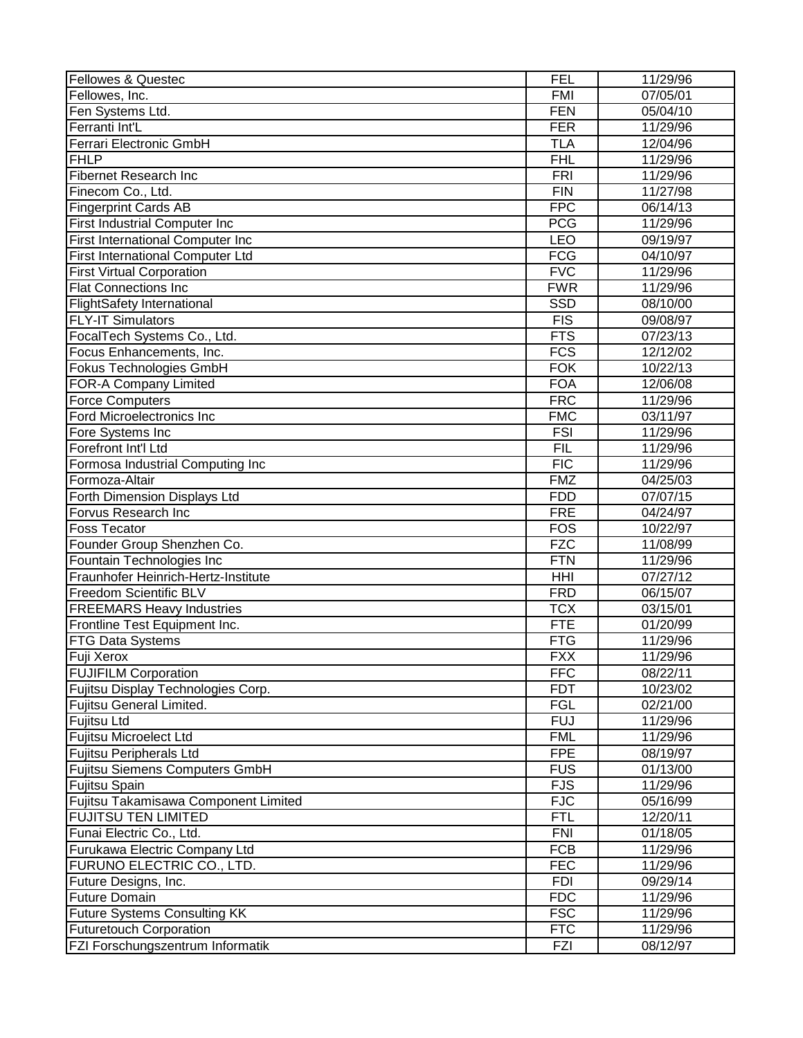| Fellowes & Questec | FEL | 11/29/96 |
|---|---|---|
| Fellowes, Inc. | FMI | 07/05/01 |
| Fen Systems Ltd. | FEN | 05/04/10 |
| Ferranti Int'L | FER | 11/29/96 |
| Ferrari Electronic GmbH | TLA | 12/04/96 |
| FHLP | FHL | 11/29/96 |
| Fibernet Research Inc | FRI | 11/29/96 |
| Finecom Co., Ltd. | FIN | 11/27/98 |
| Fingerprint Cards AB | FPC | 06/14/13 |
| First Industrial Computer Inc | PCG | 11/29/96 |
| First International Computer Inc | LEO | 09/19/97 |
| First International Computer Ltd | FCG | 04/10/97 |
| First Virtual Corporation | FVC | 11/29/96 |
| Flat Connections Inc | FWR | 11/29/96 |
| FlightSafety International | SSD | 08/10/00 |
| FLY-IT Simulators | FIS | 09/08/97 |
| FocalTech Systems Co., Ltd. | FTS | 07/23/13 |
| Focus Enhancements, Inc. | FCS | 12/12/02 |
| Fokus Technologies GmbH | FOK | 10/22/13 |
| FOR-A Company Limited | FOA | 12/06/08 |
| Force Computers | FRC | 11/29/96 |
| Ford Microelectronics Inc | FMC | 03/11/97 |
| Fore Systems Inc | FSI | 11/29/96 |
| Forefront Int'l Ltd | FIL | 11/29/96 |
| Formosa Industrial Computing Inc | FIC | 11/29/96 |
| Formoza-Altair | FMZ | 04/25/03 |
| Forth Dimension Displays Ltd | FDD | 07/07/15 |
| Forvus Research Inc | FRE | 04/24/97 |
| Foss Tecator | FOS | 10/22/97 |
| Founder Group Shenzhen Co. | FZC | 11/08/99 |
| Fountain Technologies Inc | FTN | 11/29/96 |
| Fraunhofer Heinrich-Hertz-Institute | HHI | 07/27/12 |
| Freedom Scientific BLV | FRD | 06/15/07 |
| FREEMARS Heavy Industries | TCX | 03/15/01 |
| Frontline Test Equipment Inc. | FTE | 01/20/99 |
| FTG Data Systems | FTG | 11/29/96 |
| Fuji Xerox | FXX | 11/29/96 |
| FUJIFILM Corporation | FFC | 08/22/11 |
| Fujitsu Display Technologies Corp. | FDT | 10/23/02 |
| Fujitsu General Limited. | FGL | 02/21/00 |
| Fujitsu Ltd | FUJ | 11/29/96 |
| Fujitsu Microelect Ltd | FML | 11/29/96 |
| Fujitsu Peripherals Ltd | FPE | 08/19/97 |
| Fujitsu Siemens Computers GmbH | FUS | 01/13/00 |
| Fujitsu Spain | FJS | 11/29/96 |
| Fujitsu Takamisawa Component Limited | FJC | 05/16/99 |
| FUJITSU TEN LIMITED | FTL | 12/20/11 |
| Funai Electric Co., Ltd. | FNI | 01/18/05 |
| Furukawa Electric Company Ltd | FCB | 11/29/96 |
| FURUNO ELECTRIC CO., LTD. | FEC | 11/29/96 |
| Future Designs, Inc. | FDI | 09/29/14 |
| Future Domain | FDC | 11/29/96 |
| Future Systems Consulting KK | FSC | 11/29/96 |
| Futuretouch Corporation | FTC | 11/29/96 |
| FZI Forschungszentrum Informatik | FZI | 08/12/97 |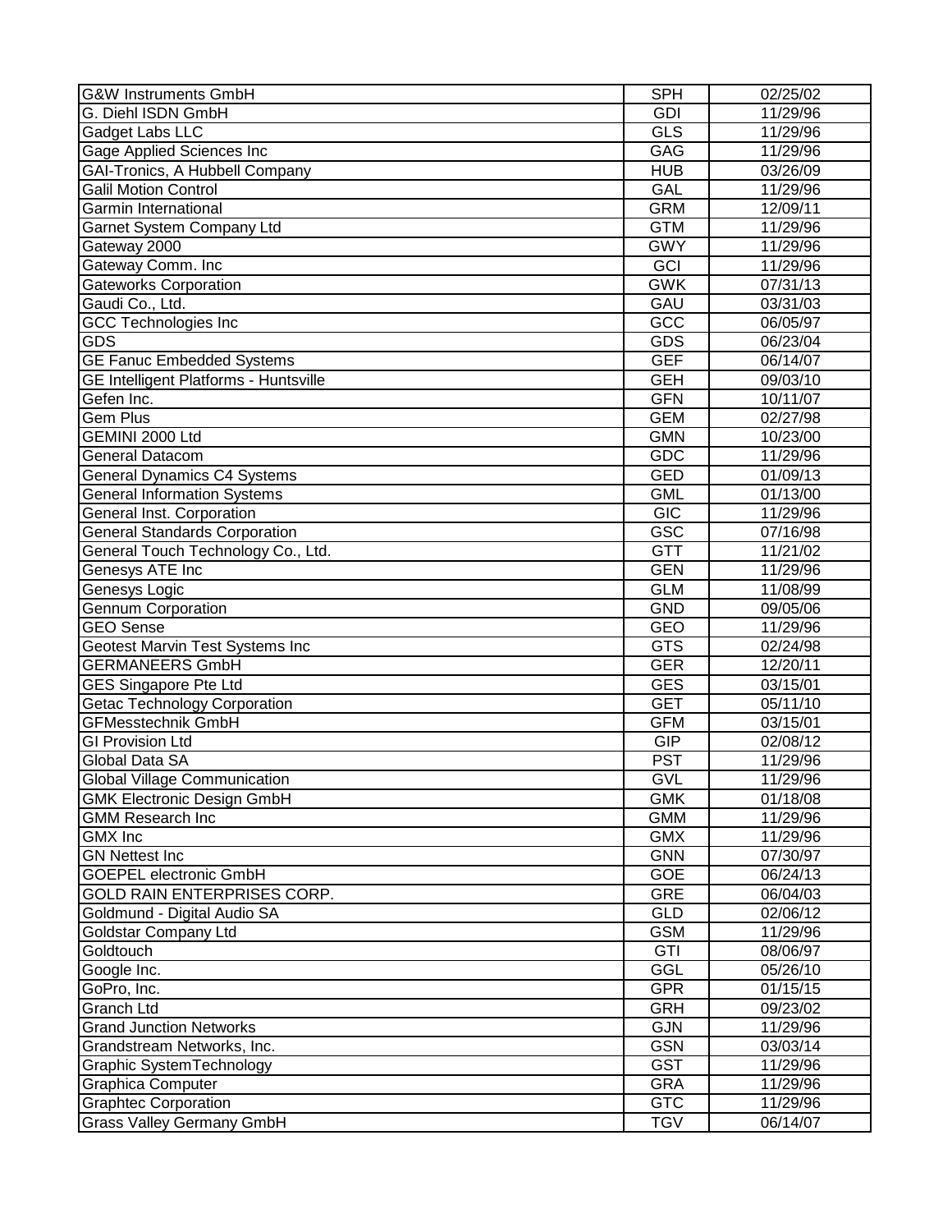| | | |
|---|---|---|
| G&W Instruments GmbH | SPH | 02/25/02 |
| G. Diehl ISDN GmbH | GDI | 11/29/96 |
| Gadget Labs LLC | GLS | 11/29/96 |
| Gage Applied Sciences Inc | GAG | 11/29/96 |
| GAI-Tronics, A Hubbell Company | HUB | 03/26/09 |
| Galil Motion Control | GAL | 11/29/96 |
| Garmin International | GRM | 12/09/11 |
| Garnet System Company Ltd | GTM | 11/29/96 |
| Gateway 2000 | GWY | 11/29/96 |
| Gateway Comm. Inc | GCI | 11/29/96 |
| Gateworks Corporation | GWK | 07/31/13 |
| Gaudi Co., Ltd. | GAU | 03/31/03 |
| GCC Technologies Inc | GCC | 06/05/97 |
| GDS | GDS | 06/23/04 |
| GE Fanuc Embedded Systems | GEF | 06/14/07 |
| GE Intelligent Platforms - Huntsville | GEH | 09/03/10 |
| Gefen Inc. | GFN | 10/11/07 |
| Gem Plus | GEM | 02/27/98 |
| GEMINI 2000 Ltd | GMN | 10/23/00 |
| General Datacom | GDC | 11/29/96 |
| General Dynamics C4 Systems | GED | 01/09/13 |
| General Information Systems | GML | 01/13/00 |
| General Inst. Corporation | GIC | 11/29/96 |
| General Standards Corporation | GSC | 07/16/98 |
| General Touch Technology Co., Ltd. | GTT | 11/21/02 |
| Genesys ATE Inc | GEN | 11/29/96 |
| Genesys Logic | GLM | 11/08/99 |
| Gennum Corporation | GND | 09/05/06 |
| GEO Sense | GEO | 11/29/96 |
| Geotest Marvin Test Systems Inc | GTS | 02/24/98 |
| GERMANEERS GmbH | GER | 12/20/11 |
| GES Singapore Pte Ltd | GES | 03/15/01 |
| Getac Technology Corporation | GET | 05/11/10 |
| GFMesstechnik GmbH | GFM | 03/15/01 |
| GI Provision Ltd | GIP | 02/08/12 |
| Global Data SA | PST | 11/29/96 |
| Global Village Communication | GVL | 11/29/96 |
| GMK Electronic Design GmbH | GMK | 01/18/08 |
| GMM Research Inc | GMM | 11/29/96 |
| GMX Inc | GMX | 11/29/96 |
| GN Nettest Inc | GNN | 07/30/97 |
| GOEPEL electronic GmbH | GOE | 06/24/13 |
| GOLD RAIN ENTERPRISES CORP. | GRE | 06/04/03 |
| Goldmund - Digital Audio SA | GLD | 02/06/12 |
| Goldstar Company Ltd | GSM | 11/29/96 |
| Goldtouch | GTI | 08/06/97 |
| Google Inc. | GGL | 05/26/10 |
| GoPro, Inc. | GPR | 01/15/15 |
| Granch Ltd | GRH | 09/23/02 |
| Grand Junction Networks | GJN | 11/29/96 |
| Grandstream Networks, Inc. | GSN | 03/03/14 |
| Graphic SystemTechnology | GST | 11/29/96 |
| Graphica Computer | GRA | 11/29/96 |
| Graphtec Corporation | GTC | 11/29/96 |
| Grass Valley Germany GmbH | TGV | 06/14/07 |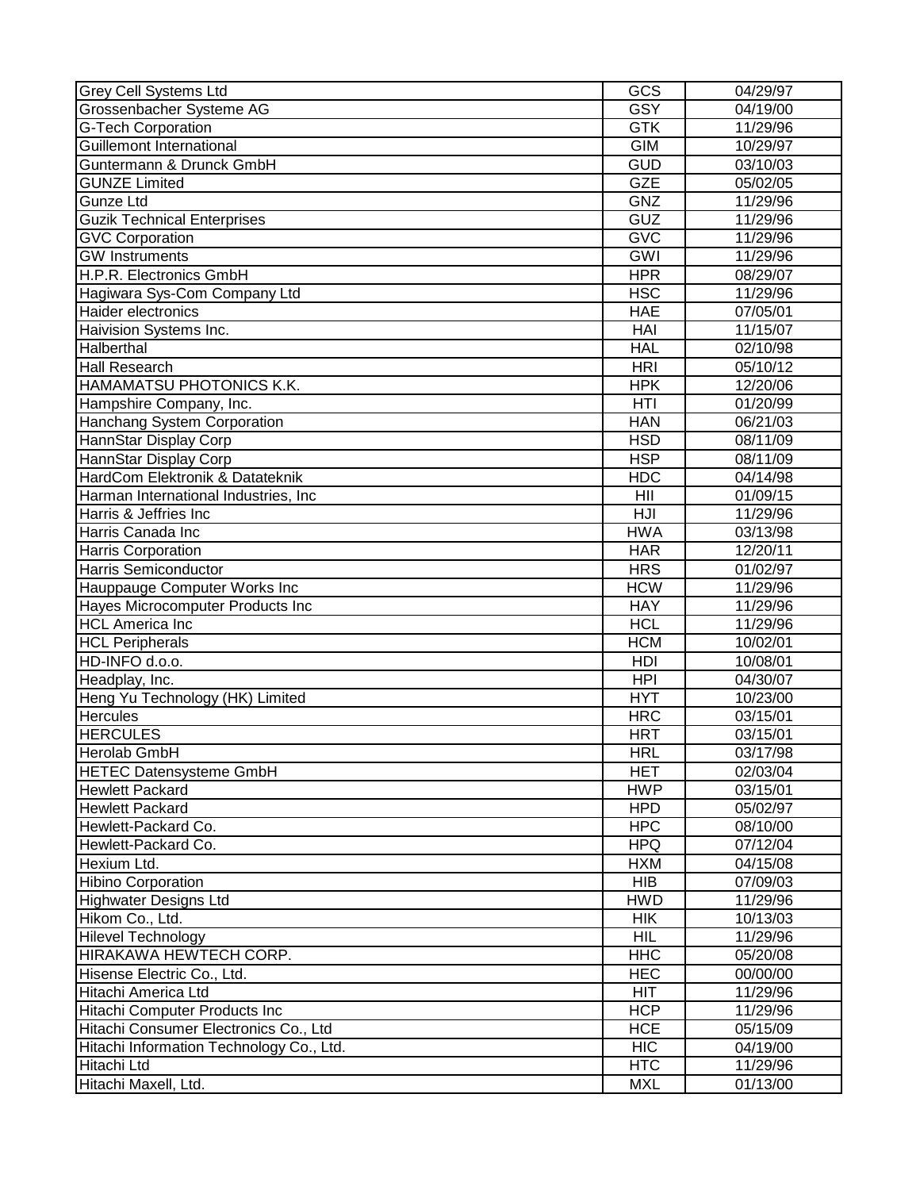| | | |
|---|---|---|
| Grey Cell Systems Ltd | GCS | 04/29/97 |
| Grossenbacher Systeme AG | GSY | 04/19/00 |
| G-Tech Corporation | GTK | 11/29/96 |
| Guillemont International | GIM | 10/29/97 |
| Guntermann & Drunck GmbH | GUD | 03/10/03 |
| GUNZE Limited | GZE | 05/02/05 |
| Gunze Ltd | GNZ | 11/29/96 |
| Guzik Technical Enterprises | GUZ | 11/29/96 |
| GVC Corporation | GVC | 11/29/96 |
| GW Instruments | GWI | 11/29/96 |
| H.P.R. Electronics GmbH | HPR | 08/29/07 |
| Hagiwara Sys-Com Company Ltd | HSC | 11/29/96 |
| Haider electronics | HAE | 07/05/01 |
| Haivision Systems Inc. | HAI | 11/15/07 |
| Halberthal | HAL | 02/10/98 |
| Hall Research | HRI | 05/10/12 |
| HAMAMATSU PHOTONICS K.K. | HPK | 12/20/06 |
| Hampshire Company, Inc. | HTI | 01/20/99 |
| Hanchang System Corporation | HAN | 06/21/03 |
| HannStar Display Corp | HSD | 08/11/09 |
| HannStar Display Corp | HSP | 08/11/09 |
| HardCom Elektronik & Datateknik | HDC | 04/14/98 |
| Harman International Industries, Inc | HII | 01/09/15 |
| Harris & Jeffries Inc | HJI | 11/29/96 |
| Harris Canada Inc | HWA | 03/13/98 |
| Harris Corporation | HAR | 12/20/11 |
| Harris Semiconductor | HRS | 01/02/97 |
| Hauppauge Computer Works Inc | HCW | 11/29/96 |
| Hayes Microcomputer Products Inc | HAY | 11/29/96 |
| HCL America Inc | HCL | 11/29/96 |
| HCL Peripherals | HCM | 10/02/01 |
| HD-INFO d.o.o. | HDI | 10/08/01 |
| Headplay, Inc. | HPI | 04/30/07 |
| Heng Yu Technology (HK) Limited | HYT | 10/23/00 |
| Hercules | HRC | 03/15/01 |
| HERCULES | HRT | 03/15/01 |
| Herolab GmbH | HRL | 03/17/98 |
| HETEC Datensysteme GmbH | HET | 02/03/04 |
| Hewlett Packard | HWP | 03/15/01 |
| Hewlett Packard | HPD | 05/02/97 |
| Hewlett-Packard Co. | HPC | 08/10/00 |
| Hewlett-Packard Co. | HPQ | 07/12/04 |
| Hexium Ltd. | HXM | 04/15/08 |
| Hibino Corporation | HIB | 07/09/03 |
| Highwater Designs Ltd | HWD | 11/29/96 |
| Hikom Co., Ltd. | HIK | 10/13/03 |
| Hilevel Technology | HIL | 11/29/96 |
| HIRAKAWA HEWTECH CORP. | HHC | 05/20/08 |
| Hisense Electric Co., Ltd. | HEC | 00/00/00 |
| Hitachi America Ltd | HIT | 11/29/96 |
| Hitachi Computer Products Inc | HCP | 11/29/96 |
| Hitachi Consumer Electronics Co., Ltd | HCE | 05/15/09 |
| Hitachi Information Technology Co., Ltd. | HIC | 04/19/00 |
| Hitachi Ltd | HTC | 11/29/96 |
| Hitachi Maxell, Ltd. | MXL | 01/13/00 |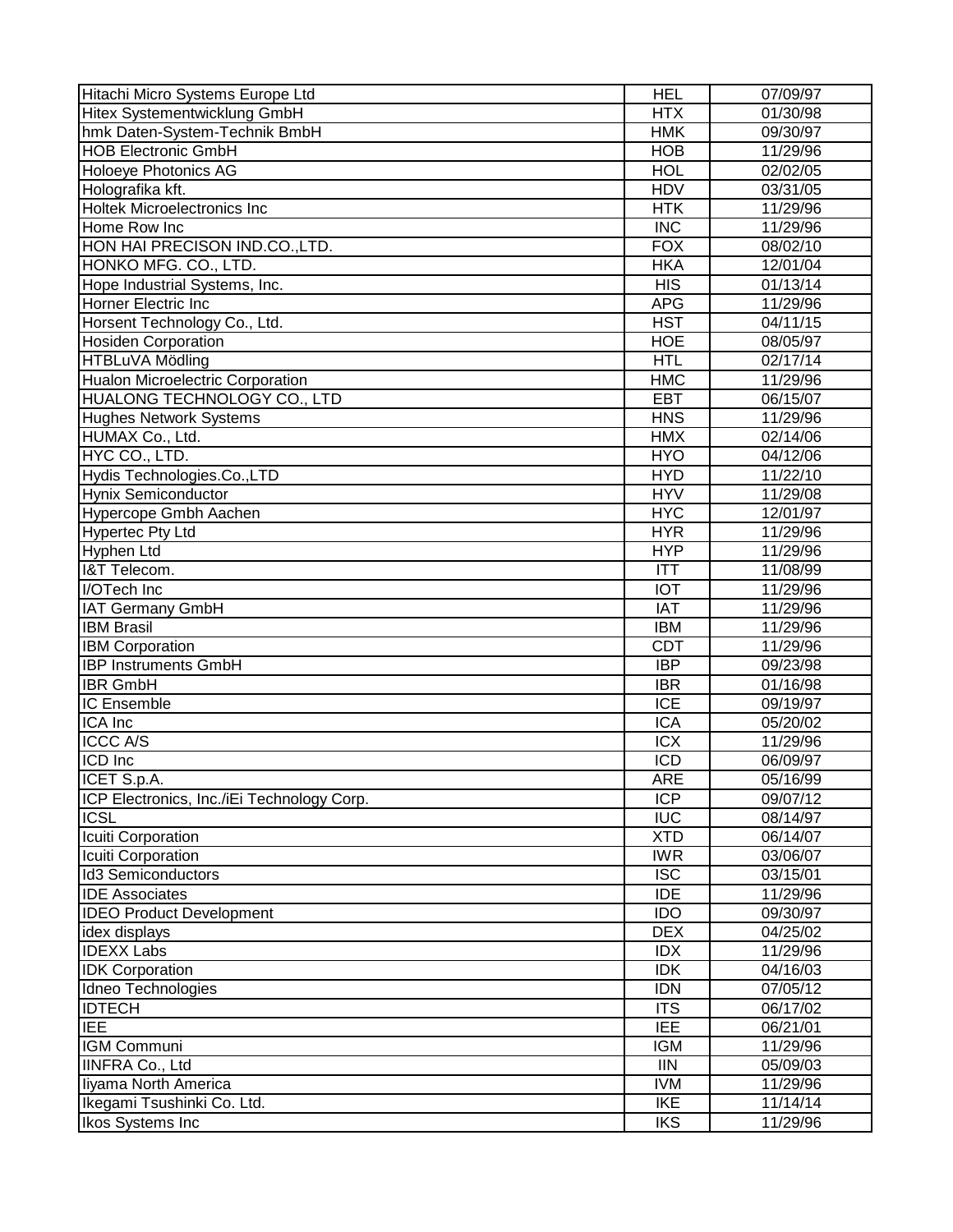| | | |
|---|---|---|
| Hitachi Micro Systems Europe Ltd | HEL | 07/09/97 |
| Hitex Systementwicklung GmbH | HTX | 01/30/98 |
| hmk Daten-System-Technik BmbH | HMK | 09/30/97 |
| HOB Electronic GmbH | HOB | 11/29/96 |
| Holoeye Photonics AG | HOL | 02/02/05 |
| Holografika kft. | HDV | 03/31/05 |
| Holtek Microelectronics Inc | HTK | 11/29/96 |
| Home Row Inc | INC | 11/29/96 |
| HON HAI PRECISON IND.CO.,LTD. | FOX | 08/02/10 |
| HONKO MFG. CO., LTD. | HKA | 12/01/04 |
| Hope Industrial Systems, Inc. | HIS | 01/13/14 |
| Horner Electric Inc | APG | 11/29/96 |
| Horsent Technology Co., Ltd. | HST | 04/11/15 |
| Hosiden Corporation | HOE | 08/05/97 |
| HTBLuVA Mödling | HTL | 02/17/14 |
| Hualon Microelectric Corporation | HMC | 11/29/96 |
| HUALONG TECHNOLOGY CO., LTD | EBT | 06/15/07 |
| Hughes Network Systems | HNS | 11/29/96 |
| HUMAX Co., Ltd. | HMX | 02/14/06 |
| HYC CO., LTD. | HYO | 04/12/06 |
| Hydis Technologies.Co.,LTD | HYD | 11/22/10 |
| Hynix Semiconductor | HYV | 11/29/08 |
| Hypercope Gmbh Aachen | HYC | 12/01/97 |
| Hypertec Pty Ltd | HYR | 11/29/96 |
| Hyphen Ltd | HYP | 11/29/96 |
| I&T Telecom. | ITT | 11/08/99 |
| I/OTech Inc | IOT | 11/29/96 |
| IAT Germany GmbH | IAT | 11/29/96 |
| IBM Brasil | IBM | 11/29/96 |
| IBM Corporation | CDT | 11/29/96 |
| IBP Instruments GmbH | IBP | 09/23/98 |
| IBR GmbH | IBR | 01/16/98 |
| IC Ensemble | ICE | 09/19/97 |
| ICA Inc | ICA | 05/20/02 |
| ICCC A/S | ICX | 11/29/96 |
| ICD Inc | ICD | 06/09/97 |
| ICET S.p.A. | ARE | 05/16/99 |
| ICP Electronics, Inc./iEi Technology Corp. | ICP | 09/07/12 |
| ICSL | IUC | 08/14/97 |
| Icuiti Corporation | XTD | 06/14/07 |
| Icuiti Corporation | IWR | 03/06/07 |
| Id3 Semiconductors | ISC | 03/15/01 |
| IDE Associates | IDE | 11/29/96 |
| IDEO Product Development | IDO | 09/30/97 |
| idex displays | DEX | 04/25/02 |
| IDEXX Labs | IDX | 11/29/96 |
| IDK Corporation | IDK | 04/16/03 |
| Idneo Technologies | IDN | 07/05/12 |
| IDTECH | ITS | 06/17/02 |
| IEE | IEE | 06/21/01 |
| IGM Communi | IGM | 11/29/96 |
| IINFRA Co., Ltd | IIN | 05/09/03 |
| Iiyama North America | IVM | 11/29/96 |
| Ikegami Tsushinki Co. Ltd. | IKE | 11/14/14 |
| Ikos Systems Inc | IKS | 11/29/96 |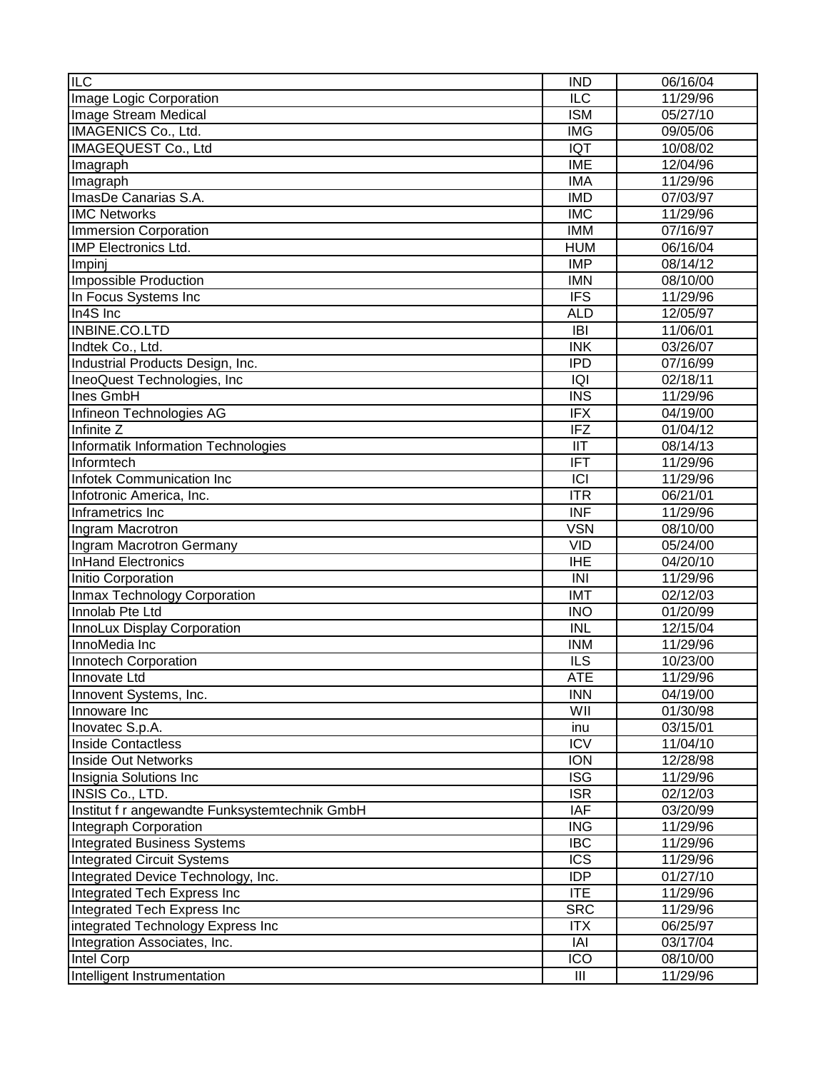| | | |
|---|---|---|
| ILC | IND | 06/16/04 |
| Image Logic Corporation | ILC | 11/29/96 |
| Image Stream Medical | ISM | 05/27/10 |
| IMAGENICS Co., Ltd. | IMG | 09/05/06 |
| IMAGEQUEST Co., Ltd | IQT | 10/08/02 |
| Imagraph | IME | 12/04/96 |
| Imagraph | IMA | 11/29/96 |
| ImasDe Canarias S.A. | IMD | 07/03/97 |
| IMC Networks | IMC | 11/29/96 |
| Immersion Corporation | IMM | 07/16/97 |
| IMP Electronics Ltd. | HUM | 06/16/04 |
| Impinj | IMP | 08/14/12 |
| Impossible Production | IMN | 08/10/00 |
| In Focus Systems Inc | IFS | 11/29/96 |
| In4S Inc | ALD | 12/05/97 |
| INBINE.CO.LTD | IBI | 11/06/01 |
| Indtek Co., Ltd. | INK | 03/26/07 |
| Industrial Products Design, Inc. | IPD | 07/16/99 |
| IneoQuest Technologies, Inc | IQI | 02/18/11 |
| Ines GmbH | INS | 11/29/96 |
| Infineon Technologies AG | IFX | 04/19/00 |
| Infinite Z | IFZ | 01/04/12 |
| Informatik Information Technologies | IIT | 08/14/13 |
| Informtech | IFT | 11/29/96 |
| Infotek Communication Inc | ICI | 11/29/96 |
| Infotronic America, Inc. | ITR | 06/21/01 |
| Inframetrics Inc | INF | 11/29/96 |
| Ingram Macrotron | VSN | 08/10/00 |
| Ingram Macrotron Germany | VID | 05/24/00 |
| InHand Electronics | IHE | 04/20/10 |
| Initio Corporation | INI | 11/29/96 |
| Inmax Technology Corporation | IMT | 02/12/03 |
| Innolab Pte Ltd | INO | 01/20/99 |
| InnoLux Display Corporation | INL | 12/15/04 |
| InnoMedia Inc | INM | 11/29/96 |
| Innotech Corporation | ILS | 10/23/00 |
| Innovate Ltd | ATE | 11/29/96 |
| Innovent Systems, Inc. | INN | 04/19/00 |
| Innoware Inc | WII | 01/30/98 |
| Inovatec S.p.A. | inu | 03/15/01 |
| Inside Contactless | ICV | 11/04/10 |
| Inside Out Networks | ION | 12/28/98 |
| Insignia Solutions Inc | ISG | 11/29/96 |
| INSIS Co., LTD. | ISR | 02/12/03 |
| Institut f r angewandte Funksystemtechnik GmbH | IAF | 03/20/99 |
| Integraph Corporation | ING | 11/29/96 |
| Integrated Business Systems | IBC | 11/29/96 |
| Integrated Circuit Systems | ICS | 11/29/96 |
| Integrated Device Technology, Inc. | IDP | 01/27/10 |
| Integrated Tech Express Inc | ITE | 11/29/96 |
| Integrated Tech Express Inc | SRC | 11/29/96 |
| integrated Technology Express Inc | ITX | 06/25/97 |
| Integration Associates, Inc. | IAI | 03/17/04 |
| Intel Corp | ICO | 08/10/00 |
| Intelligent Instrumentation | III | 11/29/96 |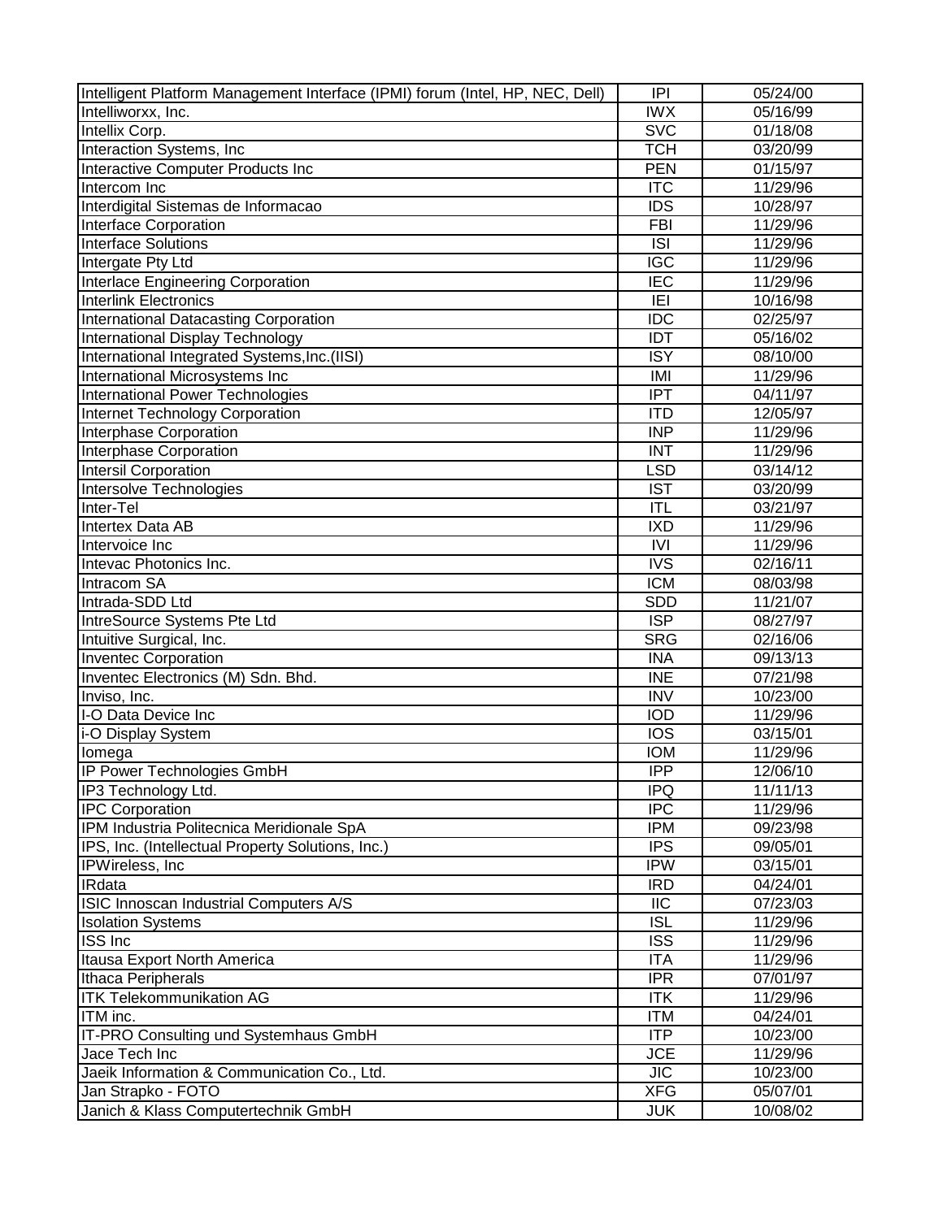| | | |
|---|---|---|
| Intelligent Platform Management Interface (IPMI) forum (Intel, HP, NEC, Dell) | IPI | 05/24/00 |
| Intelliworxx, Inc. | IWX | 05/16/99 |
| Intellix Corp. | SVC | 01/18/08 |
| Interaction Systems, Inc | TCH | 03/20/99 |
| Interactive Computer Products Inc | PEN | 01/15/97 |
| Intercom Inc | ITC | 11/29/96 |
| Interdigital Sistemas de Informacao | IDS | 10/28/97 |
| Interface Corporation | FBI | 11/29/96 |
| Interface Solutions | ISI | 11/29/96 |
| Intergate Pty Ltd | IGC | 11/29/96 |
| Interlace Engineering Corporation | IEC | 11/29/96 |
| Interlink Electronics | IEI | 10/16/98 |
| International Datacasting Corporation | IDC | 02/25/97 |
| International Display Technology | IDT | 05/16/02 |
| International Integrated Systems,Inc.(IISI) | ISY | 08/10/00 |
| International Microsystems Inc | IMI | 11/29/96 |
| International Power Technologies | IPT | 04/11/97 |
| Internet Technology Corporation | ITD | 12/05/97 |
| Interphase Corporation | INP | 11/29/96 |
| Interphase Corporation | INT | 11/29/96 |
| Intersil Corporation | LSD | 03/14/12 |
| Intersolve Technologies | IST | 03/20/99 |
| Inter-Tel | ITL | 03/21/97 |
| Intertex Data AB | IXD | 11/29/96 |
| Intervoice Inc | IVI | 11/29/96 |
| Intevac Photonics Inc. | IVS | 02/16/11 |
| Intracom SA | ICM | 08/03/98 |
| Intrada-SDD Ltd | SDD | 11/21/07 |
| IntreSource Systems Pte Ltd | ISP | 08/27/97 |
| Intuitive Surgical, Inc. | SRG | 02/16/06 |
| Inventec Corporation | INA | 09/13/13 |
| Inventec Electronics (M) Sdn. Bhd. | INE | 07/21/98 |
| Inviso, Inc. | INV | 10/23/00 |
| I-O Data Device Inc | IOD | 11/29/96 |
| i-O Display System | IOS | 03/15/01 |
| Iomega | IOM | 11/29/96 |
| IP Power Technologies GmbH | IPP | 12/06/10 |
| IP3 Technology Ltd. | IPQ | 11/11/13 |
| IPC Corporation | IPC | 11/29/96 |
| IPM Industria Politecnica Meridionale SpA | IPM | 09/23/98 |
| IPS, Inc. (Intellectual Property Solutions, Inc.) | IPS | 09/05/01 |
| IPWireless, Inc | IPW | 03/15/01 |
| IRdata | IRD | 04/24/01 |
| ISIC Innoscan Industrial Computers A/S | IIC | 07/23/03 |
| Isolation Systems | ISL | 11/29/96 |
| ISS Inc | ISS | 11/29/96 |
| Itausa Export North America | ITA | 11/29/96 |
| Ithaca Peripherals | IPR | 07/01/97 |
| ITK Telekommunikation AG | ITK | 11/29/96 |
| ITM inc. | ITM | 04/24/01 |
| IT-PRO Consulting und Systemhaus GmbH | ITP | 10/23/00 |
| Jace Tech Inc | JCE | 11/29/96 |
| Jaeik Information & Communication Co., Ltd. | JIC | 10/23/00 |
| Jan Strapko - FOTO | XFG | 05/07/01 |
| Janich & Klass Computertechnik GmbH | JUK | 10/08/02 |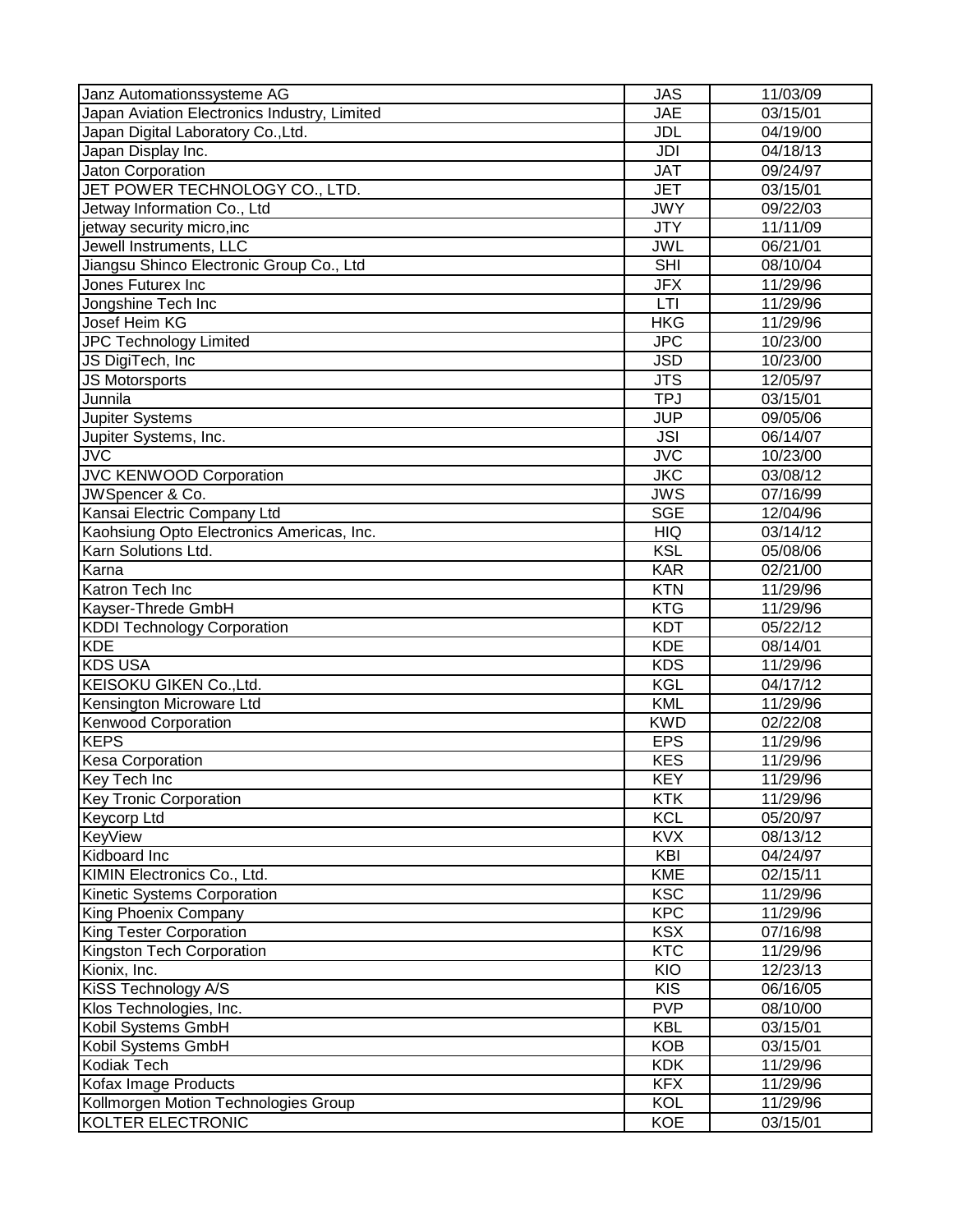| | | |
|---|---|---|
| Janz Automationssysteme AG | JAS | 11/03/09 |
| Japan Aviation Electronics Industry, Limited | JAE | 03/15/01 |
| Japan Digital Laboratory Co.,Ltd. | JDL | 04/19/00 |
| Japan Display Inc. | JDI | 04/18/13 |
| Jaton Corporation | JAT | 09/24/97 |
| JET POWER TECHNOLOGY CO., LTD. | JET | 03/15/01 |
| Jetway Information Co., Ltd | JWY | 09/22/03 |
| jetway security micro,inc | JTY | 11/11/09 |
| Jewell Instruments, LLC | JWL | 06/21/01 |
| Jiangsu Shinco Electronic Group Co., Ltd | SHI | 08/10/04 |
| Jones Futurex Inc | JFX | 11/29/96 |
| Jongshine Tech Inc | LTI | 11/29/96 |
| Josef Heim KG | HKG | 11/29/96 |
| JPC Technology Limited | JPC | 10/23/00 |
| JS DigiTech, Inc | JSD | 10/23/00 |
| JS Motorsports | JTS | 12/05/97 |
| Junnila | TPJ | 03/15/01 |
| Jupiter Systems | JUP | 09/05/06 |
| Jupiter Systems, Inc. | JSI | 06/14/07 |
| JVC | JVC | 10/23/00 |
| JVC KENWOOD Corporation | JKC | 03/08/12 |
| JWSpencer & Co. | JWS | 07/16/99 |
| Kansai Electric Company Ltd | SGE | 12/04/96 |
| Kaohsiung Opto Electronics Americas, Inc. | HIQ | 03/14/12 |
| Karn Solutions Ltd. | KSL | 05/08/06 |
| Karna | KAR | 02/21/00 |
| Katron Tech Inc | KTN | 11/29/96 |
| Kayser-Threde GmbH | KTG | 11/29/96 |
| KDDI Technology Corporation | KDT | 05/22/12 |
| KDE | KDE | 08/14/01 |
| KDS USA | KDS | 11/29/96 |
| KEISOKU GIKEN Co.,Ltd. | KGL | 04/17/12 |
| Kensington Microware Ltd | KML | 11/29/96 |
| Kenwood Corporation | KWD | 02/22/08 |
| KEPS | EPS | 11/29/96 |
| Kesa Corporation | KES | 11/29/96 |
| Key Tech Inc | KEY | 11/29/96 |
| Key Tronic Corporation | KTK | 11/29/96 |
| Keycorp Ltd | KCL | 05/20/97 |
| KeyView | KVX | 08/13/12 |
| Kidboard Inc | KBI | 04/24/97 |
| KIMIN Electronics Co., Ltd. | KME | 02/15/11 |
| Kinetic Systems Corporation | KSC | 11/29/96 |
| King Phoenix Company | KPC | 11/29/96 |
| King Tester Corporation | KSX | 07/16/98 |
| Kingston Tech Corporation | KTC | 11/29/96 |
| Kionix, Inc. | KIO | 12/23/13 |
| KiSS Technology A/S | KIS | 06/16/05 |
| Klos Technologies, Inc. | PVP | 08/10/00 |
| Kobil Systems GmbH | KBL | 03/15/01 |
| Kobil Systems GmbH | KOB | 03/15/01 |
| Kodiak Tech | KDK | 11/29/96 |
| Kofax Image Products | KFX | 11/29/96 |
| Kollmorgen Motion Technologies Group | KOL | 11/29/96 |
| KOLTER ELECTRONIC | KOE | 03/15/01 |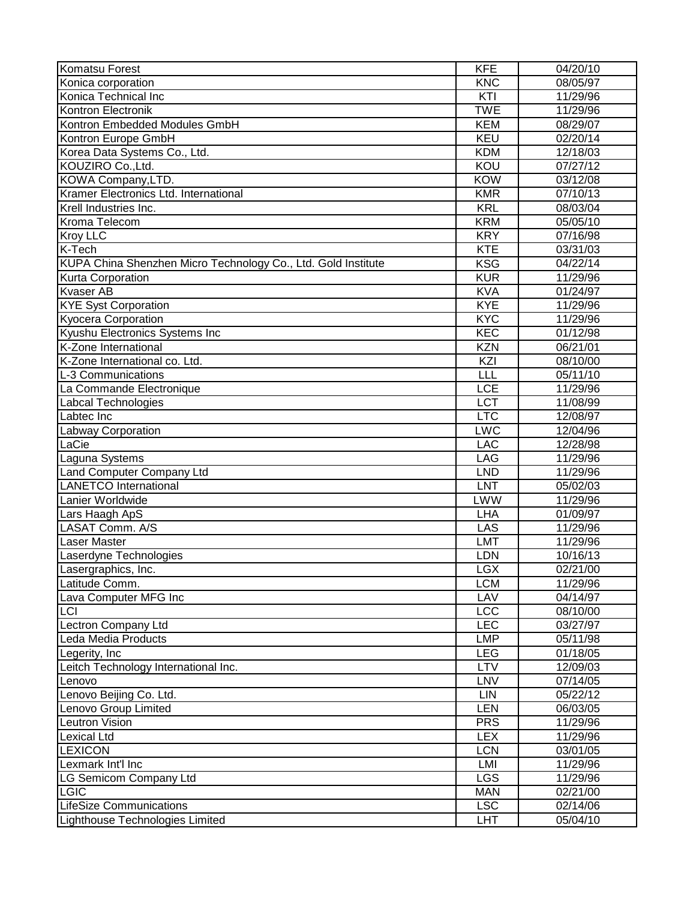| | | |
|---|---|---|
| Komatsu Forest | KFE | 04/20/10 |
| Konica corporation | KNC | 08/05/97 |
| Konica Technical Inc | KTI | 11/29/96 |
| Kontron Electronik | TWE | 11/29/96 |
| Kontron Embedded Modules GmbH | KEM | 08/29/07 |
| Kontron Europe GmbH | KEU | 02/20/14 |
| Korea Data Systems Co., Ltd. | KDM | 12/18/03 |
| KOUZIRO Co.,Ltd. | KOU | 07/27/12 |
| KOWA Company,LTD. | KOW | 03/12/08 |
| Kramer Electronics Ltd. International | KMR | 07/10/13 |
| Krell Industries Inc. | KRL | 08/03/04 |
| Kroma Telecom | KRM | 05/05/10 |
| Kroy LLC | KRY | 07/16/98 |
| K-Tech | KTE | 03/31/03 |
| KUPA China Shenzhen Micro Technology Co., Ltd. Gold Institute | KSG | 04/22/14 |
| Kurta Corporation | KUR | 11/29/96 |
| Kvaser AB | KVA | 01/24/97 |
| KYE Syst Corporation | KYE | 11/29/96 |
| Kyocera Corporation | KYC | 11/29/96 |
| Kyushu Electronics Systems Inc | KEC | 01/12/98 |
| K-Zone International | KZN | 06/21/01 |
| K-Zone International co. Ltd. | KZI | 08/10/00 |
| L-3 Communications | LLL | 05/11/10 |
| La Commande Electronique | LCE | 11/29/96 |
| Labcal Technologies | LCT | 11/08/99 |
| Labtec Inc | LTC | 12/08/97 |
| Labway Corporation | LWC | 12/04/96 |
| LaCie | LAC | 12/28/98 |
| Laguna Systems | LAG | 11/29/96 |
| Land Computer Company Ltd | LND | 11/29/96 |
| LANETCO International | LNT | 05/02/03 |
| Lanier Worldwide | LWW | 11/29/96 |
| Lars Haagh ApS | LHA | 01/09/97 |
| LASAT Comm. A/S | LAS | 11/29/96 |
| Laser Master | LMT | 11/29/96 |
| Laserdyne Technologies | LDN | 10/16/13 |
| Lasergraphics, Inc. | LGX | 02/21/00 |
| Latitude Comm. | LCM | 11/29/96 |
| Lava Computer MFG Inc | LAV | 04/14/97 |
| LCI | LCC | 08/10/00 |
| Lectron Company Ltd | LEC | 03/27/97 |
| Leda Media Products | LMP | 05/11/98 |
| Legerity, Inc | LEG | 01/18/05 |
| Leitch Technology International Inc. | LTV | 12/09/03 |
| Lenovo | LNV | 07/14/05 |
| Lenovo Beijing Co. Ltd. | LIN | 05/22/12 |
| Lenovo Group Limited | LEN | 06/03/05 |
| Leutron Vision | PRS | 11/29/96 |
| Lexical Ltd | LEX | 11/29/96 |
| LEXICON | LCN | 03/01/05 |
| Lexmark Int'l Inc | LMI | 11/29/96 |
| LG Semicom Company Ltd | LGS | 11/29/96 |
| LGIC | MAN | 02/21/00 |
| LifeSize Communications | LSC | 02/14/06 |
| Lighthouse Technologies Limited | LHT | 05/04/10 |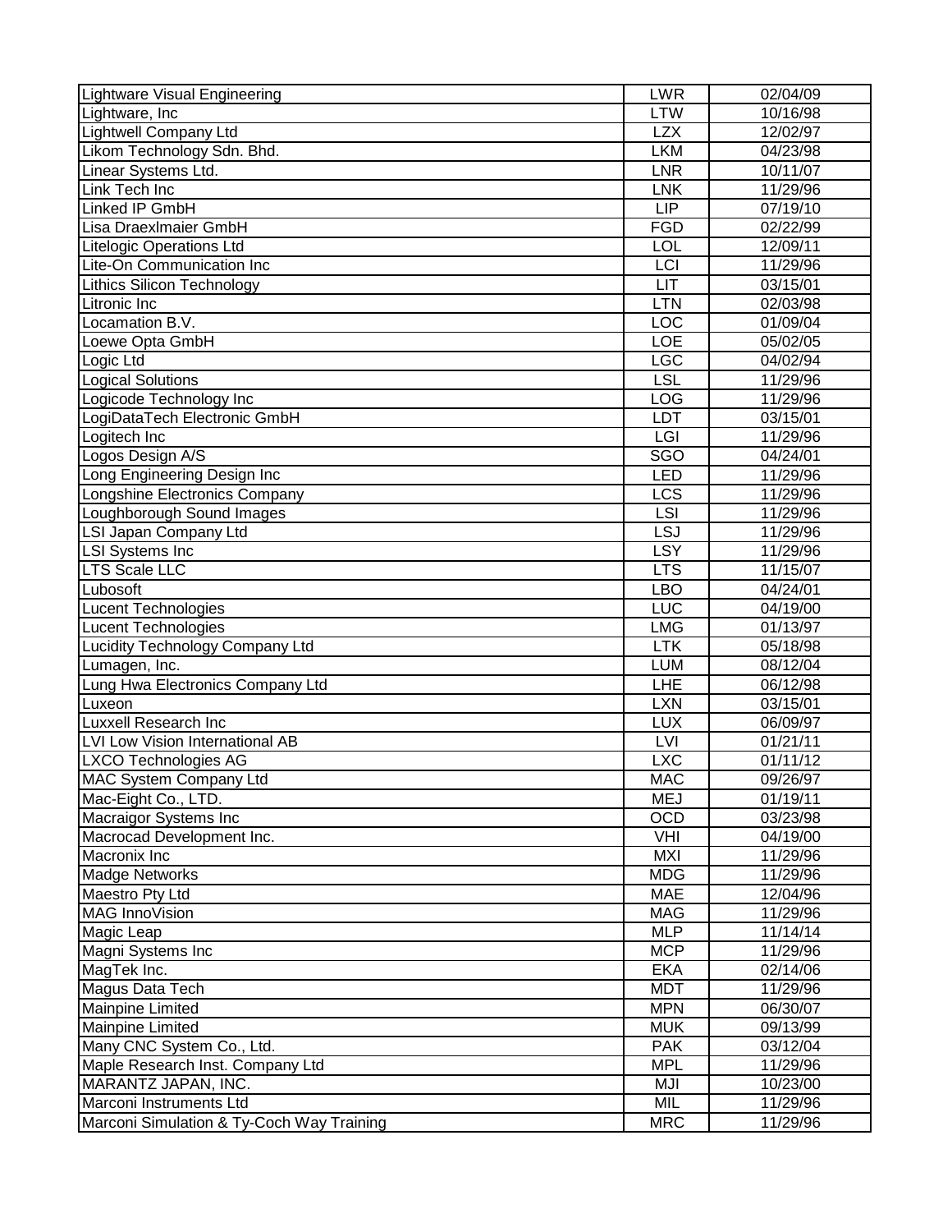| | | |
|---|---|---|
| Lightware Visual Engineering | LWR | 02/04/09 |
| Lightware, Inc | LTW | 10/16/98 |
| Lightwell Company Ltd | LZX | 12/02/97 |
| Likom Technology Sdn. Bhd. | LKM | 04/23/98 |
| Linear Systems Ltd. | LNR | 10/11/07 |
| Link Tech Inc | LNK | 11/29/96 |
| Linked IP GmbH | LIP | 07/19/10 |
| Lisa Draexlmaier GmbH | FGD | 02/22/99 |
| Litelogic Operations Ltd | LOL | 12/09/11 |
| Lite-On Communication Inc | LCI | 11/29/96 |
| Lithics Silicon Technology | LIT | 03/15/01 |
| Litronic Inc | LTN | 02/03/98 |
| Locamation B.V. | LOC | 01/09/04 |
| Loewe Opta GmbH | LOE | 05/02/05 |
| Logic Ltd | LGC | 04/02/94 |
| Logical Solutions | LSL | 11/29/96 |
| Logicode Technology Inc | LOG | 11/29/96 |
| LogiDataTech Electronic GmbH | LDT | 03/15/01 |
| Logitech Inc | LGI | 11/29/96 |
| Logos Design A/S | SGO | 04/24/01 |
| Long Engineering Design Inc | LED | 11/29/96 |
| Longshine Electronics Company | LCS | 11/29/96 |
| Loughborough Sound Images | LSI | 11/29/96 |
| LSI Japan Company Ltd | LSJ | 11/29/96 |
| LSI Systems Inc | LSY | 11/29/96 |
| LTS Scale LLC | LTS | 11/15/07 |
| Lubosoft | LBO | 04/24/01 |
| Lucent Technologies | LUC | 04/19/00 |
| Lucent Technologies | LMG | 01/13/97 |
| Lucidity Technology Company Ltd | LTK | 05/18/98 |
| Lumagen, Inc. | LUM | 08/12/04 |
| Lung Hwa Electronics Company Ltd | LHE | 06/12/98 |
| Luxeon | LXN | 03/15/01 |
| Luxxell Research Inc | LUX | 06/09/97 |
| LVI Low Vision International AB | LVI | 01/21/11 |
| LXCO Technologies AG | LXC | 01/11/12 |
| MAC System Company Ltd | MAC | 09/26/97 |
| Mac-Eight Co., LTD. | MEJ | 01/19/11 |
| Macraigor Systems Inc | OCD | 03/23/98 |
| Macrocad Development Inc. | VHI | 04/19/00 |
| Macronix Inc | MXI | 11/29/96 |
| Madge Networks | MDG | 11/29/96 |
| Maestro Pty Ltd | MAE | 12/04/96 |
| MAG InnoVision | MAG | 11/29/96 |
| Magic Leap | MLP | 11/14/14 |
| Magni Systems Inc | MCP | 11/29/96 |
| MagTek Inc. | EKA | 02/14/06 |
| Magus Data Tech | MDT | 11/29/96 |
| Mainpine Limited | MPN | 06/30/07 |
| Mainpine Limited | MUK | 09/13/99 |
| Many CNC System Co., Ltd. | PAK | 03/12/04 |
| Maple Research Inst. Company Ltd | MPL | 11/29/96 |
| MARANTZ JAPAN, INC. | MJI | 10/23/00 |
| Marconi Instruments Ltd | MIL | 11/29/96 |
| Marconi Simulation & Ty-Coch Way Training | MRC | 11/29/96 |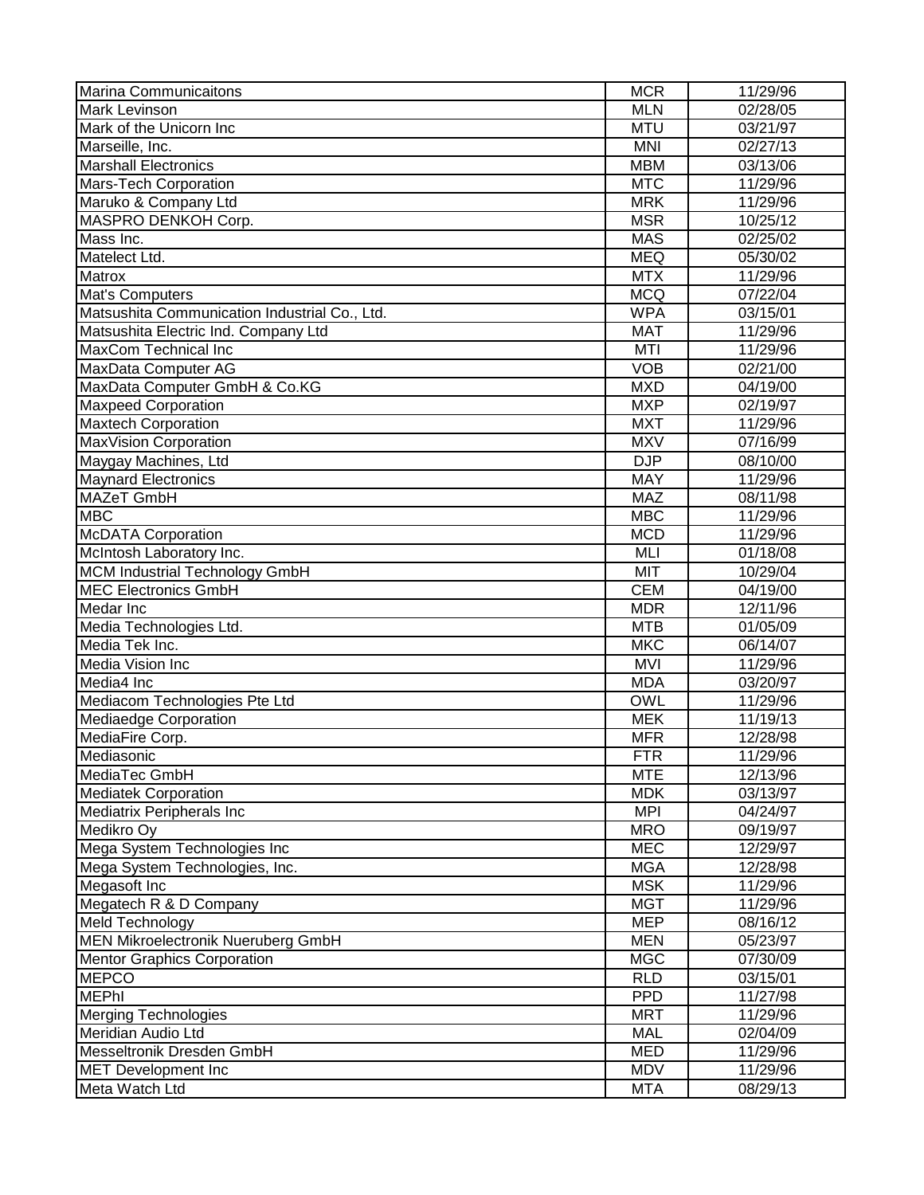| | | |
|---|---|---|
| Marina Communicaitons | MCR | 11/29/96 |
| Mark Levinson | MLN | 02/28/05 |
| Mark of the Unicorn Inc | MTU | 03/21/97 |
| Marseille, Inc. | MNI | 02/27/13 |
| Marshall Electronics | MBM | 03/13/06 |
| Mars-Tech Corporation | MTC | 11/29/96 |
| Maruko & Company Ltd | MRK | 11/29/96 |
| MASPRO DENKOH Corp. | MSR | 10/25/12 |
| Mass Inc. | MAS | 02/25/02 |
| Matelect Ltd. | MEQ | 05/30/02 |
| Matrox | MTX | 11/29/96 |
| Mat's Computers | MCQ | 07/22/04 |
| Matsushita Communication Industrial Co., Ltd. | WPA | 03/15/01 |
| Matsushita Electric Ind. Company Ltd | MAT | 11/29/96 |
| MaxCom Technical Inc | MTI | 11/29/96 |
| MaxData Computer AG | VOB | 02/21/00 |
| MaxData Computer GmbH & Co.KG | MXD | 04/19/00 |
| Maxpeed Corporation | MXP | 02/19/97 |
| Maxtech Corporation | MXT | 11/29/96 |
| MaxVision Corporation | MXV | 07/16/99 |
| Maygay Machines, Ltd | DJP | 08/10/00 |
| Maynard Electronics | MAY | 11/29/96 |
| MAZeT GmbH | MAZ | 08/11/98 |
| MBC | MBC | 11/29/96 |
| McDATA Corporation | MCD | 11/29/96 |
| McIntosh Laboratory Inc. | MLI | 01/18/08 |
| MCM Industrial Technology GmbH | MIT | 10/29/04 |
| MEC Electronics GmbH | CEM | 04/19/00 |
| Medar Inc | MDR | 12/11/96 |
| Media Technologies Ltd. | MTB | 01/05/09 |
| Media Tek Inc. | MKC | 06/14/07 |
| Media Vision Inc | MVI | 11/29/96 |
| Media4 Inc | MDA | 03/20/97 |
| Mediacom Technologies Pte Ltd | OWL | 11/29/96 |
| Mediaedge Corporation | MEK | 11/19/13 |
| MediaFire Corp. | MFR | 12/28/98 |
| Mediasonic | FTR | 11/29/96 |
| MediaTec GmbH | MTE | 12/13/96 |
| Mediatek Corporation | MDK | 03/13/97 |
| Mediatrix Peripherals Inc | MPI | 04/24/97 |
| Medikro Oy | MRO | 09/19/97 |
| Mega System Technologies Inc | MEC | 12/29/97 |
| Mega System Technologies, Inc. | MGA | 12/28/98 |
| Megasoft Inc | MSK | 11/29/96 |
| Megatech R & D Company | MGT | 11/29/96 |
| Meld Technology | MEP | 08/16/12 |
| MEN Mikroelectronik Nueruberg GmbH | MEN | 05/23/97 |
| Mentor Graphics Corporation | MGC | 07/30/09 |
| MEPCO | RLD | 03/15/01 |
| MEPhI | PPD | 11/27/98 |
| Merging Technologies | MRT | 11/29/96 |
| Meridian Audio Ltd | MAL | 02/04/09 |
| Messeltronik Dresden GmbH | MED | 11/29/96 |
| MET Development Inc | MDV | 11/29/96 |
| Meta Watch Ltd | MTA | 08/29/13 |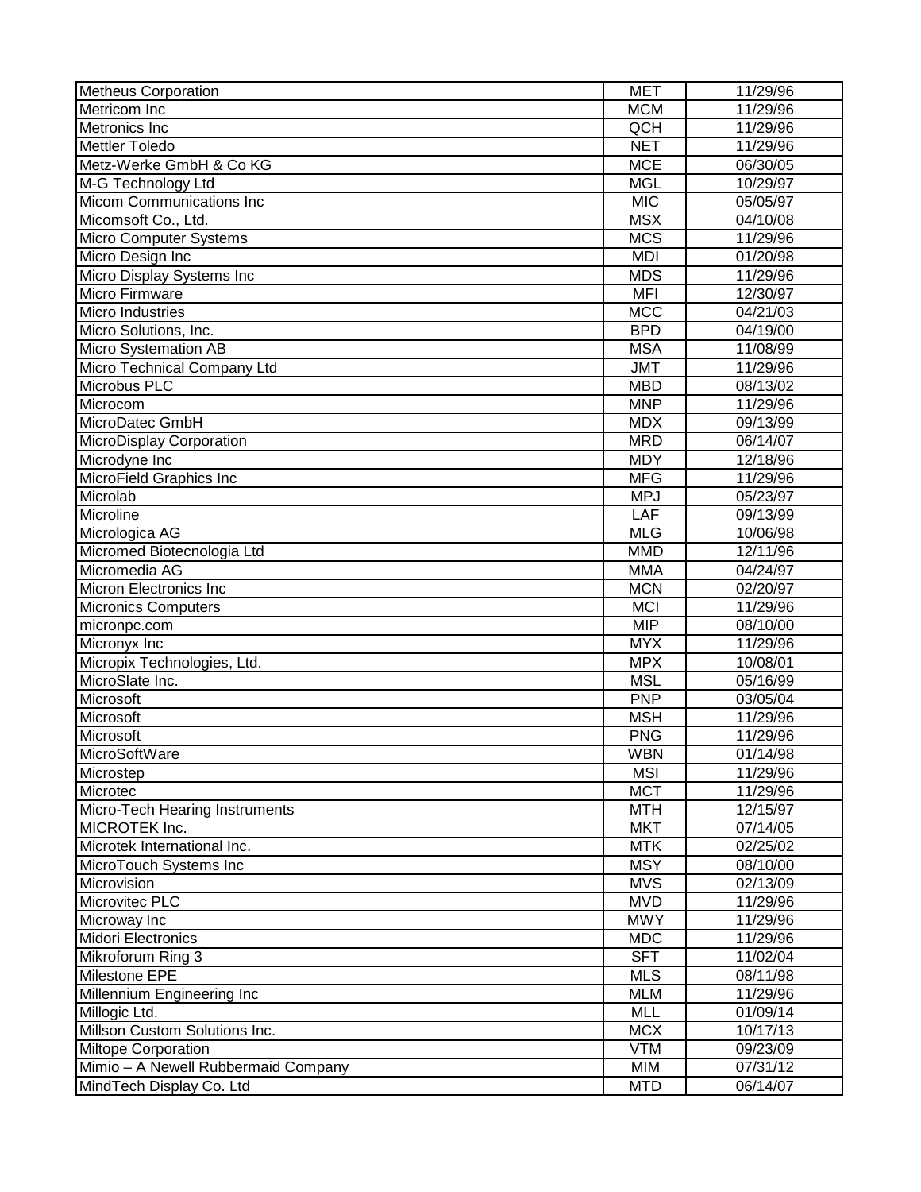| | | |
|---|---|---|
| Metheus Corporation | MET | 11/29/96 |
| Metricom Inc | MCM | 11/29/96 |
| Metronics Inc | QCH | 11/29/96 |
| Mettler Toledo | NET | 11/29/96 |
| Metz-Werke GmbH & Co KG | MCE | 06/30/05 |
| M-G Technology Ltd | MGL | 10/29/97 |
| Micom Communications Inc | MIC | 05/05/97 |
| Micomsoft Co., Ltd. | MSX | 04/10/08 |
| Micro Computer Systems | MCS | 11/29/96 |
| Micro Design Inc | MDI | 01/20/98 |
| Micro Display Systems Inc | MDS | 11/29/96 |
| Micro Firmware | MFI | 12/30/97 |
| Micro Industries | MCC | 04/21/03 |
| Micro Solutions, Inc. | BPD | 04/19/00 |
| Micro Systemation AB | MSA | 11/08/99 |
| Micro Technical Company Ltd | JMT | 11/29/96 |
| Microbus PLC | MBD | 08/13/02 |
| Microcom | MNP | 11/29/96 |
| MicroDatec GmbH | MDX | 09/13/99 |
| MicroDisplay Corporation | MRD | 06/14/07 |
| Microdyne Inc | MDY | 12/18/96 |
| MicroField Graphics Inc | MFG | 11/29/96 |
| Microlab | MPJ | 05/23/97 |
| Microline | LAF | 09/13/99 |
| Micrologica AG | MLG | 10/06/98 |
| Micromed Biotecnologia Ltd | MMD | 12/11/96 |
| Micromedia AG | MMA | 04/24/97 |
| Micron Electronics Inc | MCN | 02/20/97 |
| Micronics Computers | MCI | 11/29/96 |
| micronpc.com | MIP | 08/10/00 |
| Micronyx Inc | MYX | 11/29/96 |
| Micropix Technologies, Ltd. | MPX | 10/08/01 |
| MicroSlate Inc. | MSL | 05/16/99 |
| Microsoft | PNP | 03/05/04 |
| Microsoft | MSH | 11/29/96 |
| Microsoft | PNG | 11/29/96 |
| MicroSoftWare | WBN | 01/14/98 |
| Microstep | MSI | 11/29/96 |
| Microtec | MCT | 11/29/96 |
| Micro-Tech Hearing Instruments | MTH | 12/15/97 |
| MICROTEK Inc. | MKT | 07/14/05 |
| Microtek International Inc. | MTK | 02/25/02 |
| MicroTouch Systems Inc | MSY | 08/10/00 |
| Microvision | MVS | 02/13/09 |
| Microvitec PLC | MVD | 11/29/96 |
| Microway Inc | MWY | 11/29/96 |
| Midori Electronics | MDC | 11/29/96 |
| Mikroforum Ring 3 | SFT | 11/02/04 |
| Milestone EPE | MLS | 08/11/98 |
| Millennium Engineering Inc | MLM | 11/29/96 |
| Millogic Ltd. | MLL | 01/09/14 |
| Millson Custom Solutions Inc. | MCX | 10/17/13 |
| Miltope Corporation | VTM | 09/23/09 |
| Mimio – A Newell Rubbermaid Company | MIM | 07/31/12 |
| MindTech Display Co. Ltd | MTD | 06/14/07 |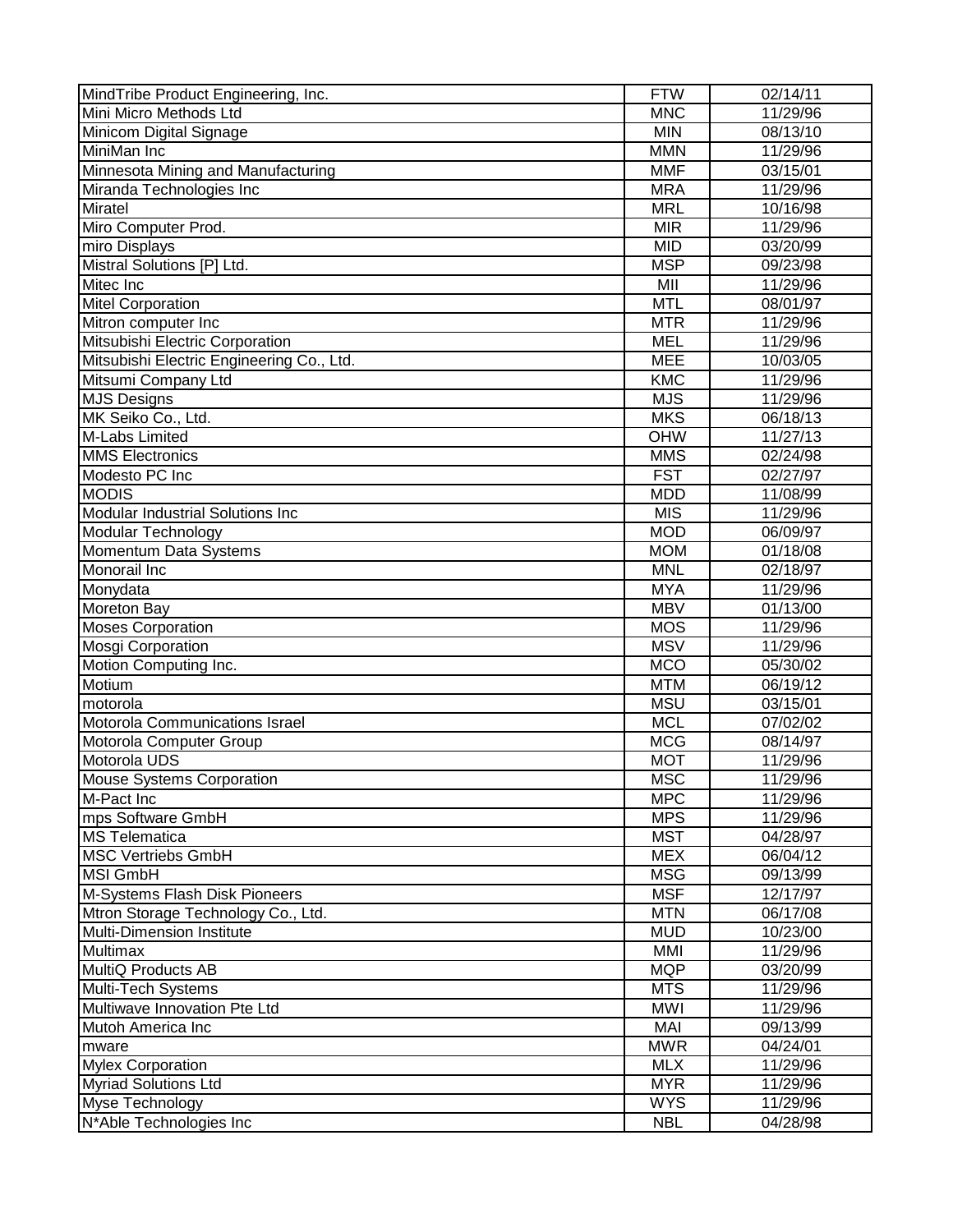| | | |
|---|---|---|
| MindTribe Product Engineering, Inc. | FTW | 02/14/11 |
| Mini Micro Methods Ltd | MNC | 11/29/96 |
| Minicom Digital Signage | MIN | 08/13/10 |
| MiniMan Inc | MMN | 11/29/96 |
| Minnesota Mining and Manufacturing | MMF | 03/15/01 |
| Miranda Technologies Inc | MRA | 11/29/96 |
| Miratel | MRL | 10/16/98 |
| Miro Computer Prod. | MIR | 11/29/96 |
| miro Displays | MID | 03/20/99 |
| Mistral Solutions [P] Ltd. | MSP | 09/23/98 |
| Mitec Inc | MII | 11/29/96 |
| Mitel Corporation | MTL | 08/01/97 |
| Mitron computer Inc | MTR | 11/29/96 |
| Mitsubishi Electric Corporation | MEL | 11/29/96 |
| Mitsubishi Electric Engineering Co., Ltd. | MEE | 10/03/05 |
| Mitsumi Company Ltd | KMC | 11/29/96 |
| MJS Designs | MJS | 11/29/96 |
| MK Seiko Co., Ltd. | MKS | 06/18/13 |
| M-Labs Limited | OHW | 11/27/13 |
| MMS Electronics | MMS | 02/24/98 |
| Modesto PC Inc | FST | 02/27/97 |
| MODIS | MDD | 11/08/99 |
| Modular Industrial Solutions Inc | MIS | 11/29/96 |
| Modular Technology | MOD | 06/09/97 |
| Momentum Data Systems | MOM | 01/18/08 |
| Monorail Inc | MNL | 02/18/97 |
| Monydata | MYA | 11/29/96 |
| Moreton Bay | MBV | 01/13/00 |
| Moses Corporation | MOS | 11/29/96 |
| Mosgi Corporation | MSV | 11/29/96 |
| Motion Computing Inc. | MCO | 05/30/02 |
| Motium | MTM | 06/19/12 |
| motorola | MSU | 03/15/01 |
| Motorola Communications Israel | MCL | 07/02/02 |
| Motorola Computer Group | MCG | 08/14/97 |
| Motorola UDS | MOT | 11/29/96 |
| Mouse Systems Corporation | MSC | 11/29/96 |
| M-Pact Inc | MPC | 11/29/96 |
| mps Software GmbH | MPS | 11/29/96 |
| MS Telematica | MST | 04/28/97 |
| MSC Vertriebs GmbH | MEX | 06/04/12 |
| MSI GmbH | MSG | 09/13/99 |
| M-Systems Flash Disk Pioneers | MSF | 12/17/97 |
| Mtron Storage Technology Co., Ltd. | MTN | 06/17/08 |
| Multi-Dimension Institute | MUD | 10/23/00 |
| Multimax | MMI | 11/29/96 |
| MultiQ Products AB | MQP | 03/20/99 |
| Multi-Tech Systems | MTS | 11/29/96 |
| Multiwave Innovation Pte Ltd | MWI | 11/29/96 |
| Mutoh America Inc | MAI | 09/13/99 |
| mware | MWR | 04/24/01 |
| Mylex Corporation | MLX | 11/29/96 |
| Myriad Solutions Ltd | MYR | 11/29/96 |
| Myse Technology | WYS | 11/29/96 |
| N*Able Technologies Inc | NBL | 04/28/98 |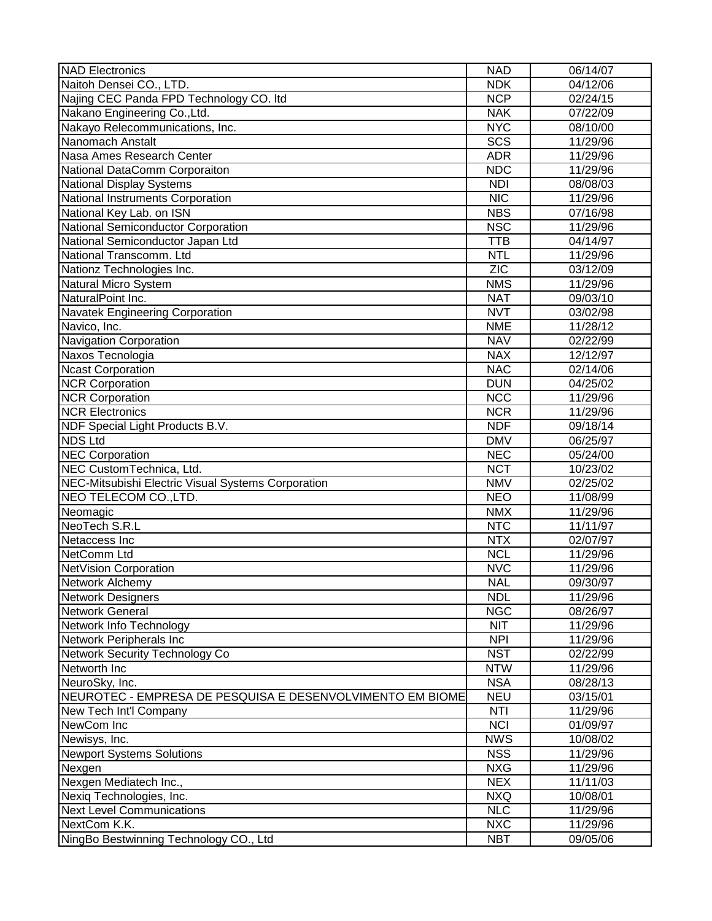| | | |
|---|---|---|
| NAD Electronics | NAD | 06/14/07 |
| Naitoh Densei CO., LTD. | NDK | 04/12/06 |
| Najing CEC Panda FPD Technology CO. ltd | NCP | 02/24/15 |
| Nakano Engineering Co.,Ltd. | NAK | 07/22/09 |
| Nakayo Relecommunications, Inc. | NYC | 08/10/00 |
| Nanomach Anstalt | SCS | 11/29/96 |
| Nasa Ames Research Center | ADR | 11/29/96 |
| National DataComm Corporaiton | NDC | 11/29/96 |
| National Display Systems | NDI | 08/08/03 |
| National Instruments Corporation | NIC | 11/29/96 |
| National Key Lab. on ISN | NBS | 07/16/98 |
| National Semiconductor Corporation | NSC | 11/29/96 |
| National Semiconductor Japan Ltd | TTB | 04/14/97 |
| National Transcomm. Ltd | NTL | 11/29/96 |
| Nationz Technologies Inc. | ZIC | 03/12/09 |
| Natural Micro System | NMS | 11/29/96 |
| NaturalPoint Inc. | NAT | 09/03/10 |
| Navatek Engineering Corporation | NVT | 03/02/98 |
| Navico, Inc. | NME | 11/28/12 |
| Navigation Corporation | NAV | 02/22/99 |
| Naxos Tecnologia | NAX | 12/12/97 |
| Ncast Corporation | NAC | 02/14/06 |
| NCR Corporation | DUN | 04/25/02 |
| NCR Corporation | NCC | 11/29/96 |
| NCR Electronics | NCR | 11/29/96 |
| NDF Special Light Products B.V. | NDF | 09/18/14 |
| NDS Ltd | DMV | 06/25/97 |
| NEC Corporation | NEC | 05/24/00 |
| NEC CustomTechnica, Ltd. | NCT | 10/23/02 |
| NEC-Mitsubishi Electric Visual Systems Corporation | NMV | 02/25/02 |
| NEO TELECOM CO.,LTD. | NEO | 11/08/99 |
| Neomagic | NMX | 11/29/96 |
| NeoTech S.R.L | NTC | 11/11/97 |
| Netaccess Inc | NTX | 02/07/97 |
| NetComm Ltd | NCL | 11/29/96 |
| NetVision Corporation | NVC | 11/29/96 |
| Network Alchemy | NAL | 09/30/97 |
| Network Designers | NDL | 11/29/96 |
| Network General | NGC | 08/26/97 |
| Network Info Technology | NIT | 11/29/96 |
| Network Peripherals Inc | NPI | 11/29/96 |
| Network Security Technology Co | NST | 02/22/99 |
| Networth Inc | NTW | 11/29/96 |
| NeuroSky, Inc. | NSA | 08/28/13 |
| NEUROTEC - EMPRESA DE PESQUISA E DESENVOLVIMENTO EM BIOME | NEU | 03/15/01 |
| New Tech Int'l Company | NTI | 11/29/96 |
| NewCom Inc | NCI | 01/09/97 |
| Newisys, Inc. | NWS | 10/08/02 |
| Newport Systems Solutions | NSS | 11/29/96 |
| Nexgen | NXG | 11/29/96 |
| Nexgen Mediatech Inc., | NEX | 11/11/03 |
| Nexiq Technologies, Inc. | NXQ | 10/08/01 |
| Next Level Communications | NLC | 11/29/96 |
| NextCom K.K. | NXC | 11/29/96 |
| NingBo Bestwinning Technology CO., Ltd | NBT | 09/05/06 |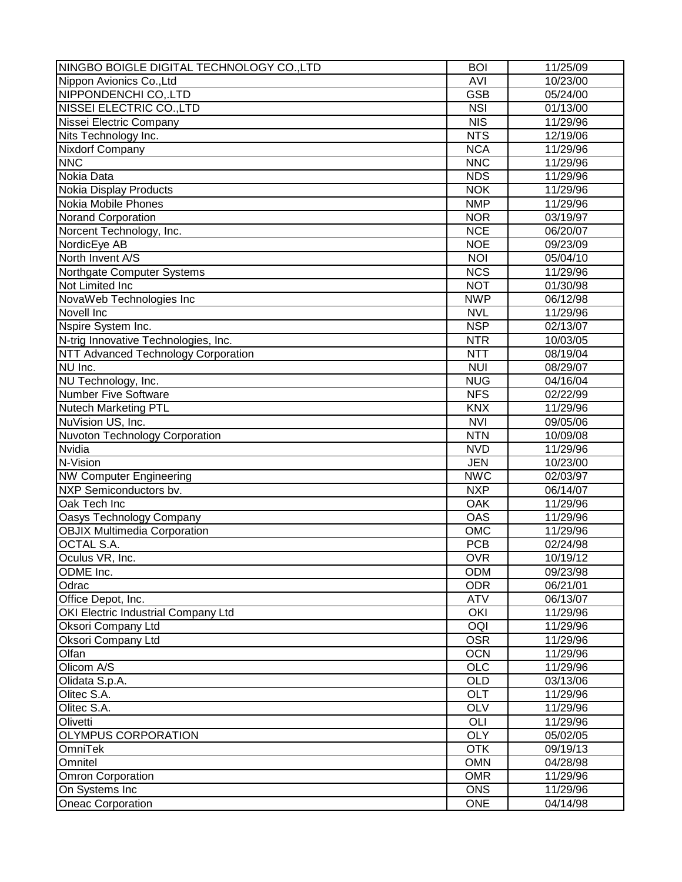| | | |
|---|---|---|
| NINGBO BOIGLE DIGITAL TECHNOLOGY CO.,LTD | BOI | 11/25/09 |
| Nippon Avionics Co.,Ltd | AVI | 10/23/00 |
| NIPPONDENCHI CO,.LTD | GSB | 05/24/00 |
| NISSEI ELECTRIC CO.,LTD | NSI | 01/13/00 |
| Nissei Electric Company | NIS | 11/29/96 |
| Nits Technology Inc. | NTS | 12/19/06 |
| Nixdorf Company | NCA | 11/29/96 |
| NNC | NNC | 11/29/96 |
| Nokia Data | NDS | 11/29/96 |
| Nokia Display Products | NOK | 11/29/96 |
| Nokia Mobile Phones | NMP | 11/29/96 |
| Norand Corporation | NOR | 03/19/97 |
| Norcent Technology, Inc. | NCE | 06/20/07 |
| NordicEye AB | NOE | 09/23/09 |
| North Invent A/S | NOI | 05/04/10 |
| Northgate Computer Systems | NCS | 11/29/96 |
| Not Limited Inc | NOT | 01/30/98 |
| NovaWeb Technologies Inc | NWP | 06/12/98 |
| Novell Inc | NVL | 11/29/96 |
| Nspire System Inc. | NSP | 02/13/07 |
| N-trig Innovative Technologies, Inc. | NTR | 10/03/05 |
| NTT Advanced Technology Corporation | NTT | 08/19/04 |
| NU Inc. | NUI | 08/29/07 |
| NU Technology, Inc. | NUG | 04/16/04 |
| Number Five Software | NFS | 02/22/99 |
| Nutech Marketing PTL | KNX | 11/29/96 |
| NuVision US, Inc. | NVI | 09/05/06 |
| Nuvoton Technology Corporation | NTN | 10/09/08 |
| Nvidia | NVD | 11/29/96 |
| N-Vision | JEN | 10/23/00 |
| NW Computer Engineering | NWC | 02/03/97 |
| NXP Semiconductors bv. | NXP | 06/14/07 |
| Oak Tech Inc | OAK | 11/29/96 |
| Oasys Technology Company | OAS | 11/29/96 |
| OBJIX Multimedia Corporation | OMC | 11/29/96 |
| OCTAL S.A. | PCB | 02/24/98 |
| Oculus VR, Inc. | OVR | 10/19/12 |
| ODME Inc. | ODM | 09/23/98 |
| Odrac | ODR | 06/21/01 |
| Office Depot, Inc. | ATV | 06/13/07 |
| OKI Electric Industrial Company Ltd | OKI | 11/29/96 |
| Oksori Company Ltd | OQI | 11/29/96 |
| Oksori Company Ltd | OSR | 11/29/96 |
| Olfan | OCN | 11/29/96 |
| Olicom A/S | OLC | 11/29/96 |
| Olidata S.p.A. | OLD | 03/13/06 |
| Olitec S.A. | OLT | 11/29/96 |
| Olitec S.A. | OLV | 11/29/96 |
| Olivetti | OLI | 11/29/96 |
| OLYMPUS CORPORATION | OLY | 05/02/05 |
| OmniTek | OTK | 09/19/13 |
| Omnitel | OMN | 04/28/98 |
| Omron Corporation | OMR | 11/29/96 |
| On Systems Inc | ONS | 11/29/96 |
| Oneac Corporation | ONE | 04/14/98 |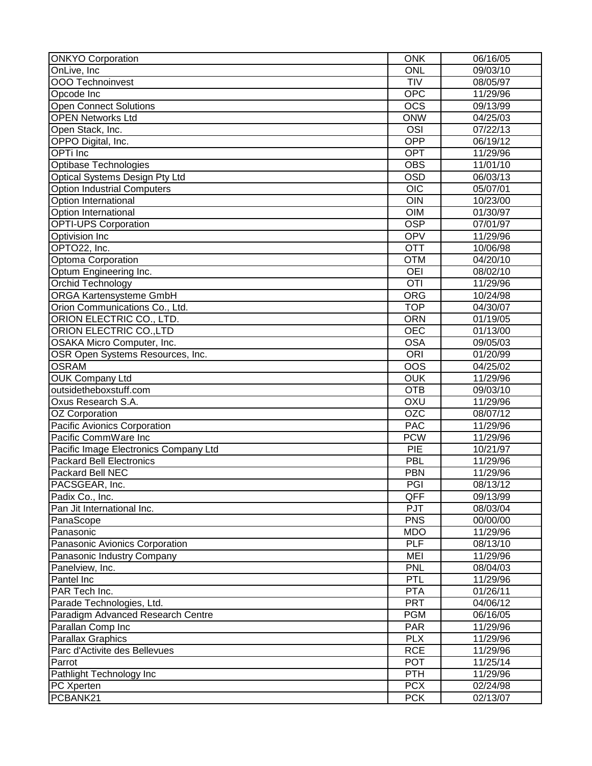| | | |
|---|---|---|
| ONKYO Corporation | ONK | 06/16/05 |
| OnLive, Inc | ONL | 09/03/10 |
| OOO Technoinvest | TIV | 08/05/97 |
| Opcode Inc | OPC | 11/29/96 |
| Open Connect Solutions | OCS | 09/13/99 |
| OPEN Networks Ltd | ONW | 04/25/03 |
| Open Stack, Inc. | OSI | 07/22/13 |
| OPPO Digital, Inc. | OPP | 06/19/12 |
| OPTi Inc | OPT | 11/29/96 |
| Optibase Technologies | OBS | 11/01/10 |
| Optical Systems Design Pty Ltd | OSD | 06/03/13 |
| Option Industrial Computers | OIC | 05/07/01 |
| Option International | OIN | 10/23/00 |
| Option International | OIM | 01/30/97 |
| OPTI-UPS Corporation | OSP | 07/01/97 |
| Optivision Inc | OPV | 11/29/96 |
| OPTO22, Inc. | OTT | 10/06/98 |
| Optoma Corporation | OTM | 04/20/10 |
| Optum Engineering Inc. | OEI | 08/02/10 |
| Orchid Technology | OTI | 11/29/96 |
| ORGA Kartensysteme GmbH | ORG | 10/24/98 |
| Orion Communications Co., Ltd. | TOP | 04/30/07 |
| ORION ELECTRIC CO., LTD. | ORN | 01/19/05 |
| ORION ELECTRIC CO.,LTD | OEC | 01/13/00 |
| OSAKA Micro Computer, Inc. | OSA | 09/05/03 |
| OSR Open Systems Resources, Inc. | ORI | 01/20/99 |
| OSRAM | OOS | 04/25/02 |
| OUK Company Ltd | OUK | 11/29/96 |
| outsidetheboxstuff.com | OTB | 09/03/10 |
| Oxus Research S.A. | OXU | 11/29/96 |
| OZ Corporation | OZC | 08/07/12 |
| Pacific Avionics Corporation | PAC | 11/29/96 |
| Pacific CommWare Inc | PCW | 11/29/96 |
| Pacific Image Electronics Company Ltd | PIE | 10/21/97 |
| Packard Bell Electronics | PBL | 11/29/96 |
| Packard Bell NEC | PBN | 11/29/96 |
| PACSGEAR, Inc. | PGI | 08/13/12 |
| Padix Co., Inc. | QFF | 09/13/99 |
| Pan Jit International Inc. | PJT | 08/03/04 |
| PanaScope | PNS | 00/00/00 |
| Panasonic | MDO | 11/29/96 |
| Panasonic Avionics Corporation | PLF | 08/13/10 |
| Panasonic Industry Company | MEI | 11/29/96 |
| Panelview, Inc. | PNL | 08/04/03 |
| Pantel Inc | PTL | 11/29/96 |
| PAR Tech Inc. | PTA | 01/26/11 |
| Parade Technologies, Ltd. | PRT | 04/06/12 |
| Paradigm Advanced Research Centre | PGM | 06/16/05 |
| Parallan Comp Inc | PAR | 11/29/96 |
| Parallax Graphics | PLX | 11/29/96 |
| Parc d'Activite des Bellevues | RCE | 11/29/96 |
| Parrot | POT | 11/25/14 |
| Pathlight Technology Inc | PTH | 11/29/96 |
| PC Xperten | PCX | 02/24/98 |
| PCBANK21 | PCK | 02/13/07 |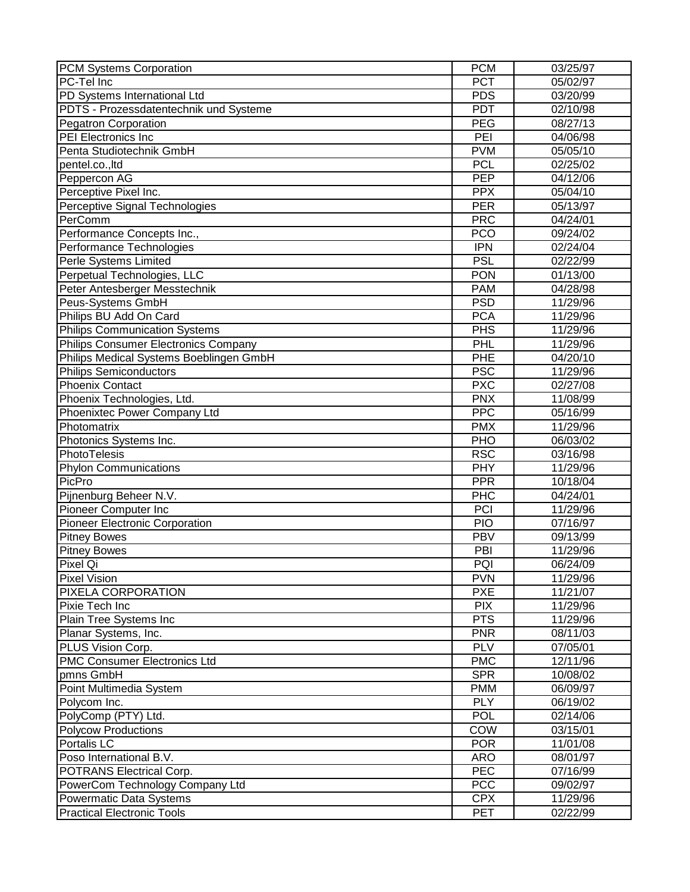| | | |
|---|---|---|
| PCM Systems Corporation | PCM | 03/25/97 |
| PC-Tel Inc | PCT | 05/02/97 |
| PD Systems International Ltd | PDS | 03/20/99 |
| PDTS - Prozessdatentechnik und Systeme | PDT | 02/10/98 |
| Pegatron Corporation | PEG | 08/27/13 |
| PEI Electronics Inc | PEI | 04/06/98 |
| Penta Studiotechnik GmbH | PVM | 05/05/10 |
| pentel.co.,ltd | PCL | 02/25/02 |
| Peppercon AG | PEP | 04/12/06 |
| Perceptive Pixel Inc. | PPX | 05/04/10 |
| Perceptive Signal Technologies | PER | 05/13/97 |
| PerComm | PRC | 04/24/01 |
| Performance Concepts Inc., | PCO | 09/24/02 |
| Performance Technologies | IPN | 02/24/04 |
| Perle Systems Limited | PSL | 02/22/99 |
| Perpetual Technologies, LLC | PON | 01/13/00 |
| Peter Antesberger Messtechnik | PAM | 04/28/98 |
| Peus-Systems GmbH | PSD | 11/29/96 |
| Philips BU Add On Card | PCA | 11/29/96 |
| Philips Communication Systems | PHS | 11/29/96 |
| Philips Consumer Electronics Company | PHL | 11/29/96 |
| Philips Medical Systems Boeblingen GmbH | PHE | 04/20/10 |
| Philips Semiconductors | PSC | 11/29/96 |
| Phoenix Contact | PXC | 02/27/08 |
| Phoenix Technologies, Ltd. | PNX | 11/08/99 |
| Phoenixtec Power Company Ltd | PPC | 05/16/99 |
| Photomatrix | PMX | 11/29/96 |
| Photonics Systems Inc. | PHO | 06/03/02 |
| PhotoTelesis | RSC | 03/16/98 |
| Phylon Communications | PHY | 11/29/96 |
| PicPro | PPR | 10/18/04 |
| Pijnenburg Beheer N.V. | PHC | 04/24/01 |
| Pioneer Computer Inc | PCI | 11/29/96 |
| Pioneer Electronic Corporation | PIO | 07/16/97 |
| Pitney Bowes | PBV | 09/13/99 |
| Pitney Bowes | PBI | 11/29/96 |
| Pixel Qi | PQI | 06/24/09 |
| Pixel Vision | PVN | 11/29/96 |
| PIXELA CORPORATION | PXE | 11/21/07 |
| Pixie Tech Inc | PIX | 11/29/96 |
| Plain Tree Systems Inc | PTS | 11/29/96 |
| Planar Systems, Inc. | PNR | 08/11/03 |
| PLUS Vision Corp. | PLV | 07/05/01 |
| PMC Consumer Electronics Ltd | PMC | 12/11/96 |
| pmns GmbH | SPR | 10/08/02 |
| Point Multimedia System | PMM | 06/09/97 |
| Polycom Inc. | PLY | 06/19/02 |
| PolyComp (PTY) Ltd. | POL | 02/14/06 |
| Polycow Productions | COW | 03/15/01 |
| Portalis LC | POR | 11/01/08 |
| Poso International B.V. | ARO | 08/01/97 |
| POTRANS Electrical Corp. | PEC | 07/16/99 |
| PowerCom Technology Company Ltd | PCC | 09/02/97 |
| Powermatic Data Systems | CPX | 11/29/96 |
| Practical Electronic Tools | PET | 02/22/99 |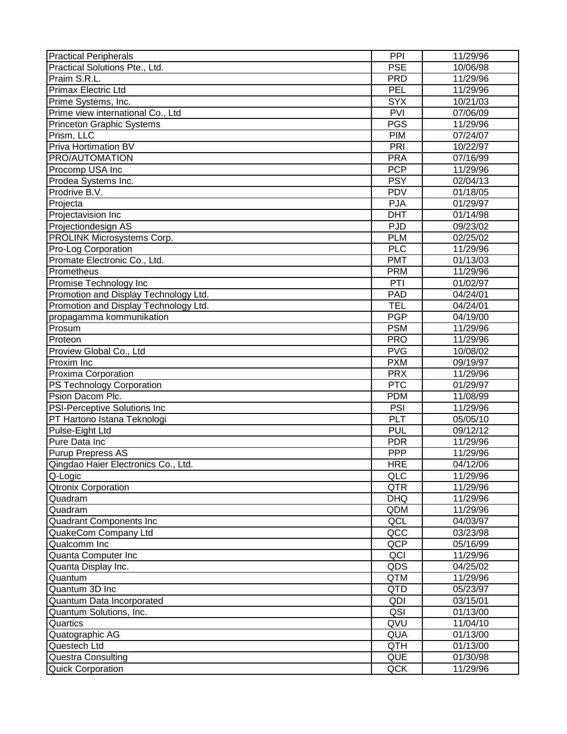| | | |
|---|---|---|
| Practical Peripherals | PPI | 11/29/96 |
| Practical Solutions Pte., Ltd. | PSE | 10/06/98 |
| Praim S.R.L. | PRD | 11/29/96 |
| Primax Electric Ltd | PEL | 11/29/96 |
| Prime Systems, Inc. | SYX | 10/21/03 |
| Prime view international Co., Ltd | PVI | 07/06/09 |
| Princeton Graphic Systems | PGS | 11/29/96 |
| Prism, LLC | PIM | 07/24/07 |
| Priva Hortimation BV | PRI | 10/22/97 |
| PRO/AUTOMATION | PRA | 07/16/99 |
| Procomp USA Inc | PCP | 11/29/96 |
| Prodea Systems Inc. | PSY | 02/04/13 |
| Prodrive B.V. | PDV | 01/18/05 |
| Projecta | PJA | 01/29/97 |
| Projectavision Inc | DHT | 01/14/98 |
| Projectiondesign AS | PJD | 09/23/02 |
| PROLINK Microsystems Corp. | PLM | 02/25/02 |
| Pro-Log Corporation | PLC | 11/29/96 |
| Promate Electronic Co., Ltd. | PMT | 01/13/03 |
| Prometheus | PRM | 11/29/96 |
| Promise Technology Inc | PTI | 01/02/97 |
| Promotion and Display Technology Ltd. | PAD | 04/24/01 |
| Promotion and Display Technology Ltd. | TEL | 04/24/01 |
| propagamma kommunikation | PGP | 04/19/00 |
| Prosum | PSM | 11/29/96 |
| Proteon | PRO | 11/29/96 |
| Proview Global Co., Ltd | PVG | 10/08/02 |
| Proxim Inc | PXM | 09/19/97 |
| Proxima Corporation | PRX | 11/29/96 |
| PS Technology Corporation | PTC | 01/29/97 |
| Psion Dacom Plc. | PDM | 11/08/99 |
| PSI-Perceptive Solutions Inc | PSI | 11/29/96 |
| PT Hartono Istana Teknologi | PLT | 05/05/10 |
| Pulse-Eight Ltd | PUL | 09/12/12 |
| Pure Data Inc | PDR | 11/29/96 |
| Purup Prepress AS | PPP | 11/29/96 |
| Qingdao Haier Electronics Co., Ltd. | HRE | 04/12/06 |
| Q-Logic | QLC | 11/29/96 |
| Qtronix Corporation | QTR | 11/29/96 |
| Quadram | DHQ | 11/29/96 |
| Quadram | QDM | 11/29/96 |
| Quadrant Components Inc | QCL | 04/03/97 |
| QuakeCom Company Ltd | QCC | 03/23/98 |
| Qualcomm Inc | QCP | 05/16/99 |
| Quanta Computer Inc | QCI | 11/29/96 |
| Quanta Display Inc. | QDS | 04/25/02 |
| Quantum | QTM | 11/29/96 |
| Quantum 3D Inc | QTD | 05/23/97 |
| Quantum Data Incorporated | QDI | 03/15/01 |
| Quantum Solutions, Inc. | QSI | 01/13/00 |
| Quartics | QVU | 11/04/10 |
| Quatographic AG | QUA | 01/13/00 |
| Questech Ltd | QTH | 01/13/00 |
| Questra Consulting | QUE | 01/30/98 |
| Quick Corporation | QCK | 11/29/96 |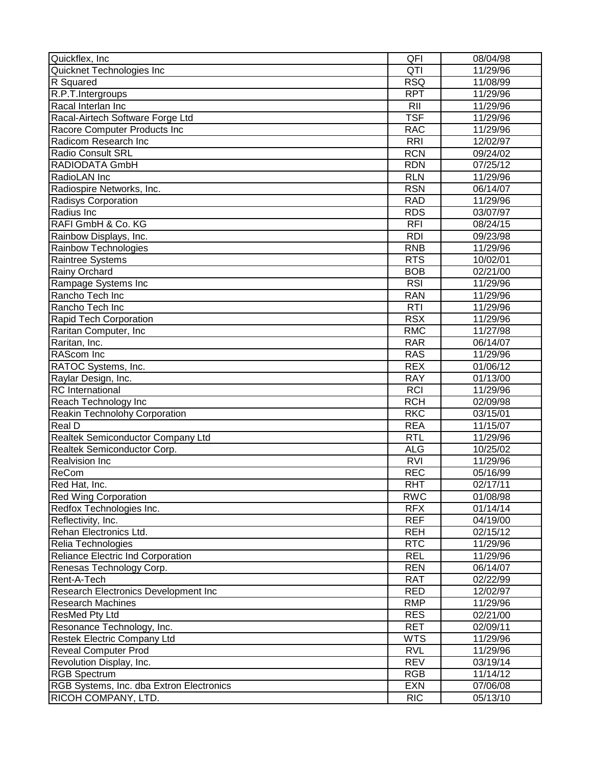| | | |
|---|---|---|
| Quickflex, Inc | QFI | 08/04/98 |
| Quicknet Technologies Inc | QTI | 11/29/96 |
| R Squared | RSQ | 11/08/99 |
| R.P.T.Intergroups | RPT | 11/29/96 |
| Racal Interlan Inc | RII | 11/29/96 |
| Racal-Airtech Software Forge Ltd | TSF | 11/29/96 |
| Racore Computer Products Inc | RAC | 11/29/96 |
| Radicom Research Inc | RRI | 12/02/97 |
| Radio Consult SRL | RCN | 09/24/02 |
| RADIODATA GmbH | RDN | 07/25/12 |
| RadioLAN Inc | RLN | 11/29/96 |
| Radiospire Networks, Inc. | RSN | 06/14/07 |
| Radisys Corporation | RAD | 11/29/96 |
| Radius Inc | RDS | 03/07/97 |
| RAFI GmbH & Co. KG | RFI | 08/24/15 |
| Rainbow Displays, Inc. | RDI | 09/23/98 |
| Rainbow Technologies | RNB | 11/29/96 |
| Raintree Systems | RTS | 10/02/01 |
| Rainy Orchard | BOB | 02/21/00 |
| Rampage Systems Inc | RSI | 11/29/96 |
| Rancho Tech Inc | RAN | 11/29/96 |
| Rancho Tech Inc | RTI | 11/29/96 |
| Rapid Tech Corporation | RSX | 11/29/96 |
| Raritan Computer, Inc | RMC | 11/27/98 |
| Raritan, Inc. | RAR | 06/14/07 |
| RAScom Inc | RAS | 11/29/96 |
| RATOC Systems, Inc. | REX | 01/06/12 |
| Raylar Design, Inc. | RAY | 01/13/00 |
| RC International | RCI | 11/29/96 |
| Reach Technology Inc | RCH | 02/09/98 |
| Reakin Technolohy Corporation | RKC | 03/15/01 |
| Real D | REA | 11/15/07 |
| Realtek Semiconductor Company Ltd | RTL | 11/29/96 |
| Realtek Semiconductor Corp. | ALG | 10/25/02 |
| Realvision Inc | RVI | 11/29/96 |
| ReCom | REC | 05/16/99 |
| Red Hat, Inc. | RHT | 02/17/11 |
| Red Wing Corporation | RWC | 01/08/98 |
| Redfox Technologies Inc. | RFX | 01/14/14 |
| Reflectivity, Inc. | REF | 04/19/00 |
| Rehan Electronics Ltd. | REH | 02/15/12 |
| Relia Technologies | RTC | 11/29/96 |
| Reliance Electric Ind Corporation | REL | 11/29/96 |
| Renesas Technology Corp. | REN | 06/14/07 |
| Rent-A-Tech | RAT | 02/22/99 |
| Research Electronics Development Inc | RED | 12/02/97 |
| Research Machines | RMP | 11/29/96 |
| ResMed Pty Ltd | RES | 02/21/00 |
| Resonance Technology, Inc. | RET | 02/09/11 |
| Restek Electric Company Ltd | WTS | 11/29/96 |
| Reveal Computer Prod | RVL | 11/29/96 |
| Revolution Display, Inc. | REV | 03/19/14 |
| RGB Spectrum | RGB | 11/14/12 |
| RGB Systems, Inc. dba Extron Electronics | EXN | 07/06/08 |
| RICOH COMPANY, LTD. | RIC | 05/13/10 |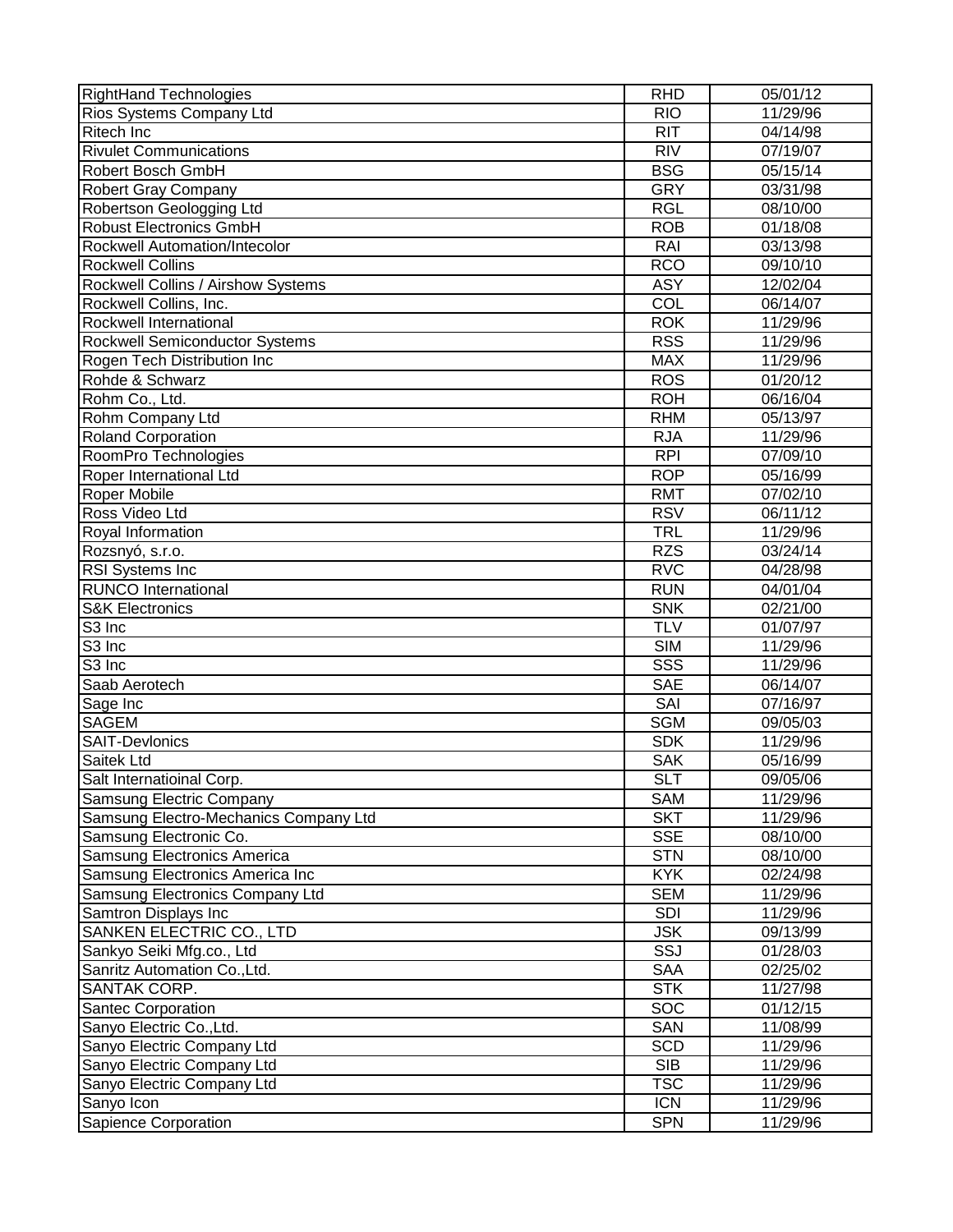| | | |
|---|---|---|
| RightHand Technologies | RHD | 05/01/12 |
| Rios Systems Company Ltd | RIO | 11/29/96 |
| Ritech Inc | RIT | 04/14/98 |
| Rivulet Communications | RIV | 07/19/07 |
| Robert Bosch GmbH | BSG | 05/15/14 |
| Robert Gray Company | GRY | 03/31/98 |
| Robertson Geologging Ltd | RGL | 08/10/00 |
| Robust Electronics GmbH | ROB | 01/18/08 |
| Rockwell Automation/Intecolor | RAI | 03/13/98 |
| Rockwell Collins | RCO | 09/10/10 |
| Rockwell Collins / Airshow Systems | ASY | 12/02/04 |
| Rockwell Collins, Inc. | COL | 06/14/07 |
| Rockwell International | ROK | 11/29/96 |
| Rockwell Semiconductor Systems | RSS | 11/29/96 |
| Rogen Tech Distribution Inc | MAX | 11/29/96 |
| Rohde & Schwarz | ROS | 01/20/12 |
| Rohm Co., Ltd. | ROH | 06/16/04 |
| Rohm Company Ltd | RHM | 05/13/97 |
| Roland Corporation | RJA | 11/29/96 |
| RoomPro Technologies | RPI | 07/09/10 |
| Roper International Ltd | ROP | 05/16/99 |
| Roper Mobile | RMT | 07/02/10 |
| Ross Video Ltd | RSV | 06/11/12 |
| Royal Information | TRL | 11/29/96 |
| Rozsnyó, s.r.o. | RZS | 03/24/14 |
| RSI Systems Inc | RVC | 04/28/98 |
| RUNCO International | RUN | 04/01/04 |
| S&K Electronics | SNK | 02/21/00 |
| S3 Inc | TLV | 01/07/97 |
| S3 Inc | SIM | 11/29/96 |
| S3 Inc | SSS | 11/29/96 |
| Saab Aerotech | SAE | 06/14/07 |
| Sage Inc | SAI | 07/16/97 |
| SAGEM | SGM | 09/05/03 |
| SAIT-Devlonics | SDK | 11/29/96 |
| Saitek Ltd | SAK | 05/16/99 |
| Salt Internatioinal Corp. | SLT | 09/05/06 |
| Samsung Electric Company | SAM | 11/29/96 |
| Samsung Electro-Mechanics Company Ltd | SKT | 11/29/96 |
| Samsung Electronic Co. | SSE | 08/10/00 |
| Samsung Electronics America | STN | 08/10/00 |
| Samsung Electronics America Inc | KYK | 02/24/98 |
| Samsung Electronics Company Ltd | SEM | 11/29/96 |
| Samtron Displays Inc | SDI | 11/29/96 |
| SANKEN ELECTRIC CO., LTD | JSK | 09/13/99 |
| Sankyo Seiki Mfg.co., Ltd | SSJ | 01/28/03 |
| Sanritz Automation Co.,Ltd. | SAA | 02/25/02 |
| SANTAK CORP. | STK | 11/27/98 |
| Santec Corporation | SOC | 01/12/15 |
| Sanyo Electric Co.,Ltd. | SAN | 11/08/99 |
| Sanyo Electric Company Ltd | SCD | 11/29/96 |
| Sanyo Electric Company Ltd | SIB | 11/29/96 |
| Sanyo Electric Company Ltd | TSC | 11/29/96 |
| Sanyo Icon | ICN | 11/29/96 |
| Sapience Corporation | SPN | 11/29/96 |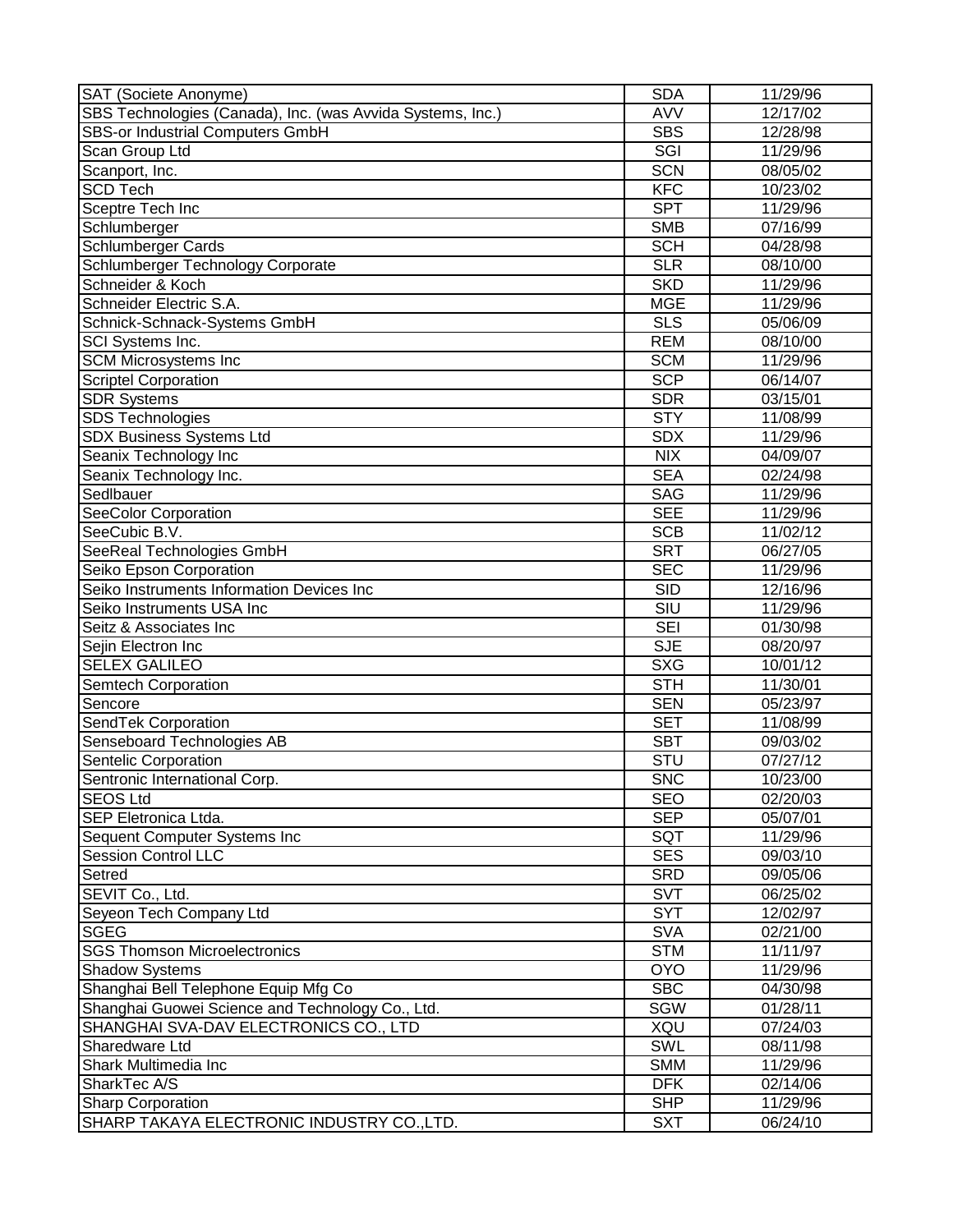| | | |
|---|---|---|
| SAT (Societe Anonyme) | SDA | 11/29/96 |
| SBS Technologies (Canada), Inc. (was Avvida Systems, Inc.) | AVV | 12/17/02 |
| SBS-or Industrial Computers GmbH | SBS | 12/28/98 |
| Scan Group Ltd | SGI | 11/29/96 |
| Scanport, Inc. | SCN | 08/05/02 |
| SCD Tech | KFC | 10/23/02 |
| Sceptre Tech Inc | SPT | 11/29/96 |
| Schlumberger | SMB | 07/16/99 |
| Schlumberger Cards | SCH | 04/28/98 |
| Schlumberger Technology Corporate | SLR | 08/10/00 |
| Schneider & Koch | SKD | 11/29/96 |
| Schneider Electric S.A. | MGE | 11/29/96 |
| Schnick-Schnack-Systems GmbH | SLS | 05/06/09 |
| SCI Systems Inc. | REM | 08/10/00 |
| SCM Microsystems Inc | SCM | 11/29/96 |
| Scriptel Corporation | SCP | 06/14/07 |
| SDR Systems | SDR | 03/15/01 |
| SDS Technologies | STY | 11/08/99 |
| SDX Business Systems Ltd | SDX | 11/29/96 |
| Seanix Technology Inc | NIX | 04/09/07 |
| Seanix Technology Inc. | SEA | 02/24/98 |
| Sedlbauer | SAG | 11/29/96 |
| SeeColor Corporation | SEE | 11/29/96 |
| SeeCubic B.V. | SCB | 11/02/12 |
| SeeReal Technologies GmbH | SRT | 06/27/05 |
| Seiko Epson Corporation | SEC | 11/29/96 |
| Seiko Instruments Information Devices Inc | SID | 12/16/96 |
| Seiko Instruments USA Inc | SIU | 11/29/96 |
| Seitz & Associates Inc | SEI | 01/30/98 |
| Sejin Electron Inc | SJE | 08/20/97 |
| SELEX GALILEO | SXG | 10/01/12 |
| Semtech Corporation | STH | 11/30/01 |
| Sencore | SEN | 05/23/97 |
| SendTek Corporation | SET | 11/08/99 |
| Senseboard Technologies AB | SBT | 09/03/02 |
| Sentelic Corporation | STU | 07/27/12 |
| Sentronic International Corp. | SNC | 10/23/00 |
| SEOS Ltd | SEO | 02/20/03 |
| SEP Eletronica Ltda. | SEP | 05/07/01 |
| Sequent Computer Systems Inc | SQT | 11/29/96 |
| Session Control LLC | SES | 09/03/10 |
| Setred | SRD | 09/05/06 |
| SEVIT Co., Ltd. | SVT | 06/25/02 |
| Seyeon Tech Company Ltd | SYT | 12/02/97 |
| SGEG | SVA | 02/21/00 |
| SGS Thomson Microelectronics | STM | 11/11/97 |
| Shadow Systems | OYO | 11/29/96 |
| Shanghai Bell Telephone Equip Mfg Co | SBC | 04/30/98 |
| Shanghai Guowei Science and Technology Co., Ltd. | SGW | 01/28/11 |
| SHANGHAI SVA-DAV ELECTRONICS CO., LTD | XQU | 07/24/03 |
| Sharedware Ltd | SWL | 08/11/98 |
| Shark Multimedia Inc | SMM | 11/29/96 |
| SharkTec A/S | DFK | 02/14/06 |
| Sharp Corporation | SHP | 11/29/96 |
| SHARP TAKAYA ELECTRONIC INDUSTRY CO.,LTD. | SXT | 06/24/10 |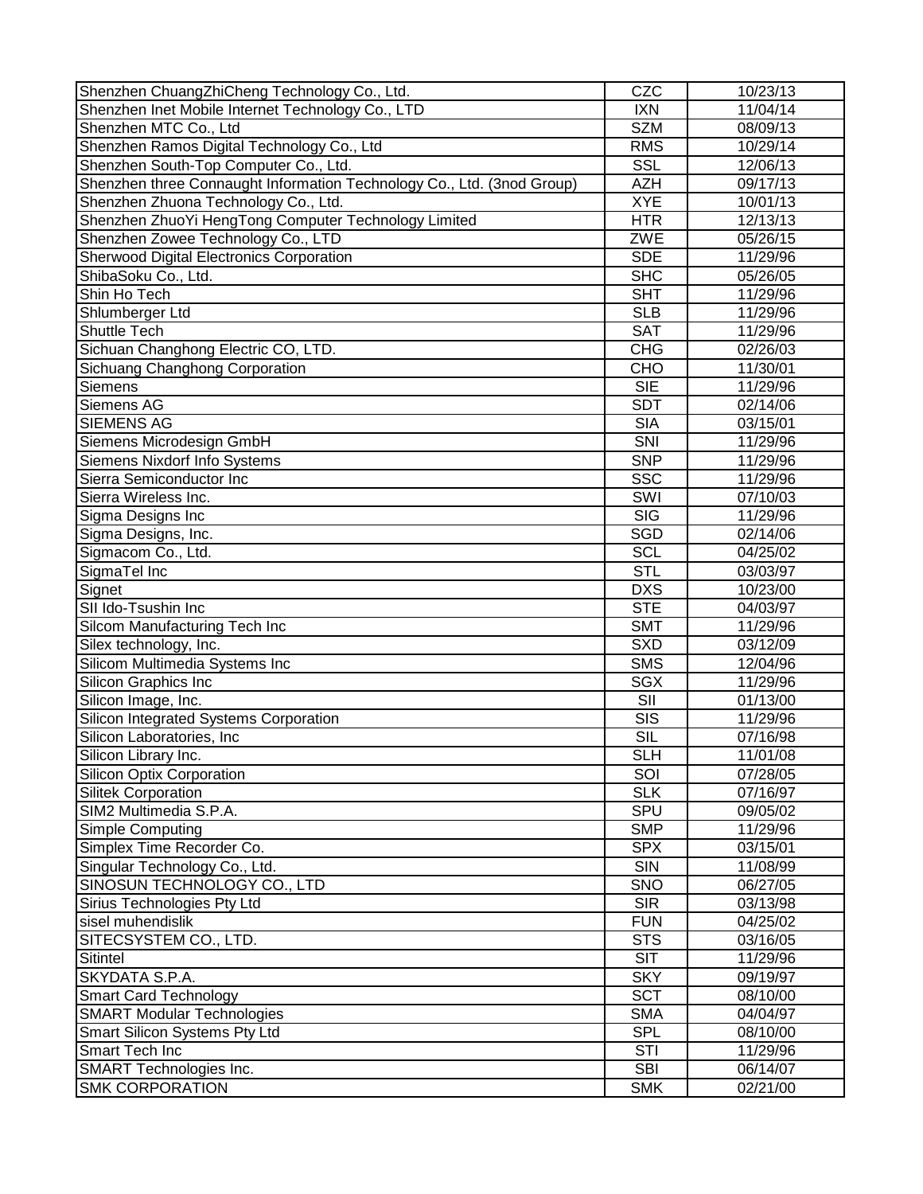| | | |
|---|---|---|
| Shenzhen ChuangZhiCheng Technology Co., Ltd. | CZC | 10/23/13 |
| Shenzhen Inet Mobile Internet Technology Co., LTD | IXN | 11/04/14 |
| Shenzhen MTC Co., Ltd | SZM | 08/09/13 |
| Shenzhen Ramos Digital Technology Co., Ltd | RMS | 10/29/14 |
| Shenzhen South-Top Computer Co., Ltd. | SSL | 12/06/13 |
| Shenzhen three Connaught Information Technology Co., Ltd. (3nod Group) | AZH | 09/17/13 |
| Shenzhen Zhuona Technology Co., Ltd. | XYE | 10/01/13 |
| Shenzhen ZhuoYi HengTong Computer Technology Limited | HTR | 12/13/13 |
| Shenzhen Zowee Technology Co., LTD | ZWE | 05/26/15 |
| Sherwood Digital Electronics Corporation | SDE | 11/29/96 |
| ShibaSoku Co., Ltd. | SHC | 05/26/05 |
| Shin Ho Tech | SHT | 11/29/96 |
| Shlumberger Ltd | SLB | 11/29/96 |
| Shuttle Tech | SAT | 11/29/96 |
| Sichuan Changhong Electric CO, LTD. | CHG | 02/26/03 |
| Sichuang Changhong Corporation | CHO | 11/30/01 |
| Siemens | SIE | 11/29/96 |
| Siemens AG | SDT | 02/14/06 |
| SIEMENS AG | SIA | 03/15/01 |
| Siemens Microdesign GmbH | SNI | 11/29/96 |
| Siemens Nixdorf Info Systems | SNP | 11/29/96 |
| Sierra Semiconductor Inc | SSC | 11/29/96 |
| Sierra Wireless Inc. | SWI | 07/10/03 |
| Sigma Designs Inc | SIG | 11/29/96 |
| Sigma Designs, Inc. | SGD | 02/14/06 |
| Sigmacom Co., Ltd. | SCL | 04/25/02 |
| SigmaTel Inc | STL | 03/03/97 |
| Signet | DXS | 10/23/00 |
| SII Ido-Tsushin Inc | STE | 04/03/97 |
| Silcom Manufacturing Tech Inc | SMT | 11/29/96 |
| Silex technology, Inc. | SXD | 03/12/09 |
| Silicom Multimedia Systems Inc | SMS | 12/04/96 |
| Silicon Graphics Inc | SGX | 11/29/96 |
| Silicon Image, Inc. | SII | 01/13/00 |
| Silicon Integrated Systems Corporation | SIS | 11/29/96 |
| Silicon Laboratories, Inc | SIL | 07/16/98 |
| Silicon Library Inc. | SLH | 11/01/08 |
| Silicon Optix Corporation | SOI | 07/28/05 |
| Silitek Corporation | SLK | 07/16/97 |
| SIM2 Multimedia S.P.A. | SPU | 09/05/02 |
| Simple Computing | SMP | 11/29/96 |
| Simplex Time Recorder Co. | SPX | 03/15/01 |
| Singular Technology Co., Ltd. | SIN | 11/08/99 |
| SINOSUN TECHNOLOGY CO., LTD | SNO | 06/27/05 |
| Sirius Technologies Pty Ltd | SIR | 03/13/98 |
| sisel muhendislik | FUN | 04/25/02 |
| SITECSYSTEM CO., LTD. | STS | 03/16/05 |
| Sitintel | SIT | 11/29/96 |
| SKYDATA S.P.A. | SKY | 09/19/97 |
| Smart Card Technology | SCT | 08/10/00 |
| SMART Modular Technologies | SMA | 04/04/97 |
| Smart Silicon Systems Pty Ltd | SPL | 08/10/00 |
| Smart Tech Inc | STI | 11/29/96 |
| SMART Technologies Inc. | SBI | 06/14/07 |
| SMK CORPORATION | SMK | 02/21/00 |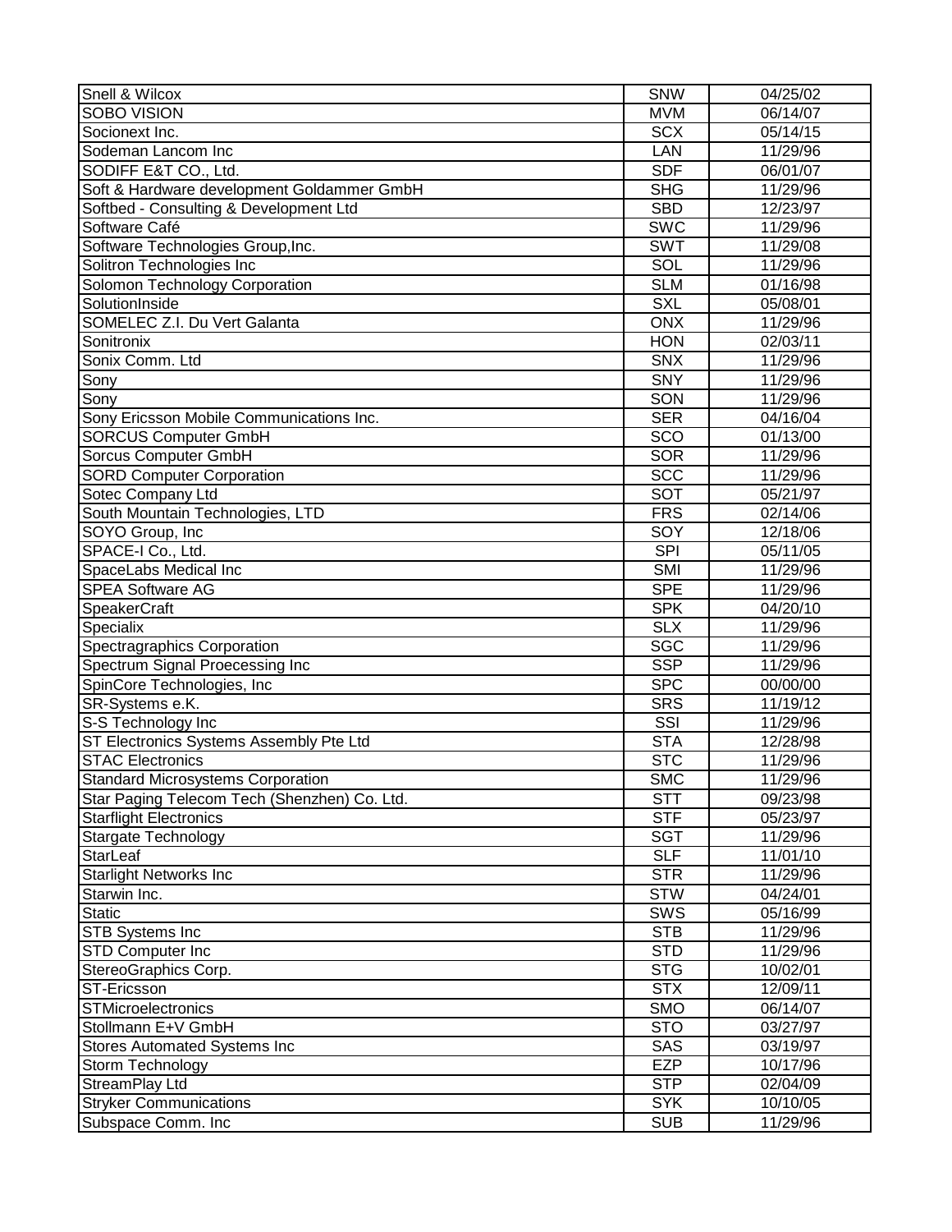| | | |
|---|---|---|
| Snell & Wilcox | SNW | 04/25/02 |
| SOBO VISION | MVM | 06/14/07 |
| Socionext Inc. | SCX | 05/14/15 |
| Sodeman Lancom Inc | LAN | 11/29/96 |
| SODIFF E&T CO., Ltd. | SDF | 06/01/07 |
| Soft & Hardware development Goldammer GmbH | SHG | 11/29/96 |
| Softbed - Consulting & Development Ltd | SBD | 12/23/97 |
| Software Café | SWC | 11/29/96 |
| Software Technologies Group,Inc. | SWT | 11/29/08 |
| Solitron Technologies Inc | SOL | 11/29/96 |
| Solomon Technology Corporation | SLM | 01/16/98 |
| SolutionInside | SXL | 05/08/01 |
| SOMELEC Z.I. Du Vert Galanta | ONX | 11/29/96 |
| Sonitronix | HON | 02/03/11 |
| Sonix Comm. Ltd | SNX | 11/29/96 |
| Sony | SNY | 11/29/96 |
| Sony | SON | 11/29/96 |
| Sony Ericsson Mobile Communications Inc. | SER | 04/16/04 |
| SORCUS Computer GmbH | SCO | 01/13/00 |
| Sorcus Computer GmbH | SOR | 11/29/96 |
| SORD Computer Corporation | SCC | 11/29/96 |
| Sotec Company Ltd | SOT | 05/21/97 |
| South Mountain Technologies, LTD | FRS | 02/14/06 |
| SOYO Group, Inc | SOY | 12/18/06 |
| SPACE-I Co., Ltd. | SPI | 05/11/05 |
| SpaceLabs Medical Inc | SMI | 11/29/96 |
| SPEA Software AG | SPE | 11/29/96 |
| SpeakerCraft | SPK | 04/20/10 |
| Specialix | SLX | 11/29/96 |
| Spectragraphics Corporation | SGC | 11/29/96 |
| Spectrum Signal Proecessing Inc | SSP | 11/29/96 |
| SpinCore Technologies, Inc | SPC | 00/00/00 |
| SR-Systems e.K. | SRS | 11/19/12 |
| S-S Technology Inc | SSI | 11/29/96 |
| ST Electronics Systems Assembly Pte Ltd | STA | 12/28/98 |
| STAC Electronics | STC | 11/29/96 |
| Standard Microsystems Corporation | SMC | 11/29/96 |
| Star Paging Telecom Tech (Shenzhen) Co. Ltd. | STT | 09/23/98 |
| Starflight Electronics | STF | 05/23/97 |
| Stargate Technology | SGT | 11/29/96 |
| StarLeaf | SLF | 11/01/10 |
| Starlight Networks Inc | STR | 11/29/96 |
| Starwin Inc. | STW | 04/24/01 |
| Static | SWS | 05/16/99 |
| STB Systems Inc | STB | 11/29/96 |
| STD Computer Inc | STD | 11/29/96 |
| StereoGraphics Corp. | STG | 10/02/01 |
| ST-Ericsson | STX | 12/09/11 |
| STMicroelectronics | SMO | 06/14/07 |
| Stollmann E+V GmbH | STO | 03/27/97 |
| Stores Automated Systems Inc | SAS | 03/19/97 |
| Storm Technology | EZP | 10/17/96 |
| StreamPlay Ltd | STP | 02/04/09 |
| Stryker Communications | SYK | 10/10/05 |
| Subspace Comm. Inc | SUB | 11/29/96 |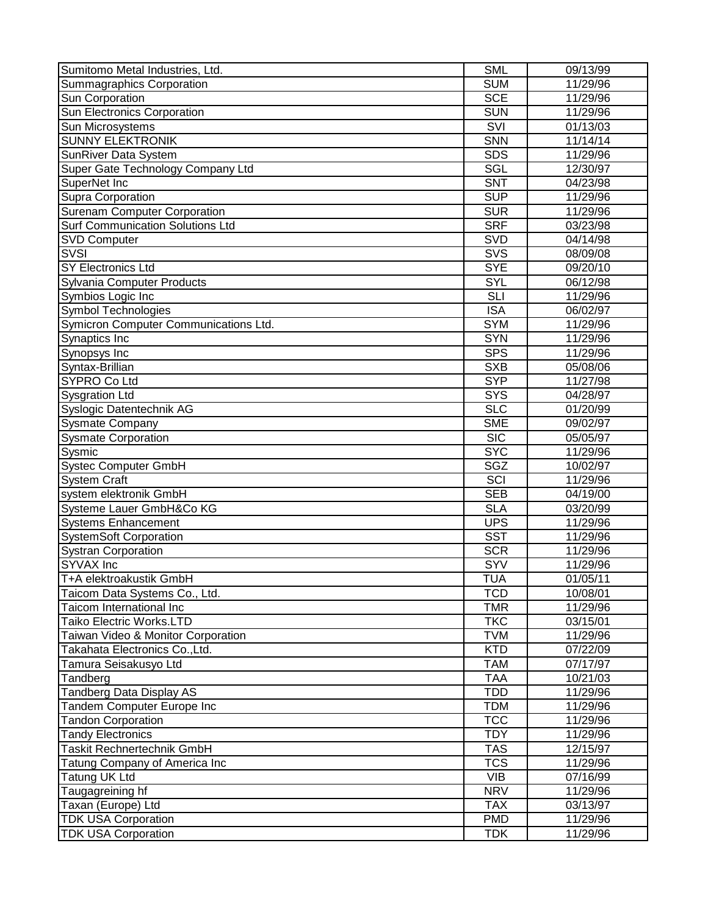| | | |
|---|---|---|
| Sumitomo Metal Industries, Ltd. | SML | 09/13/99 |
| Summagraphics Corporation | SUM | 11/29/96 |
| Sun Corporation | SCE | 11/29/96 |
| Sun Electronics Corporation | SUN | 11/29/96 |
| Sun Microsystems | SVI | 01/13/03 |
| SUNNY ELEKTRONIK | SNN | 11/14/14 |
| SunRiver Data System | SDS | 11/29/96 |
| Super Gate Technology Company Ltd | SGL | 12/30/97 |
| SuperNet Inc | SNT | 04/23/98 |
| Supra Corporation | SUP | 11/29/96 |
| Surenam Computer Corporation | SUR | 11/29/96 |
| Surf Communication Solutions Ltd | SRF | 03/23/98 |
| SVD Computer | SVD | 04/14/98 |
| SVSI | SVS | 08/09/08 |
| SY Electronics Ltd | SYE | 09/20/10 |
| Sylvania Computer Products | SYL | 06/12/98 |
| Symbios Logic Inc | SLI | 11/29/96 |
| Symbol Technologies | ISA | 06/02/97 |
| Symicron Computer Communications Ltd. | SYM | 11/29/96 |
| Synaptics Inc | SYN | 11/29/96 |
| Synopsys Inc | SPS | 11/29/96 |
| Syntax-Brillian | SXB | 05/08/06 |
| SYPRO Co Ltd | SYP | 11/27/98 |
| Sysgration Ltd | SYS | 04/28/97 |
| Syslogic Datentechnik AG | SLC | 01/20/99 |
| Sysmate Company | SME | 09/02/97 |
| Sysmate Corporation | SIC | 05/05/97 |
| Sysmic | SYC | 11/29/96 |
| Systec Computer GmbH | SGZ | 10/02/97 |
| System Craft | SCI | 11/29/96 |
| system elektronik GmbH | SEB | 04/19/00 |
| Systeme Lauer GmbH&Co KG | SLA | 03/20/99 |
| Systems Enhancement | UPS | 11/29/96 |
| SystemSoft Corporation | SST | 11/29/96 |
| Systran Corporation | SCR | 11/29/96 |
| SYVAX Inc | SYV | 11/29/96 |
| T+A elektroakustik GmbH | TUA | 01/05/11 |
| Taicom Data Systems Co., Ltd. | TCD | 10/08/01 |
| Taicom International Inc | TMR | 11/29/96 |
| Taiko Electric Works.LTD | TKC | 03/15/01 |
| Taiwan Video & Monitor Corporation | TVM | 11/29/96 |
| Takahata Electronics Co.,Ltd. | KTD | 07/22/09 |
| Tamura Seisakusyo Ltd | TAM | 07/17/97 |
| Tandberg | TAA | 10/21/03 |
| Tandberg Data Display AS | TDD | 11/29/96 |
| Tandem Computer Europe Inc | TDM | 11/29/96 |
| Tandon Corporation | TCC | 11/29/96 |
| Tandy Electronics | TDY | 11/29/96 |
| Taskit Rechnertechnik GmbH | TAS | 12/15/97 |
| Tatung Company of America Inc | TCS | 11/29/96 |
| Tatung UK Ltd | VIB | 07/16/99 |
| Taugagreining hf | NRV | 11/29/96 |
| Taxan (Europe) Ltd | TAX | 03/13/97 |
| TDK USA Corporation | PMD | 11/29/96 |
| TDK USA Corporation | TDK | 11/29/96 |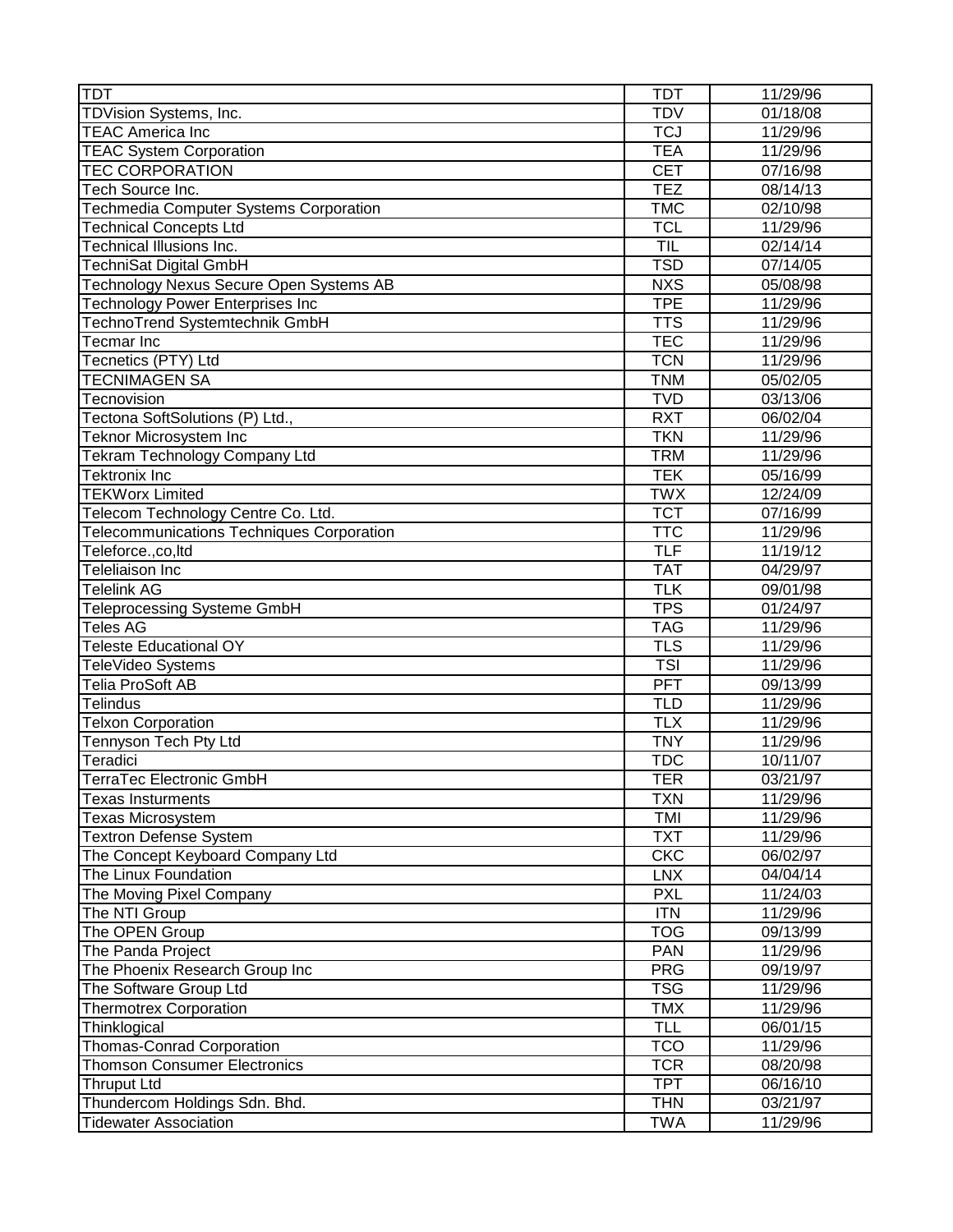| | | |
|---|---|---|
| TDT | TDT | 11/29/96 |
| TDVision Systems, Inc. | TDV | 01/18/08 |
| TEAC America Inc | TCJ | 11/29/96 |
| TEAC System Corporation | TEA | 11/29/96 |
| TEC CORPORATION | CET | 07/16/98 |
| Tech Source Inc. | TEZ | 08/14/13 |
| Techmedia Computer Systems Corporation | TMC | 02/10/98 |
| Technical Concepts Ltd | TCL | 11/29/96 |
| Technical Illusions Inc. | TIL | 02/14/14 |
| TechniSat Digital GmbH | TSD | 07/14/05 |
| Technology Nexus Secure Open Systems AB | NXS | 05/08/98 |
| Technology Power Enterprises Inc | TPE | 11/29/96 |
| TechnoTrend Systemtechnik GmbH | TTS | 11/29/96 |
| Tecmar Inc | TEC | 11/29/96 |
| Tecnetics (PTY) Ltd | TCN | 11/29/96 |
| TECNIMAGEN SA | TNM | 05/02/05 |
| Tecnovision | TVD | 03/13/06 |
| Tectona SoftSolutions (P) Ltd., | RXT | 06/02/04 |
| Teknor Microsystem Inc | TKN | 11/29/96 |
| Tekram Technology Company Ltd | TRM | 11/29/96 |
| Tektronix Inc | TEK | 05/16/99 |
| TEKWorx Limited | TWX | 12/24/09 |
| Telecom Technology Centre Co. Ltd. | TCT | 07/16/99 |
| Telecommunications Techniques Corporation | TTC | 11/29/96 |
| Teleforce.,co,ltd | TLF | 11/19/12 |
| Teleliaison Inc | TAT | 04/29/97 |
| Telelink AG | TLK | 09/01/98 |
| Teleprocessing Systeme GmbH | TPS | 01/24/97 |
| Teles AG | TAG | 11/29/96 |
| Teleste Educational OY | TLS | 11/29/96 |
| TeleVideo Systems | TSI | 11/29/96 |
| Telia ProSoft AB | PFT | 09/13/99 |
| Telindus | TLD | 11/29/96 |
| Telxon Corporation | TLX | 11/29/96 |
| Tennyson Tech Pty Ltd | TNY | 11/29/96 |
| Teradici | TDC | 10/11/07 |
| TerraTec Electronic GmbH | TER | 03/21/97 |
| Texas Insturments | TXN | 11/29/96 |
| Texas Microsystem | TMI | 11/29/96 |
| Textron Defense System | TXT | 11/29/96 |
| The Concept Keyboard Company Ltd | CKC | 06/02/97 |
| The Linux Foundation | LNX | 04/04/14 |
| The Moving Pixel Company | PXL | 11/24/03 |
| The NTI Group | ITN | 11/29/96 |
| The OPEN Group | TOG | 09/13/99 |
| The Panda Project | PAN | 11/29/96 |
| The Phoenix Research Group Inc | PRG | 09/19/97 |
| The Software Group Ltd | TSG | 11/29/96 |
| Thermotrex Corporation | TMX | 11/29/96 |
| Thinklogical | TLL | 06/01/15 |
| Thomas-Conrad Corporation | TCO | 11/29/96 |
| Thomson Consumer Electronics | TCR | 08/20/98 |
| Thruput Ltd | TPT | 06/16/10 |
| Thundercom Holdings Sdn. Bhd. | THN | 03/21/97 |
| Tidewater Association | TWA | 11/29/96 |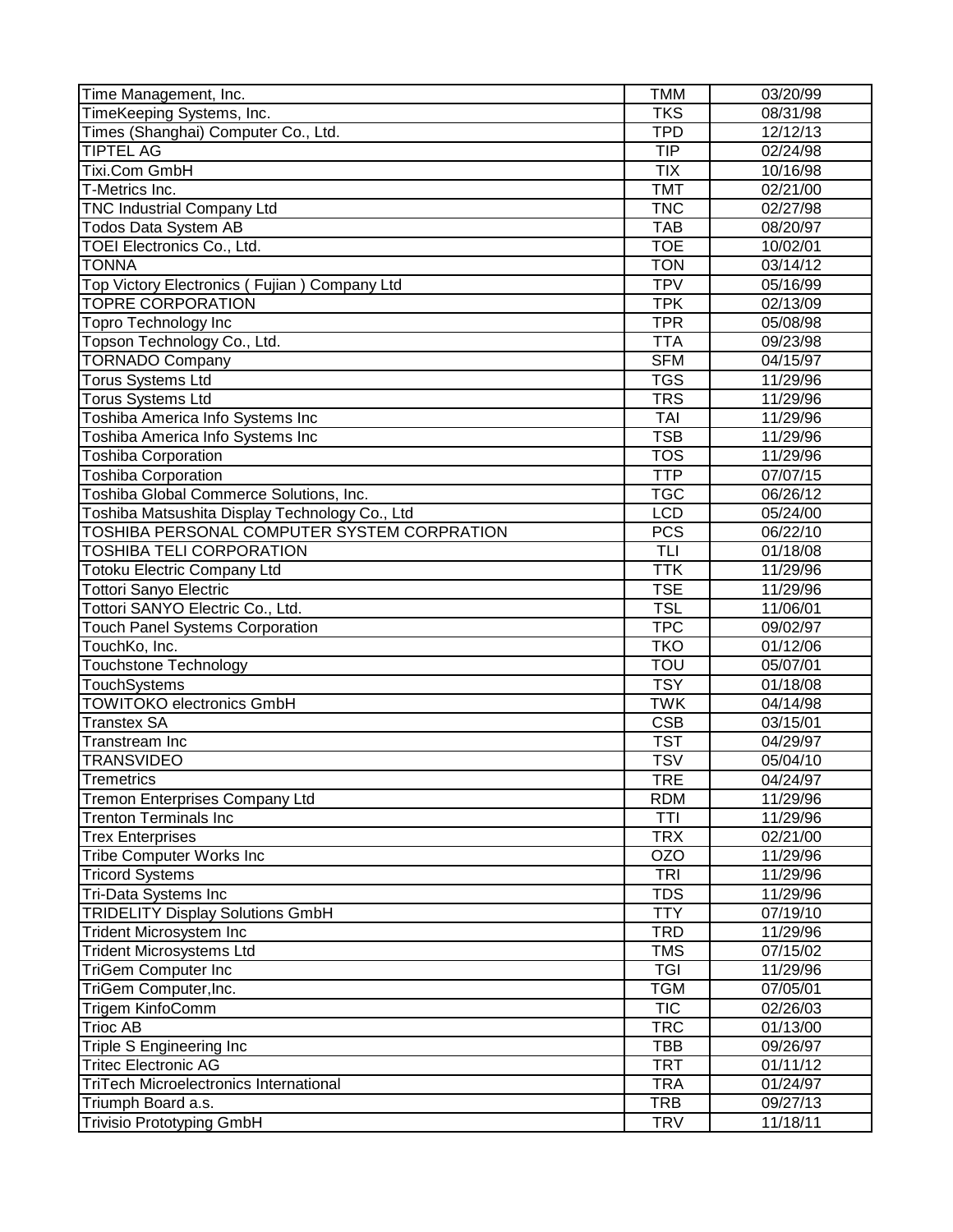| | | |
|---|---|---|
| Time Management, Inc. | TMM | 03/20/99 |
| TimeKeeping Systems, Inc. | TKS | 08/31/98 |
| Times (Shanghai) Computer Co., Ltd. | TPD | 12/12/13 |
| TIPTEL AG | TIP | 02/24/98 |
| Tixi.Com GmbH | TIX | 10/16/98 |
| T-Metrics Inc. | TMT | 02/21/00 |
| TNC Industrial Company Ltd | TNC | 02/27/98 |
| Todos Data System AB | TAB | 08/20/97 |
| TOEI Electronics Co., Ltd. | TOE | 10/02/01 |
| TONNA | TON | 03/14/12 |
| Top Victory Electronics ( Fujian ) Company Ltd | TPV | 05/16/99 |
| TOPRE CORPORATION | TPK | 02/13/09 |
| Topro Technology Inc | TPR | 05/08/98 |
| Topson Technology Co., Ltd. | TTA | 09/23/98 |
| TORNADO Company | SFM | 04/15/97 |
| Torus Systems Ltd | TGS | 11/29/96 |
| Torus Systems Ltd | TRS | 11/29/96 |
| Toshiba America Info Systems Inc | TAI | 11/29/96 |
| Toshiba America Info Systems Inc | TSB | 11/29/96 |
| Toshiba Corporation | TOS | 11/29/96 |
| Toshiba Corporation | TTP | 07/07/15 |
| Toshiba Global Commerce Solutions, Inc. | TGC | 06/26/12 |
| Toshiba Matsushita Display Technology Co., Ltd | LCD | 05/24/00 |
| TOSHIBA PERSONAL COMPUTER SYSTEM CORPRATION | PCS | 06/22/10 |
| TOSHIBA TELI CORPORATION | TLI | 01/18/08 |
| Totoku Electric Company Ltd | TTK | 11/29/96 |
| Tottori Sanyo Electric | TSE | 11/29/96 |
| Tottori SANYO Electric Co., Ltd. | TSL | 11/06/01 |
| Touch Panel Systems Corporation | TPC | 09/02/97 |
| TouchKo, Inc. | TKO | 01/12/06 |
| Touchstone Technology | TOU | 05/07/01 |
| TouchSystems | TSY | 01/18/08 |
| TOWITOKO electronics GmbH | TWK | 04/14/98 |
| Transtex SA | CSB | 03/15/01 |
| Transtream Inc | TST | 04/29/97 |
| TRANSVIDEO | TSV | 05/04/10 |
| Tremetrics | TRE | 04/24/97 |
| Tremon Enterprises Company Ltd | RDM | 11/29/96 |
| Trenton Terminals Inc | TTI | 11/29/96 |
| Trex Enterprises | TRX | 02/21/00 |
| Tribe Computer Works Inc | OZO | 11/29/96 |
| Tricord Systems | TRI | 11/29/96 |
| Tri-Data Systems Inc | TDS | 11/29/96 |
| TRIDELITY Display Solutions GmbH | TTY | 07/19/10 |
| Trident Microsystem Inc | TRD | 11/29/96 |
| Trident Microsystems Ltd | TMS | 07/15/02 |
| TriGem Computer Inc | TGI | 11/29/96 |
| TriGem Computer,Inc. | TGM | 07/05/01 |
| Trigem KinfoComm | TIC | 02/26/03 |
| Trioc AB | TRC | 01/13/00 |
| Triple S Engineering Inc | TBB | 09/26/97 |
| Tritec Electronic AG | TRT | 01/11/12 |
| TriTech Microelectronics International | TRA | 01/24/97 |
| Triumph Board a.s. | TRB | 09/27/13 |
| Trivisio Prototyping GmbH | TRV | 11/18/11 |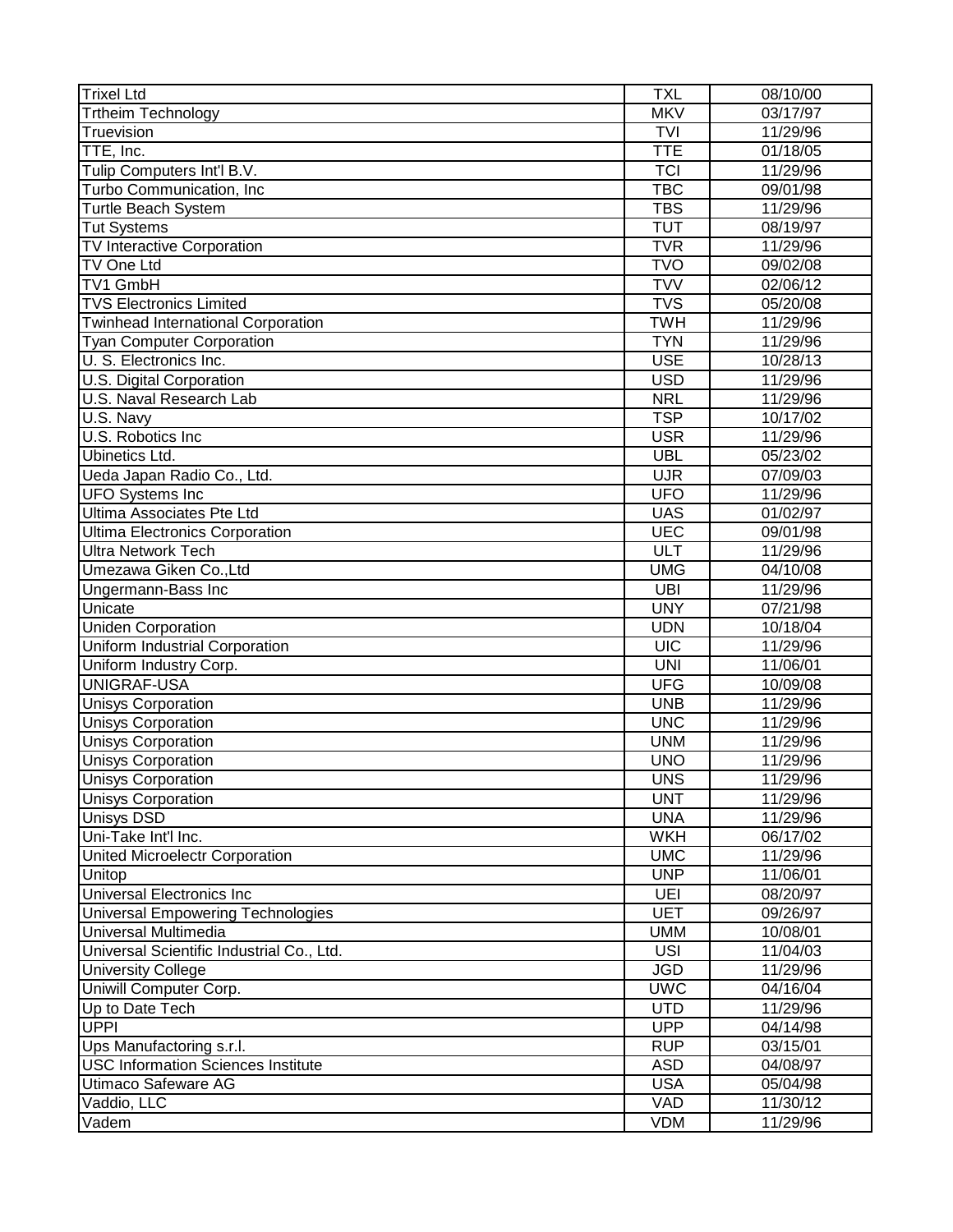| | | |
|---|---|---|
| Trixel Ltd | TXL | 08/10/00 |
| Trtheim Technology | MKV | 03/17/97 |
| Truevision | TVI | 11/29/96 |
| TTE, Inc. | TTE | 01/18/05 |
| Tulip Computers Int'l B.V. | TCI | 11/29/96 |
| Turbo Communication, Inc | TBC | 09/01/98 |
| Turtle Beach System | TBS | 11/29/96 |
| Tut Systems | TUT | 08/19/97 |
| TV Interactive Corporation | TVR | 11/29/96 |
| TV One Ltd | TVO | 09/02/08 |
| TV1 GmbH | TVV | 02/06/12 |
| TVS Electronics Limited | TVS | 05/20/08 |
| Twinhead International Corporation | TWH | 11/29/96 |
| Tyan Computer Corporation | TYN | 11/29/96 |
| U. S. Electronics Inc. | USE | 10/28/13 |
| U.S. Digital Corporation | USD | 11/29/96 |
| U.S. Naval Research Lab | NRL | 11/29/96 |
| U.S. Navy | TSP | 10/17/02 |
| U.S. Robotics Inc | USR | 11/29/96 |
| Ubinetics Ltd. | UBL | 05/23/02 |
| Ueda Japan Radio Co., Ltd. | UJR | 07/09/03 |
| UFO Systems Inc | UFO | 11/29/96 |
| Ultima Associates Pte Ltd | UAS | 01/02/97 |
| Ultima Electronics Corporation | UEC | 09/01/98 |
| Ultra Network Tech | ULT | 11/29/96 |
| Umezawa Giken Co.,Ltd | UMG | 04/10/08 |
| Ungermann-Bass Inc | UBI | 11/29/96 |
| Unicate | UNY | 07/21/98 |
| Uniden Corporation | UDN | 10/18/04 |
| Uniform Industrial Corporation | UIC | 11/29/96 |
| Uniform Industry Corp. | UNI | 11/06/01 |
| UNIGRAF-USA | UFG | 10/09/08 |
| Unisys Corporation | UNB | 11/29/96 |
| Unisys Corporation | UNC | 11/29/96 |
| Unisys Corporation | UNM | 11/29/96 |
| Unisys Corporation | UNO | 11/29/96 |
| Unisys Corporation | UNS | 11/29/96 |
| Unisys Corporation | UNT | 11/29/96 |
| Unisys DSD | UNA | 11/29/96 |
| Uni-Take Int'l Inc. | WKH | 06/17/02 |
| United Microelectr Corporation | UMC | 11/29/96 |
| Unitop | UNP | 11/06/01 |
| Universal Electronics Inc | UEI | 08/20/97 |
| Universal Empowering Technologies | UET | 09/26/97 |
| Universal Multimedia | UMM | 10/08/01 |
| Universal Scientific Industrial Co., Ltd. | USI | 11/04/03 |
| University College | JGD | 11/29/96 |
| Uniwill Computer Corp. | UWC | 04/16/04 |
| Up to Date Tech | UTD | 11/29/96 |
| UPPI | UPP | 04/14/98 |
| Ups Manufactoring s.r.l. | RUP | 03/15/01 |
| USC Information Sciences Institute | ASD | 04/08/97 |
| Utimaco Safeware AG | USA | 05/04/98 |
| Vaddio, LLC | VAD | 11/30/12 |
| Vadem | VDM | 11/29/96 |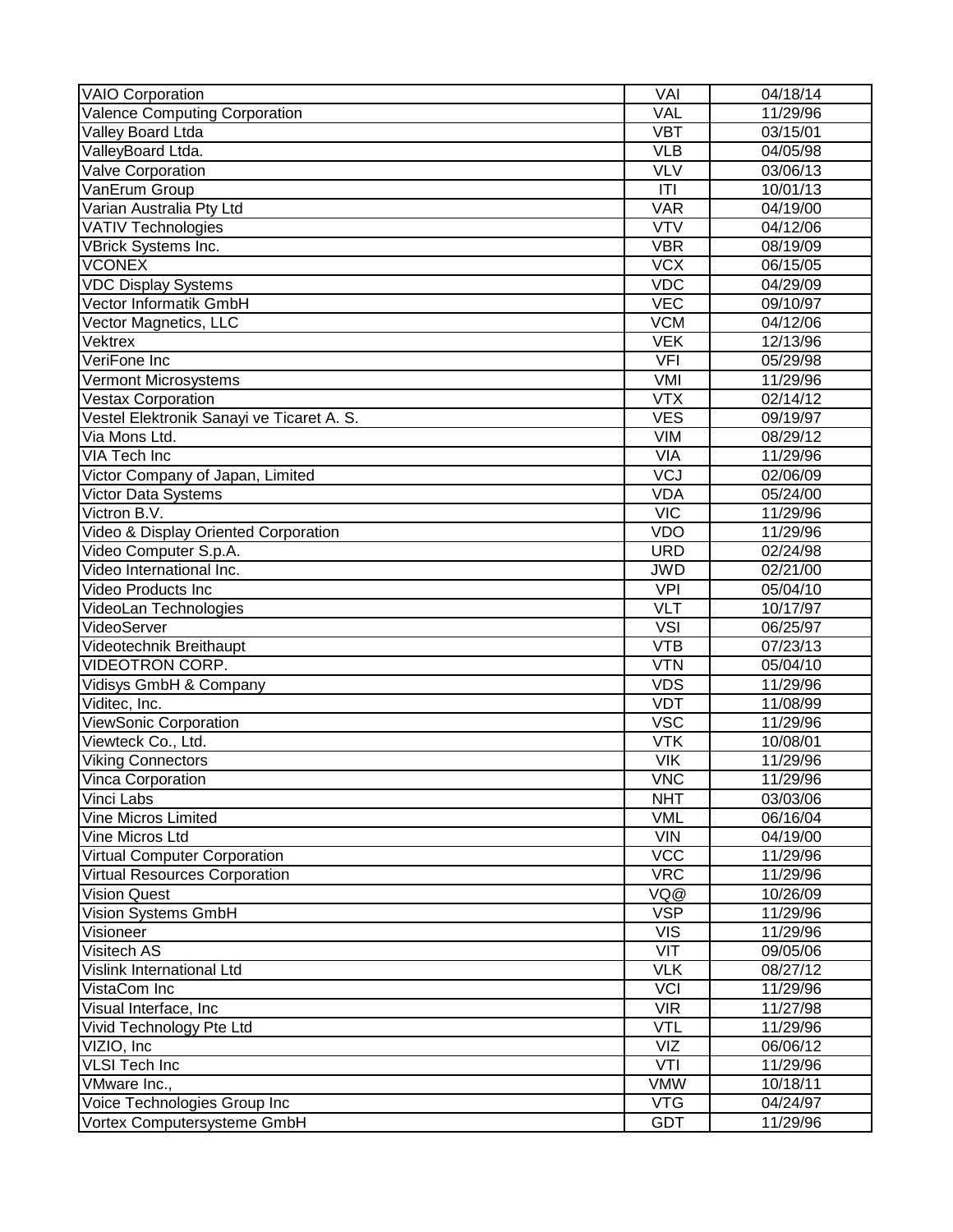| | | |
|---|---|---|
| VAIO Corporation | VAI | 04/18/14 |
| Valence Computing Corporation | VAL | 11/29/96 |
| Valley Board Ltda | VBT | 03/15/01 |
| ValleyBoard Ltda. | VLB | 04/05/98 |
| Valve Corporation | VLV | 03/06/13 |
| VanErum Group | ITI | 10/01/13 |
| Varian Australia Pty Ltd | VAR | 04/19/00 |
| VATIV Technologies | VTV | 04/12/06 |
| VBrick Systems Inc. | VBR | 08/19/09 |
| VCONEX | VCX | 06/15/05 |
| VDC Display Systems | VDC | 04/29/09 |
| Vector Informatik GmbH | VEC | 09/10/97 |
| Vector Magnetics, LLC | VCM | 04/12/06 |
| Vektrex | VEK | 12/13/96 |
| VeriFone Inc | VFI | 05/29/98 |
| Vermont Microsystems | VMI | 11/29/96 |
| Vestax Corporation | VTX | 02/14/12 |
| Vestel Elektronik Sanayi ve Ticaret A. S. | VES | 09/19/97 |
| Via Mons Ltd. | VIM | 08/29/12 |
| VIA Tech Inc | VIA | 11/29/96 |
| Victor Company of Japan, Limited | VCJ | 02/06/09 |
| Victor Data Systems | VDA | 05/24/00 |
| Victron B.V. | VIC | 11/29/96 |
| Video & Display Oriented Corporation | VDO | 11/29/96 |
| Video Computer S.p.A. | URD | 02/24/98 |
| Video International Inc. | JWD | 02/21/00 |
| Video Products Inc | VPI | 05/04/10 |
| VideoLan Technologies | VLT | 10/17/97 |
| VideoServer | VSI | 06/25/97 |
| Videotechnik Breithaupt | VTB | 07/23/13 |
| VIDEOTRON CORP. | VTN | 05/04/10 |
| Vidisys GmbH & Company | VDS | 11/29/96 |
| Viditec, Inc. | VDT | 11/08/99 |
| ViewSonic Corporation | VSC | 11/29/96 |
| Viewteck Co., Ltd. | VTK | 10/08/01 |
| Viking Connectors | VIK | 11/29/96 |
| Vinca Corporation | VNC | 11/29/96 |
| Vinci Labs | NHT | 03/03/06 |
| Vine Micros Limited | VML | 06/16/04 |
| Vine Micros Ltd | VIN | 04/19/00 |
| Virtual Computer Corporation | VCC | 11/29/96 |
| Virtual Resources Corporation | VRC | 11/29/96 |
| Vision Quest | VQ@ | 10/26/09 |
| Vision Systems GmbH | VSP | 11/29/96 |
| Visioneer | VIS | 11/29/96 |
| Visitech AS | VIT | 09/05/06 |
| Vislink International Ltd | VLK | 08/27/12 |
| VistaCom Inc | VCI | 11/29/96 |
| Visual Interface, Inc | VIR | 11/27/98 |
| Vivid Technology Pte Ltd | VTL | 11/29/96 |
| VIZIO, Inc | VIZ | 06/06/12 |
| VLSI Tech Inc | VTI | 11/29/96 |
| VMware Inc., | VMW | 10/18/11 |
| Voice Technologies Group Inc | VTG | 04/24/97 |
| Vortex Computersysteme GmbH | GDT | 11/29/96 |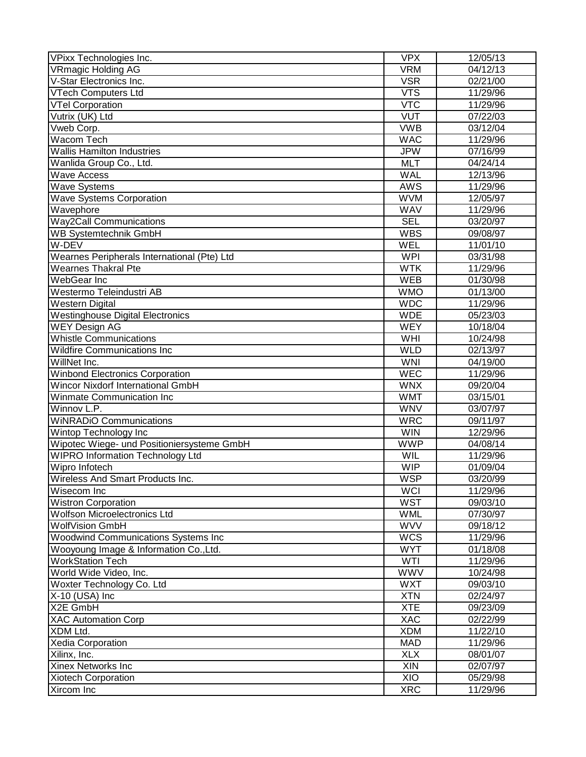| | | |
|---|---|---|
| VPixx Technologies Inc. | VPX | 12/05/13 |
| VRmagic Holding AG | VRM | 04/12/13 |
| V-Star Electronics Inc. | VSR | 02/21/00 |
| VTech Computers Ltd | VTS | 11/29/96 |
| VTel Corporation | VTC | 11/29/96 |
| Vutrix (UK) Ltd | VUT | 07/22/03 |
| Vweb Corp. | VWB | 03/12/04 |
| Wacom Tech | WAC | 11/29/96 |
| Wallis Hamilton Industries | JPW | 07/16/99 |
| Wanlida Group Co., Ltd. | MLT | 04/24/14 |
| Wave Access | WAL | 12/13/96 |
| Wave Systems | AWS | 11/29/96 |
| Wave Systems Corporation | WVM | 12/05/97 |
| Wavephore | WAV | 11/29/96 |
| Way2Call Communications | SEL | 03/20/97 |
| WB Systemtechnik GmbH | WBS | 09/08/97 |
| W-DEV | WEL | 11/01/10 |
| Wearnes Peripherals International (Pte) Ltd | WPI | 03/31/98 |
| Wearnes Thakral Pte | WTK | 11/29/96 |
| WebGear Inc | WEB | 01/30/98 |
| Westermo Teleindustri AB | WMO | 01/13/00 |
| Western Digital | WDC | 11/29/96 |
| Westinghouse Digital Electronics | WDE | 05/23/03 |
| WEY Design AG | WEY | 10/18/04 |
| Whistle Communications | WHI | 10/24/98 |
| Wildfire Communications Inc | WLD | 02/13/97 |
| WillNet Inc. | WNI | 04/19/00 |
| Winbond Electronics Corporation | WEC | 11/29/96 |
| Wincor Nixdorf International GmbH | WNX | 09/20/04 |
| Winmate Communication Inc | WMT | 03/15/01 |
| Winnov L.P. | WNV | 03/07/97 |
| WiNRADiO Communications | WRC | 09/11/97 |
| Wintop Technology Inc | WIN | 12/29/96 |
| Wipotec Wiege- und Positioniersysteme GmbH | WWP | 04/08/14 |
| WIPRO Information Technology Ltd | WIL | 11/29/96 |
| Wipro Infotech | WIP | 01/09/04 |
| Wireless And Smart Products Inc. | WSP | 03/20/99 |
| Wisecom Inc | WCI | 11/29/96 |
| Wistron Corporation | WST | 09/03/10 |
| Wolfson Microelectronics Ltd | WML | 07/30/97 |
| WolfVision GmbH | WVV | 09/18/12 |
| Woodwind Communications Systems Inc | WCS | 11/29/96 |
| Wooyoung Image & Information Co.,Ltd. | WYT | 01/18/08 |
| WorkStation Tech | WTI | 11/29/96 |
| World Wide Video, Inc. | WWV | 10/24/98 |
| Woxter Technology Co. Ltd | WXT | 09/03/10 |
| X-10 (USA) Inc | XTN | 02/24/97 |
| X2E GmbH | XTE | 09/23/09 |
| XAC Automation Corp | XAC | 02/22/99 |
| XDM Ltd. | XDM | 11/22/10 |
| Xedia Corporation | MAD | 11/29/96 |
| Xilinx, Inc. | XLX | 08/01/07 |
| Xinex Networks Inc | XIN | 02/07/97 |
| Xiotech Corporation | XIO | 05/29/98 |
| Xircom Inc | XRC | 11/29/96 |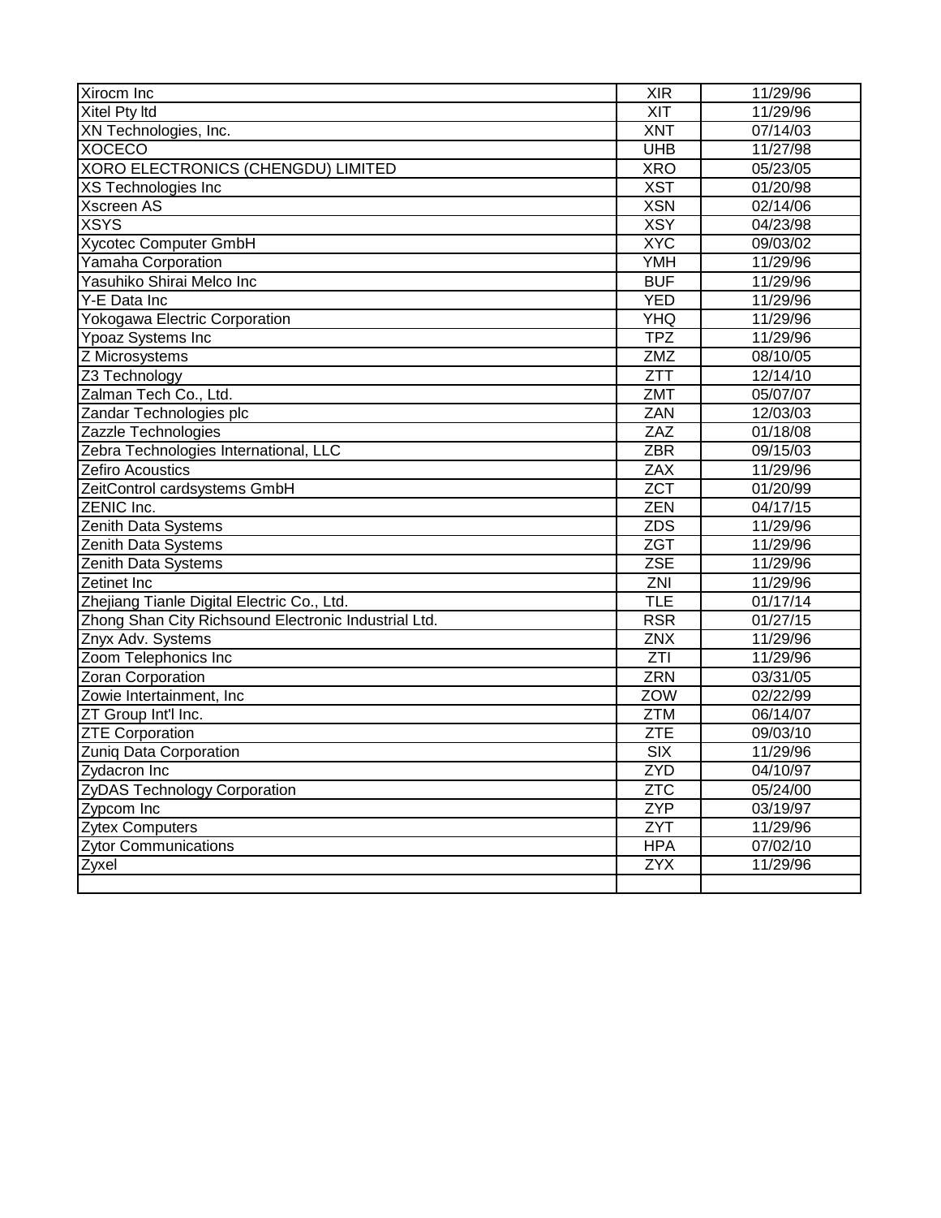| | | |
|---|---|---|
| Xirocm Inc | XIR | 11/29/96 |
| Xitel Pty ltd | XIT | 11/29/96 |
| XN Technologies, Inc. | XNT | 07/14/03 |
| XOCECO | UHB | 11/27/98 |
| XORO ELECTRONICS (CHENGDU) LIMITED | XRO | 05/23/05 |
| XS Technologies Inc | XST | 01/20/98 |
| Xscreen AS | XSN | 02/14/06 |
| XSYS | XSY | 04/23/98 |
| Xycotec Computer GmbH | XYC | 09/03/02 |
| Yamaha Corporation | YMH | 11/29/96 |
| Yasuhiko Shirai Melco Inc | BUF | 11/29/96 |
| Y-E Data Inc | YED | 11/29/96 |
| Yokogawa Electric Corporation | YHQ | 11/29/96 |
| Ypoaz Systems Inc | TPZ | 11/29/96 |
| Z Microsystems | ZMZ | 08/10/05 |
| Z3 Technology | ZTT | 12/14/10 |
| Zalman Tech Co., Ltd. | ZMT | 05/07/07 |
| Zandar Technologies plc | ZAN | 12/03/03 |
| Zazzle Technologies | ZAZ | 01/18/08 |
| Zebra Technologies International, LLC | ZBR | 09/15/03 |
| Zefiro Acoustics | ZAX | 11/29/96 |
| ZeitControl cardsystems GmbH | ZCT | 01/20/99 |
| ZENIC Inc. | ZEN | 04/17/15 |
| Zenith Data Systems | ZDS | 11/29/96 |
| Zenith Data Systems | ZGT | 11/29/96 |
| Zenith Data Systems | ZSE | 11/29/96 |
| Zetinet Inc | ZNI | 11/29/96 |
| Zhejiang Tianle Digital Electric Co., Ltd. | TLE | 01/17/14 |
| Zhong Shan City Richsound Electronic Industrial Ltd. | RSR | 01/27/15 |
| Znyx Adv. Systems | ZNX | 11/29/96 |
| Zoom Telephonics Inc | ZTI | 11/29/96 |
| Zoran Corporation | ZRN | 03/31/05 |
| Zowie Intertainment, Inc | ZOW | 02/22/99 |
| ZT Group Int'l Inc. | ZTM | 06/14/07 |
| ZTE Corporation | ZTE | 09/03/10 |
| Zuniq Data Corporation | SIX | 11/29/96 |
| Zydacron Inc | ZYD | 04/10/97 |
| ZyDAS Technology Corporation | ZTC | 05/24/00 |
| Zypcom Inc | ZYP | 03/19/97 |
| Zytex Computers | ZYT | 11/29/96 |
| Zytor Communications | HPA | 07/02/10 |
| Zyxel | ZYX | 11/29/96 |
| | | |